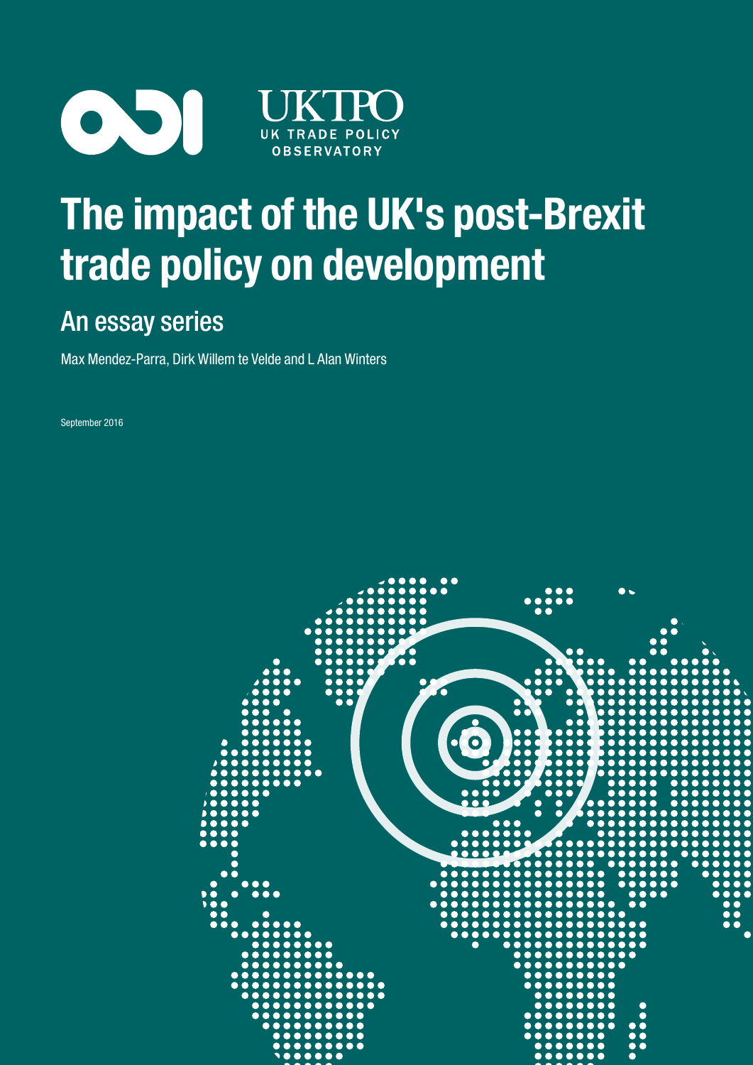ODI

UKTPO
UK TRADE POLICY OBSERVATORY

# The impact of the UK's post-Brexit trade policy on development

## An essay series

Max Mendez-Parra, Dirk Willem te Velde and L Alan Winters

September 2016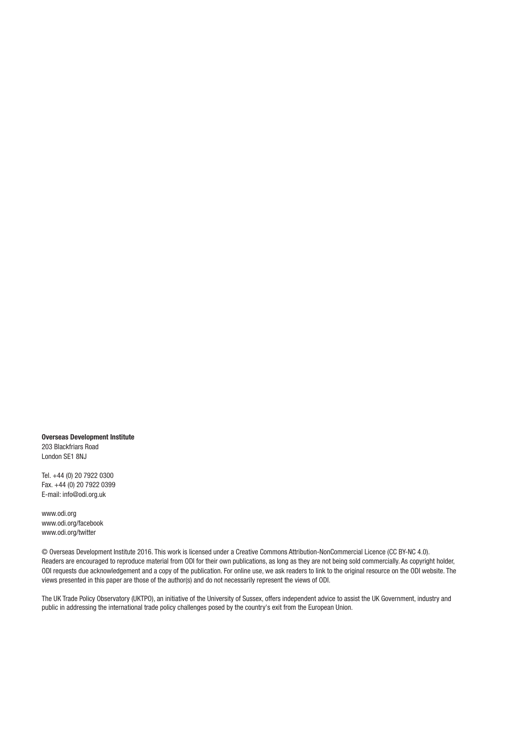**Overseas Development Institute**
203 Blackfriars Road
London SE1 8NJ

Tel. +44 (0) 20 7922 0300
Fax. +44 (0) 20 7922 0399
E-mail: info@odi.org.uk

www.odi.org
www.odi.org/facebook
www.odi.org/twitter

© Overseas Development Institute 2016. This work is licensed under a Creative Commons Attribution-NonCommercial Licence (CC BY-NC 4.0). Readers are encouraged to reproduce material from ODI for their own publications, as long as they are not being sold commercially. As copyright holder, ODI requests due acknowledgement and a copy of the publication. For online use, we ask readers to link to the original resource on the ODI website. The views presented in this paper are those of the author(s) and do not necessarily represent the views of ODI.

The UK Trade Policy Observatory (UKTPO), an initiative of the University of Sussex, offers independent advice to assist the UK Government, industry and public in addressing the international trade policy challenges posed by the country's exit from the European Union.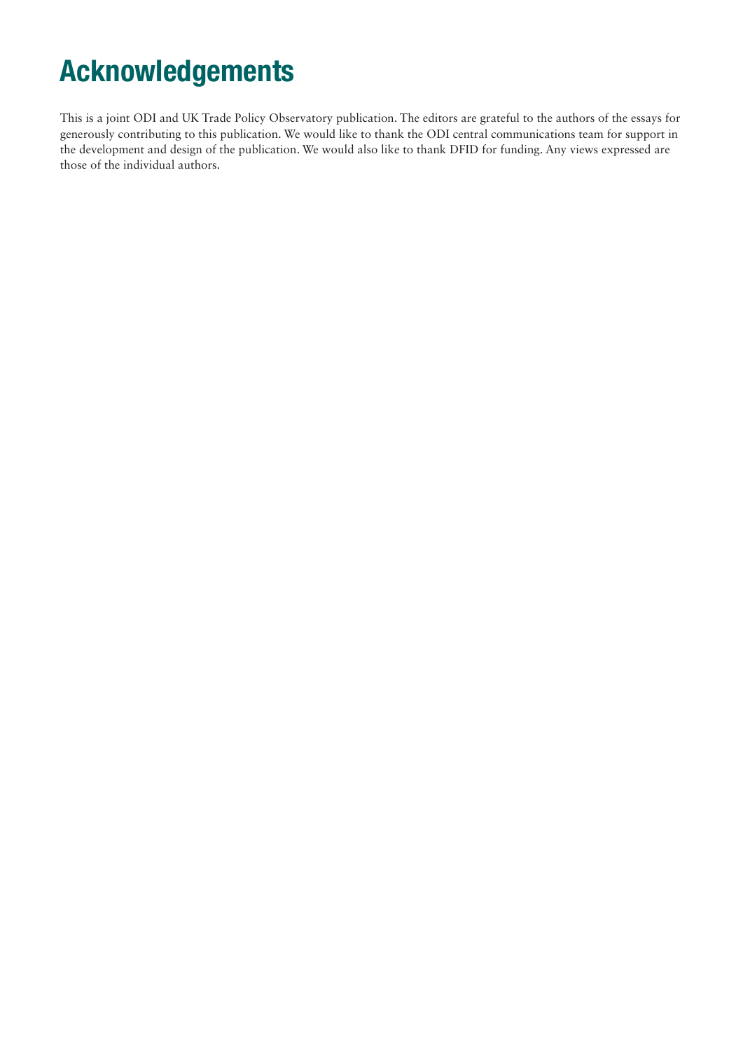# Acknowledgements

This is a joint ODI and UK Trade Policy Observatory publication. The editors are grateful to the authors of the essays for generously contributing to this publication. We would like to thank the ODI central communications team for support in the development and design of the publication. We would also like to thank DFID for funding. Any views expressed are those of the individual authors.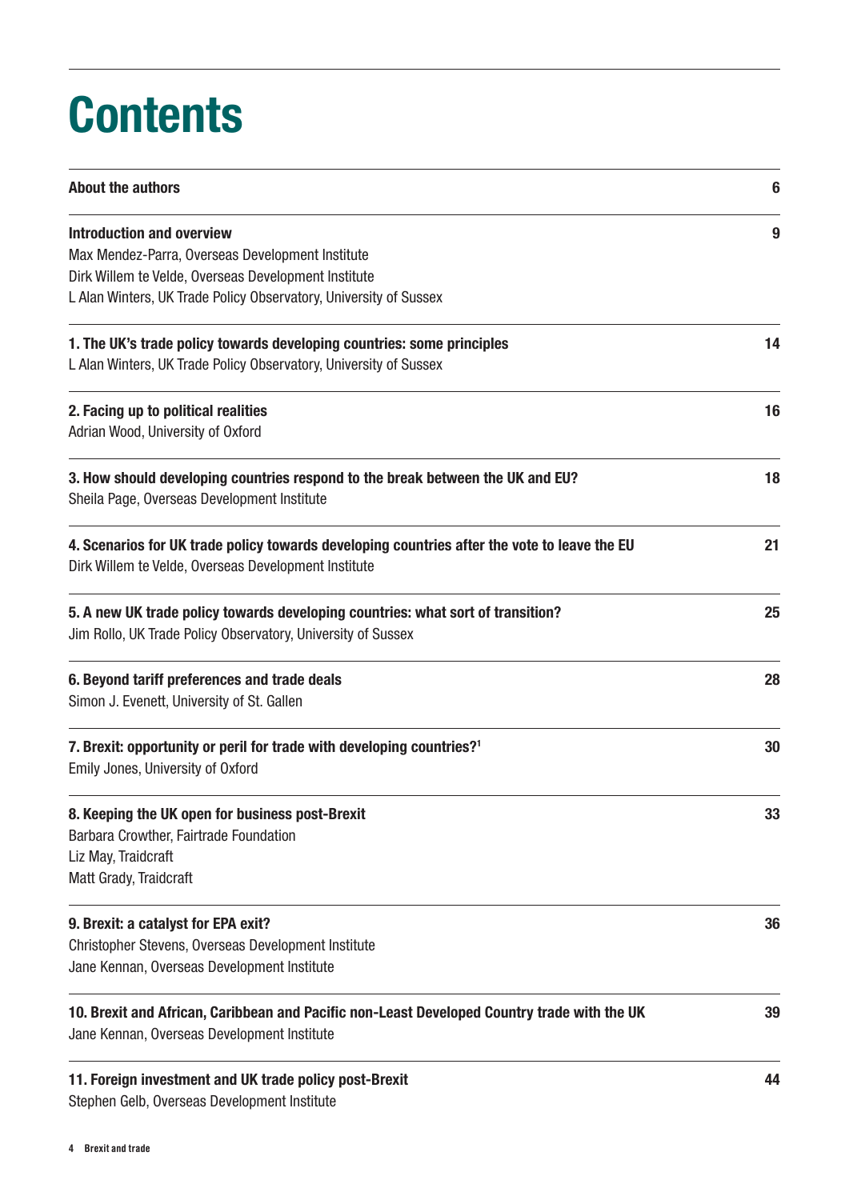# Contents

| | |
|---|---|
| **About the authors** | **6** |
| **Introduction and overview**<br>Max Mendez-Parra, Overseas Development Institute<br>Dirk Willem te Velde, Overseas Development Institute<br>L Alan Winters, UK Trade Policy Observatory, University of Sussex | **9** |
| **1. The UK's trade policy towards developing countries: some principles**<br>L Alan Winters, UK Trade Policy Observatory, University of Sussex | **14** |
| **2. Facing up to political realities**<br>Adrian Wood, University of Oxford | **16** |
| **3. How should developing countries respond to the break between the UK and EU?**<br>Sheila Page, Overseas Development Institute | **18** |
| **4. Scenarios for UK trade policy towards developing countries after the vote to leave the EU**<br>Dirk Willem te Velde, Overseas Development Institute | **21** |
| **5. A new UK trade policy towards developing countries: what sort of transition?**<br>Jim Rollo, UK Trade Policy Observatory, University of Sussex | **25** |
| **6. Beyond tariff preferences and trade deals**<br>Simon J. Evenett, University of St. Gallen | **28** |
| **7. Brexit: opportunity or peril for trade with developing countries?[1]**<br>Emily Jones, University of Oxford | **30** |
| **8. Keeping the UK open for business post-Brexit**<br>Barbara Crowther, Fairtrade Foundation<br>Liz May, Traidcraft<br>Matt Grady, Traidcraft | **33** |
| **9. Brexit: a catalyst for EPA exit?**<br>Christopher Stevens, Overseas Development Institute<br>Jane Kennan, Overseas Development Institute | **36** |
| **10. Brexit and African, Caribbean and Pacific non-Least Developed Country trade with the UK**<br>Jane Kennan, Overseas Development Institute | **39** |
| **11. Foreign investment and UK trade policy post-Brexit**<br>Stephen Gelb, Overseas Development Institute | **44** |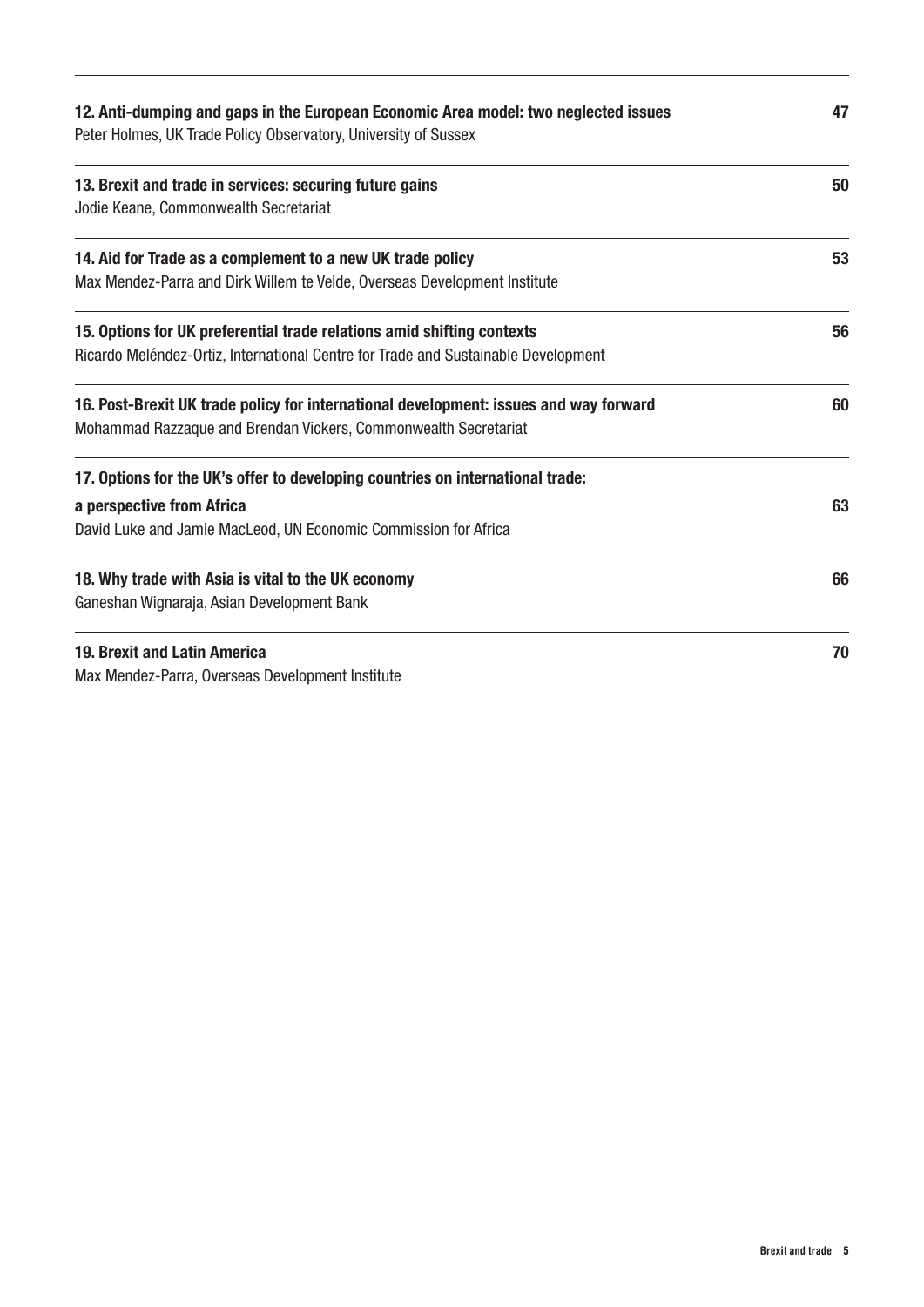**12. Anti-dumping and gaps in the European Economic Area model: two neglected issues** 47
Peter Holmes, UK Trade Policy Observatory, University of Sussex

**13. Brexit and trade in services: securing future gains** 50
Jodie Keane, Commonwealth Secretariat

**14. Aid for Trade as a complement to a new UK trade policy** 53
Max Mendez-Parra and Dirk Willem te Velde, Overseas Development Institute

**15. Options for UK preferential trade relations amid shifting contexts** 56
Ricardo Meléndez-Ortiz, International Centre for Trade and Sustainable Development

**16. Post-Brexit UK trade policy for international development: issues and way forward** 60
Mohammad Razzaque and Brendan Vickers, Commonwealth Secretariat

**17. Options for the UK's offer to developing countries on international trade: a perspective from Africa** 63
David Luke and Jamie MacLeod, UN Economic Commission for Africa

**18. Why trade with Asia is vital to the UK economy** 66
Ganeshan Wignaraja, Asian Development Bank

**19. Brexit and Latin America** 70
Max Mendez-Parra, Overseas Development Institute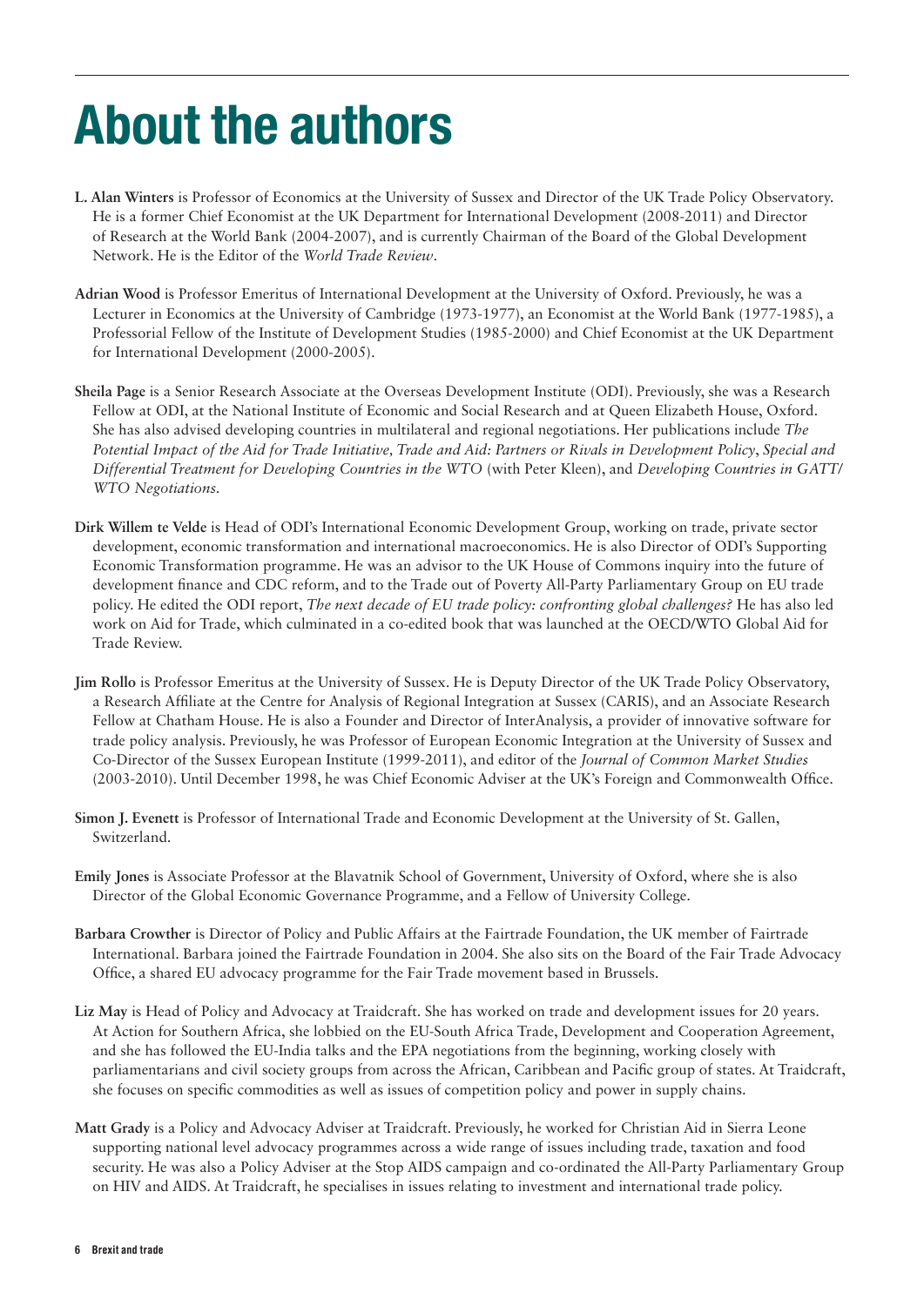# About the authors

**L. Alan Winters** is Professor of Economics at the University of Sussex and Director of the UK Trade Policy Observatory. He is a former Chief Economist at the UK Department for International Development (2008-2011) and Director of Research at the World Bank (2004-2007), and is currently Chairman of the Board of the Global Development Network. He is the Editor of the *World Trade Review*.

**Adrian Wood** is Professor Emeritus of International Development at the University of Oxford. Previously, he was a Lecturer in Economics at the University of Cambridge (1973-1977), an Economist at the World Bank (1977-1985), a Professorial Fellow of the Institute of Development Studies (1985-2000) and Chief Economist at the UK Department for International Development (2000-2005).

**Sheila Page** is a Senior Research Associate at the Overseas Development Institute (ODI). Previously, she was a Research Fellow at ODI, at the National Institute of Economic and Social Research and at Queen Elizabeth House, Oxford. She has also advised developing countries in multilateral and regional negotiations. Her publications include *The Potential Impact of the Aid for Trade Initiative, Trade and Aid: Partners or Rivals in Development Policy*, *Special and Differential Treatment for Developing Countries in the WTO* (with Peter Kleen), and *Developing Countries in GATT/WTO Negotiations*.

**Dirk Willem te Velde** is Head of ODI's International Economic Development Group, working on trade, private sector development, economic transformation and international macroeconomics. He is also Director of ODI's Supporting Economic Transformation programme. He was an advisor to the UK House of Commons inquiry into the future of development finance and CDC reform, and to the Trade out of Poverty All-Party Parliamentary Group on EU trade policy. He edited the ODI report, *The next decade of EU trade policy: confronting global challenges?* He has also led work on Aid for Trade, which culminated in a co-edited book that was launched at the OECD/WTO Global Aid for Trade Review.

**Jim Rollo** is Professor Emeritus at the University of Sussex. He is Deputy Director of the UK Trade Policy Observatory, a Research Affiliate at the Centre for Analysis of Regional Integration at Sussex (CARIS), and an Associate Research Fellow at Chatham House. He is also a Founder and Director of InterAnalysis, a provider of innovative software for trade policy analysis. Previously, he was Professor of European Economic Integration at the University of Sussex and Co-Director of the Sussex European Institute (1999-2011), and editor of the *Journal of Common Market Studies* (2003-2010). Until December 1998, he was Chief Economic Adviser at the UK's Foreign and Commonwealth Office.

**Simon J. Evenett** is Professor of International Trade and Economic Development at the University of St. Gallen, Switzerland.

**Emily Jones** is Associate Professor at the Blavatnik School of Government, University of Oxford, where she is also Director of the Global Economic Governance Programme, and a Fellow of University College.

**Barbara Crowther** is Director of Policy and Public Affairs at the Fairtrade Foundation, the UK member of Fairtrade International. Barbara joined the Fairtrade Foundation in 2004. She also sits on the Board of the Fair Trade Advocacy Office, a shared EU advocacy programme for the Fair Trade movement based in Brussels.

**Liz May** is Head of Policy and Advocacy at Traidcraft. She has worked on trade and development issues for 20 years. At Action for Southern Africa, she lobbied on the EU-South Africa Trade, Development and Cooperation Agreement, and she has followed the EU-India talks and the EPA negotiations from the beginning, working closely with parliamentarians and civil society groups from across the African, Caribbean and Pacific group of states. At Traidcraft, she focuses on specific commodities as well as issues of competition policy and power in supply chains.

**Matt Grady** is a Policy and Advocacy Adviser at Traidcraft. Previously, he worked for Christian Aid in Sierra Leone supporting national level advocacy programmes across a wide range of issues including trade, taxation and food security. He was also a Policy Adviser at the Stop AIDS campaign and co-ordinated the All-Party Parliamentary Group on HIV and AIDS. At Traidcraft, he specialises in issues relating to investment and international trade policy.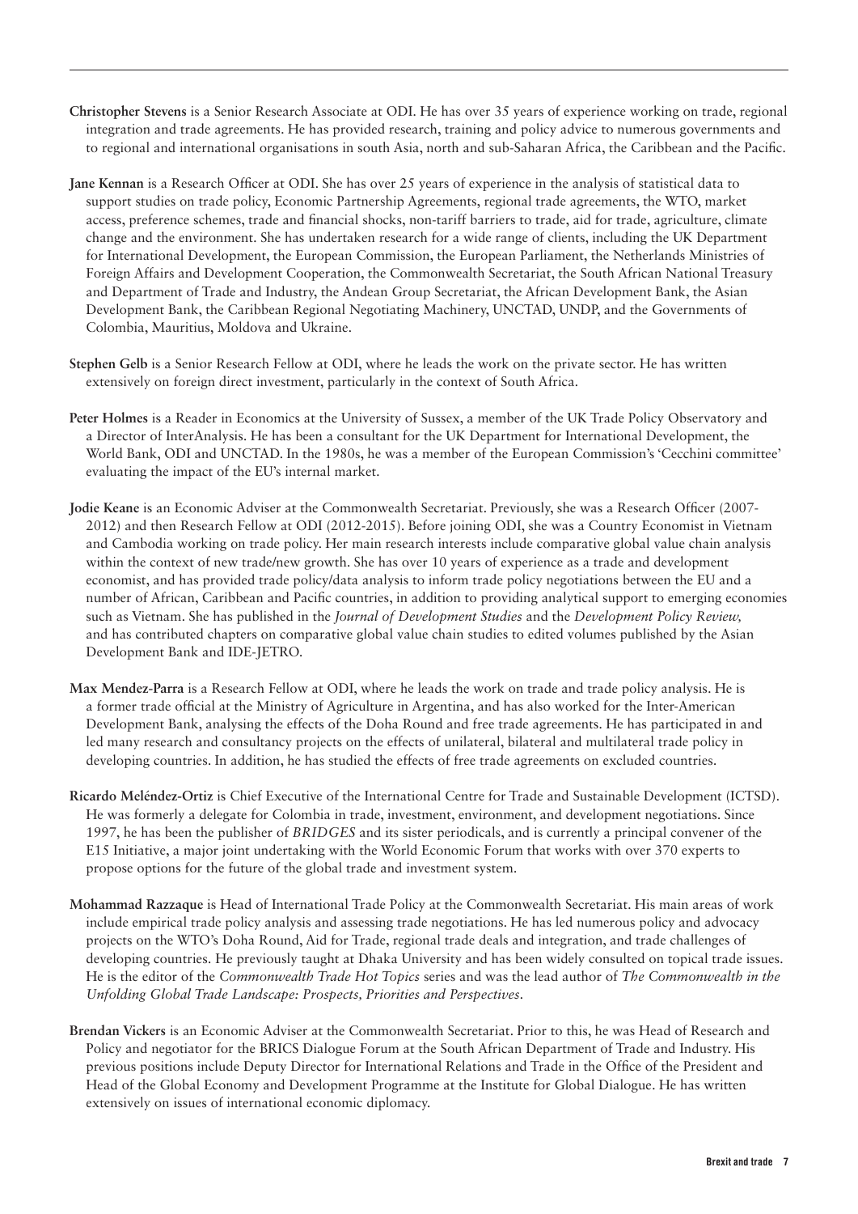**Christopher Stevens** is a Senior Research Associate at ODI. He has over 35 years of experience working on trade, regional integration and trade agreements. He has provided research, training and policy advice to numerous governments and to regional and international organisations in south Asia, north and sub-Saharan Africa, the Caribbean and the Pacific.

**Jane Kennan** is a Research Officer at ODI. She has over 25 years of experience in the analysis of statistical data to support studies on trade policy, Economic Partnership Agreements, regional trade agreements, the WTO, market access, preference schemes, trade and financial shocks, non-tariff barriers to trade, aid for trade, agriculture, climate change and the environment. She has undertaken research for a wide range of clients, including the UK Department for International Development, the European Commission, the European Parliament, the Netherlands Ministries of Foreign Affairs and Development Cooperation, the Commonwealth Secretariat, the South African National Treasury and Department of Trade and Industry, the Andean Group Secretariat, the African Development Bank, the Asian Development Bank, the Caribbean Regional Negotiating Machinery, UNCTAD, UNDP, and the Governments of Colombia, Mauritius, Moldova and Ukraine.

**Stephen Gelb** is a Senior Research Fellow at ODI, where he leads the work on the private sector. He has written extensively on foreign direct investment, particularly in the context of South Africa.

**Peter Holmes** is a Reader in Economics at the University of Sussex, a member of the UK Trade Policy Observatory and a Director of InterAnalysis. He has been a consultant for the UK Department for International Development, the World Bank, ODI and UNCTAD. In the 1980s, he was a member of the European Commission's 'Cecchini committee' evaluating the impact of the EU's internal market.

**Jodie Keane** is an Economic Adviser at the Commonwealth Secretariat. Previously, she was a Research Officer (2007-2012) and then Research Fellow at ODI (2012-2015). Before joining ODI, she was a Country Economist in Vietnam and Cambodia working on trade policy. Her main research interests include comparative global value chain analysis within the context of new trade/new growth. She has over 10 years of experience as a trade and development economist, and has provided trade policy/data analysis to inform trade policy negotiations between the EU and a number of African, Caribbean and Pacific countries, in addition to providing analytical support to emerging economies such as Vietnam. She has published in the *Journal of Development Studies* and the *Development Policy Review,* and has contributed chapters on comparative global value chain studies to edited volumes published by the Asian Development Bank and IDE-JETRO.

**Max Mendez-Parra** is a Research Fellow at ODI, where he leads the work on trade and trade policy analysis. He is a former trade official at the Ministry of Agriculture in Argentina, and has also worked for the Inter-American Development Bank, analysing the effects of the Doha Round and free trade agreements. He has participated in and led many research and consultancy projects on the effects of unilateral, bilateral and multilateral trade policy in developing countries. In addition, he has studied the effects of free trade agreements on excluded countries.

**Ricardo Meléndez-Ortiz** is Chief Executive of the International Centre for Trade and Sustainable Development (ICTSD). He was formerly a delegate for Colombia in trade, investment, environment, and development negotiations. Since 1997, he has been the publisher of *BRIDGES* and its sister periodicals, and is currently a principal convener of the E15 Initiative, a major joint undertaking with the World Economic Forum that works with over 370 experts to propose options for the future of the global trade and investment system.

**Mohammad Razzaque** is Head of International Trade Policy at the Commonwealth Secretariat. His main areas of work include empirical trade policy analysis and assessing trade negotiations. He has led numerous policy and advocacy projects on the WTO's Doha Round, Aid for Trade, regional trade deals and integration, and trade challenges of developing countries. He previously taught at Dhaka University and has been widely consulted on topical trade issues. He is the editor of the *Commonwealth Trade Hot Topics* series and was the lead author of *The Commonwealth in the Unfolding Global Trade Landscape: Prospects, Priorities and Perspectives*.

**Brendan Vickers** is an Economic Adviser at the Commonwealth Secretariat. Prior to this, he was Head of Research and Policy and negotiator for the BRICS Dialogue Forum at the South African Department of Trade and Industry. His previous positions include Deputy Director for International Relations and Trade in the Office of the President and Head of the Global Economy and Development Programme at the Institute for Global Dialogue. He has written extensively on issues of international economic diplomacy.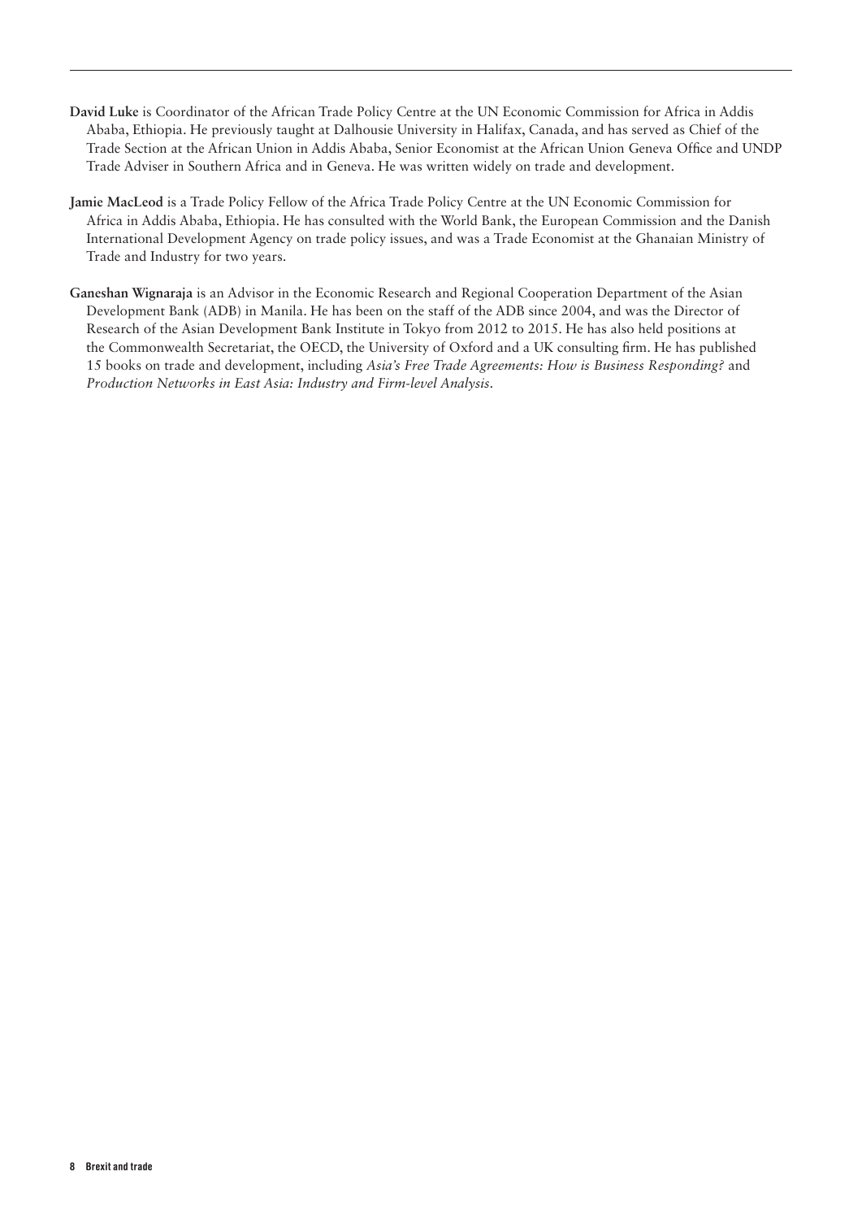**David Luke** is Coordinator of the African Trade Policy Centre at the UN Economic Commission for Africa in Addis Ababa, Ethiopia. He previously taught at Dalhousie University in Halifax, Canada, and has served as Chief of the Trade Section at the African Union in Addis Ababa, Senior Economist at the African Union Geneva Office and UNDP Trade Adviser in Southern Africa and in Geneva. He was written widely on trade and development.

**Jamie MacLeod** is a Trade Policy Fellow of the Africa Trade Policy Centre at the UN Economic Commission for Africa in Addis Ababa, Ethiopia. He has consulted with the World Bank, the European Commission and the Danish International Development Agency on trade policy issues, and was a Trade Economist at the Ghanaian Ministry of Trade and Industry for two years.

**Ganeshan Wignaraja** is an Advisor in the Economic Research and Regional Cooperation Department of the Asian Development Bank (ADB) in Manila. He has been on the staff of the ADB since 2004, and was the Director of Research of the Asian Development Bank Institute in Tokyo from 2012 to 2015. He has also held positions at the Commonwealth Secretariat, the OECD, the University of Oxford and a UK consulting firm. He has published 15 books on trade and development, including *Asia's Free Trade Agreements: How is Business Responding?* and *Production Networks in East Asia: Industry and Firm-level Analysis*.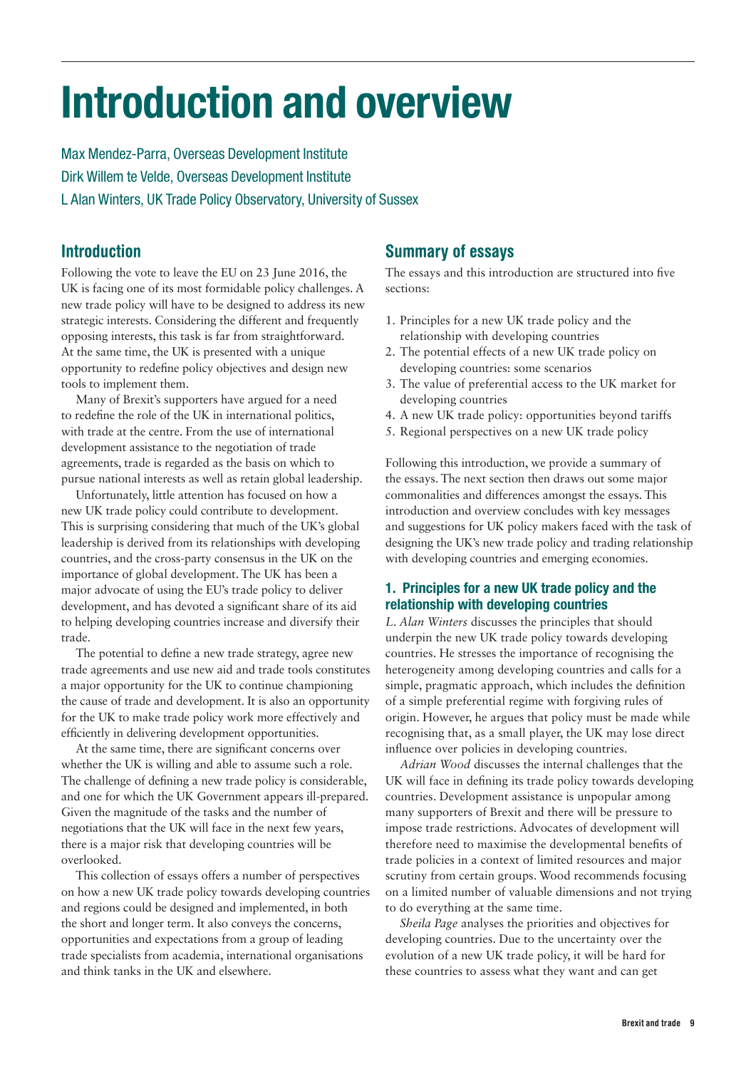# Introduction and overview

Max Mendez-Parra, Overseas Development Institute
Dirk Willem te Velde, Overseas Development Institute
L Alan Winters, UK Trade Policy Observatory, University of Sussex

## Introduction

Following the vote to leave the EU on 23 June 2016, the UK is facing one of its most formidable policy challenges. A new trade policy will have to be designed to address its new strategic interests. Considering the different and frequently opposing interests, this task is far from straightforward. At the same time, the UK is presented with a unique opportunity to redefine policy objectives and design new tools to implement them.

Many of Brexit's supporters have argued for a need to redefine the role of the UK in international politics, with trade at the centre. From the use of international development assistance to the negotiation of trade agreements, trade is regarded as the basis on which to pursue national interests as well as retain global leadership.

Unfortunately, little attention has focused on how a new UK trade policy could contribute to development. This is surprising considering that much of the UK's global leadership is derived from its relationships with developing countries, and the cross-party consensus in the UK on the importance of global development. The UK has been a major advocate of using the EU's trade policy to deliver development, and has devoted a significant share of its aid to helping developing countries increase and diversify their trade.

The potential to define a new trade strategy, agree new trade agreements and use new aid and trade tools constitutes a major opportunity for the UK to continue championing the cause of trade and development. It is also an opportunity for the UK to make trade policy work more effectively and efficiently in delivering development opportunities.

At the same time, there are significant concerns over whether the UK is willing and able to assume such a role. The challenge of defining a new trade policy is considerable, and one for which the UK Government appears ill-prepared. Given the magnitude of the tasks and the number of negotiations that the UK will face in the next few years, there is a major risk that developing countries will be overlooked.

This collection of essays offers a number of perspectives on how a new UK trade policy towards developing countries and regions could be designed and implemented, in both the short and longer term. It also conveys the concerns, opportunities and expectations from a group of leading trade specialists from academia, international organisations and think tanks in the UK and elsewhere.

## Summary of essays

The essays and this introduction are structured into five sections:

1. Principles for a new UK trade policy and the relationship with developing countries
2. The potential effects of a new UK trade policy on developing countries: some scenarios
3. The value of preferential access to the UK market for developing countries
4. A new UK trade policy: opportunities beyond tariffs
5. Regional perspectives on a new UK trade policy

Following this introduction, we provide a summary of the essays. The next section then draws out some major commonalities and differences amongst the essays. This introduction and overview concludes with key messages and suggestions for UK policy makers faced with the task of designing the UK's new trade policy and trading relationship with developing countries and emerging economies.

### 1. Principles for a new UK trade policy and the relationship with developing countries

*L. Alan Winters* discusses the principles that should underpin the new UK trade policy towards developing countries. He stresses the importance of recognising the heterogeneity among developing countries and calls for a simple, pragmatic approach, which includes the definition of a simple preferential regime with forgiving rules of origin. However, he argues that policy must be made while recognising that, as a small player, the UK may lose direct influence over policies in developing countries.

*Adrian Wood* discusses the internal challenges that the UK will face in defining its trade policy towards developing countries. Development assistance is unpopular among many supporters of Brexit and there will be pressure to impose trade restrictions. Advocates of development will therefore need to maximise the developmental benefits of trade policies in a context of limited resources and major scrutiny from certain groups. Wood recommends focusing on a limited number of valuable dimensions and not trying to do everything at the same time.

*Sheila Page* analyses the priorities and objectives for developing countries. Due to the uncertainty over the evolution of a new UK trade policy, it will be hard for these countries to assess what they want and can get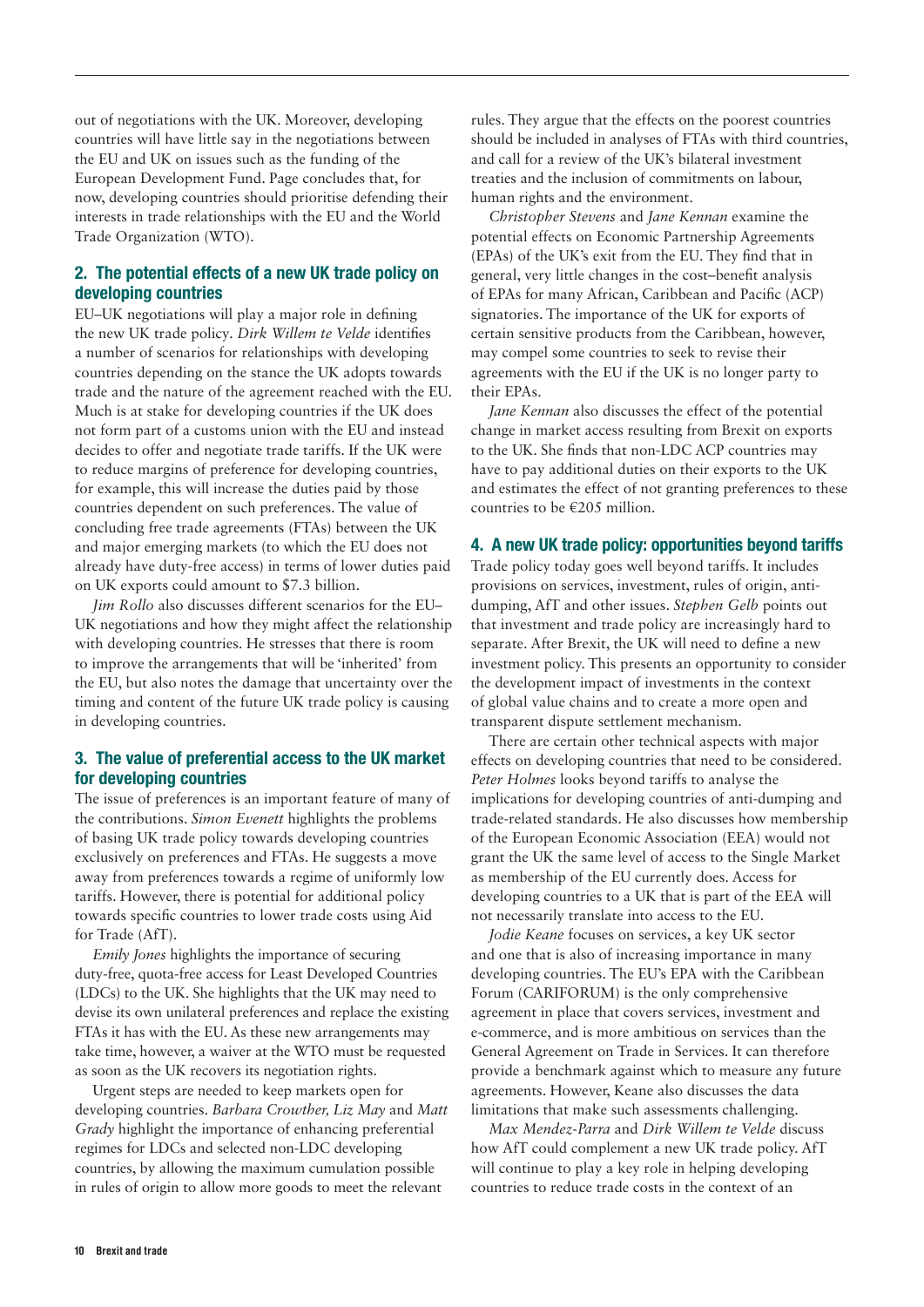out of negotiations with the UK. Moreover, developing countries will have little say in the negotiations between the EU and UK on issues such as the funding of the European Development Fund. Page concludes that, for now, developing countries should prioritise defending their interests in trade relationships with the EU and the World Trade Organization (WTO).

## 2. The potential effects of a new UK trade policy on developing countries

EU–UK negotiations will play a major role in defining the new UK trade policy. *Dirk Willem te Velde* identifies a number of scenarios for relationships with developing countries depending on the stance the UK adopts towards trade and the nature of the agreement reached with the EU. Much is at stake for developing countries if the UK does not form part of a customs union with the EU and instead decides to offer and negotiate trade tariffs. If the UK were to reduce margins of preference for developing countries, for example, this will increase the duties paid by those countries dependent on such preferences. The value of concluding free trade agreements (FTAs) between the UK and major emerging markets (to which the EU does not already have duty-free access) in terms of lower duties paid on UK exports could amount to $7.3 billion.

*Jim Rollo* also discusses different scenarios for the EU–UK negotiations and how they might affect the relationship with developing countries. He stresses that there is room to improve the arrangements that will be 'inherited' from the EU, but also notes the damage that uncertainty over the timing and content of the future UK trade policy is causing in developing countries.

## 3. The value of preferential access to the UK market for developing countries

The issue of preferences is an important feature of many of the contributions. *Simon Evenett* highlights the problems of basing UK trade policy towards developing countries exclusively on preferences and FTAs. He suggests a move away from preferences towards a regime of uniformly low tariffs. However, there is potential for additional policy towards specific countries to lower trade costs using Aid for Trade (AfT).

*Emily Jones* highlights the importance of securing duty-free, quota-free access for Least Developed Countries (LDCs) to the UK. She highlights that the UK may need to devise its own unilateral preferences and replace the existing FTAs it has with the EU. As these new arrangements may take time, however, a waiver at the WTO must be requested as soon as the UK recovers its negotiation rights.

Urgent steps are needed to keep markets open for developing countries. *Barbara Crowther, Liz May* and *Matt Grady* highlight the importance of enhancing preferential regimes for LDCs and selected non-LDC developing countries, by allowing the maximum cumulation possible in rules of origin to allow more goods to meet the relevant rules. They argue that the effects on the poorest countries should be included in analyses of FTAs with third countries, and call for a review of the UK's bilateral investment treaties and the inclusion of commitments on labour, human rights and the environment.

*Christopher Stevens* and *Jane Kennan* examine the potential effects on Economic Partnership Agreements (EPAs) of the UK's exit from the EU. They find that in general, very little changes in the cost–benefit analysis of EPAs for many African, Caribbean and Pacific (ACP) signatories. The importance of the UK for exports of certain sensitive products from the Caribbean, however, may compel some countries to seek to revise their agreements with the EU if the UK is no longer party to their EPAs.

*Jane Kennan* also discusses the effect of the potential change in market access resulting from Brexit on exports to the UK. She finds that non-LDC ACP countries may have to pay additional duties on their exports to the UK and estimates the effect of not granting preferences to these countries to be €205 million.

## 4. A new UK trade policy: opportunities beyond tariffs

Trade policy today goes well beyond tariffs. It includes provisions on services, investment, rules of origin, anti-dumping, AfT and other issues. *Stephen Gelb* points out that investment and trade policy are increasingly hard to separate. After Brexit, the UK will need to define a new investment policy. This presents an opportunity to consider the development impact of investments in the context of global value chains and to create a more open and transparent dispute settlement mechanism.

There are certain other technical aspects with major effects on developing countries that need to be considered. *Peter Holmes* looks beyond tariffs to analyse the implications for developing countries of anti-dumping and trade-related standards. He also discusses how membership of the European Economic Association (EEA) would not grant the UK the same level of access to the Single Market as membership of the EU currently does. Access for developing countries to a UK that is part of the EEA will not necessarily translate into access to the EU.

*Jodie Keane* focuses on services, a key UK sector and one that is also of increasing importance in many developing countries. The EU's EPA with the Caribbean Forum (CARIFORUM) is the only comprehensive agreement in place that covers services, investment and e-commerce, and is more ambitious on services than the General Agreement on Trade in Services. It can therefore provide a benchmark against which to measure any future agreements. However, Keane also discusses the data limitations that make such assessments challenging.

*Max Mendez-Parra* and *Dirk Willem te Velde* discuss how AfT could complement a new UK trade policy. AfT will continue to play a key role in helping developing countries to reduce trade costs in the context of an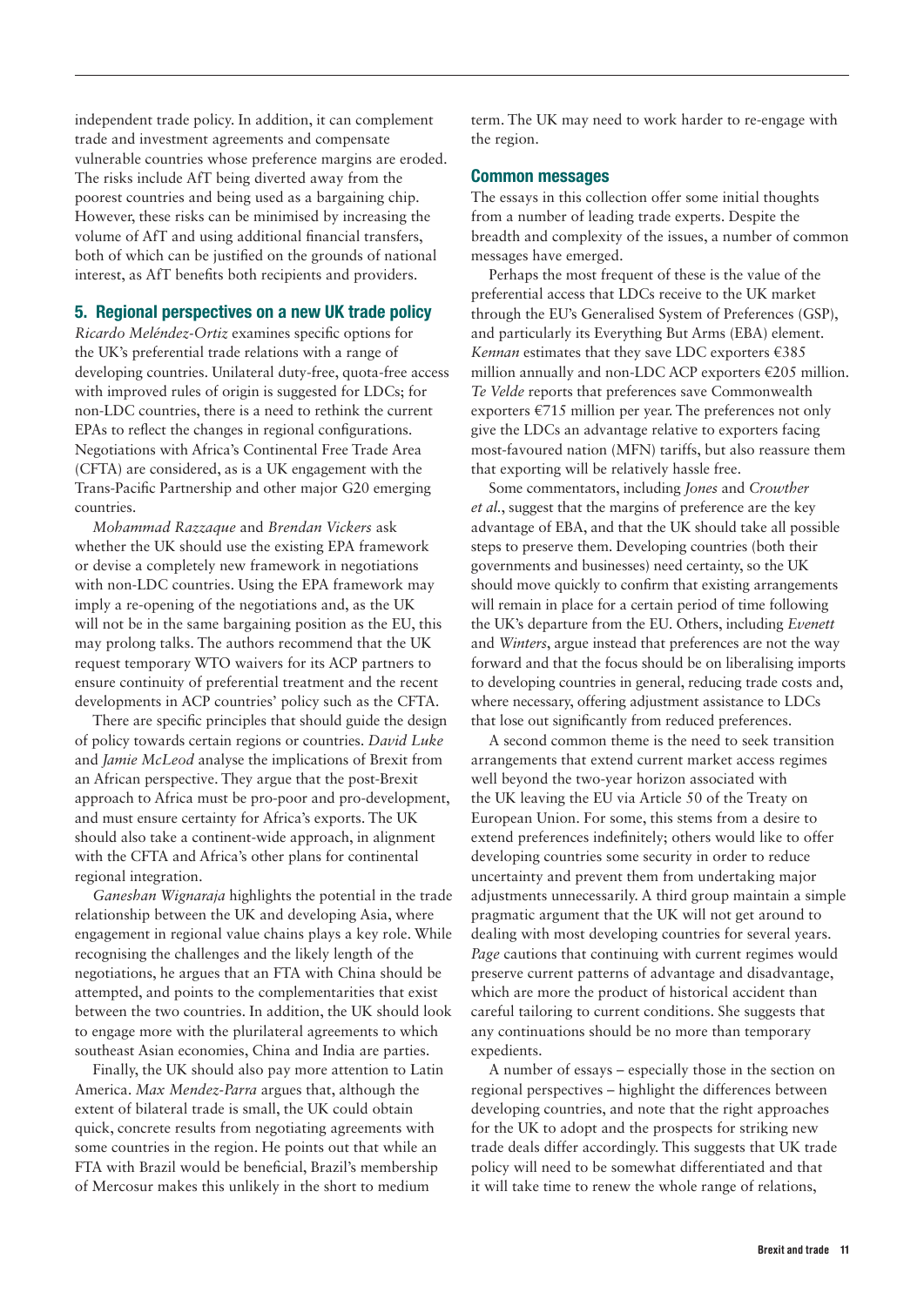independent trade policy. In addition, it can complement trade and investment agreements and compensate vulnerable countries whose preference margins are eroded. The risks include AfT being diverted away from the poorest countries and being used as a bargaining chip. However, these risks can be minimised by increasing the volume of AfT and using additional financial transfers, both of which can be justified on the grounds of national interest, as AfT benefits both recipients and providers.

### 5. Regional perspectives on a new UK trade policy

*Ricardo Meléndez-Ortiz* examines specific options for the UK's preferential trade relations with a range of developing countries. Unilateral duty-free, quota-free access with improved rules of origin is suggested for LDCs; for non-LDC countries, there is a need to rethink the current EPAs to reflect the changes in regional configurations. Negotiations with Africa's Continental Free Trade Area (CFTA) are considered, as is a UK engagement with the Trans-Pacific Partnership and other major G20 emerging countries.

*Mohammad Razzaque* and *Brendan Vickers* ask whether the UK should use the existing EPA framework or devise a completely new framework in negotiations with non-LDC countries. Using the EPA framework may imply a re-opening of the negotiations and, as the UK will not be in the same bargaining position as the EU, this may prolong talks. The authors recommend that the UK request temporary WTO waivers for its ACP partners to ensure continuity of preferential treatment and the recent developments in ACP countries' policy such as the CFTA.

There are specific principles that should guide the design of policy towards certain regions or countries. *David Luke* and *Jamie McLeod* analyse the implications of Brexit from an African perspective. They argue that the post-Brexit approach to Africa must be pro-poor and pro-development, and must ensure certainty for Africa's exports. The UK should also take a continent-wide approach, in alignment with the CFTA and Africa's other plans for continental regional integration.

*Ganeshan Wignaraja* highlights the potential in the trade relationship between the UK and developing Asia, where engagement in regional value chains plays a key role. While recognising the challenges and the likely length of the negotiations, he argues that an FTA with China should be attempted, and points to the complementarities that exist between the two countries. In addition, the UK should look to engage more with the plurilateral agreements to which southeast Asian economies, China and India are parties.

Finally, the UK should also pay more attention to Latin America. *Max Mendez-Parra* argues that, although the extent of bilateral trade is small, the UK could obtain quick, concrete results from negotiating agreements with some countries in the region. He points out that while an FTA with Brazil would be beneficial, Brazil's membership of Mercosur makes this unlikely in the short to medium term. The UK may need to work harder to re-engage with the region.

### Common messages

The essays in this collection offer some initial thoughts from a number of leading trade experts. Despite the breadth and complexity of the issues, a number of common messages have emerged.

Perhaps the most frequent of these is the value of the preferential access that LDCs receive to the UK market through the EU's Generalised System of Preferences (GSP), and particularly its Everything But Arms (EBA) element. *Kennan* estimates that they save LDC exporters €385 million annually and non-LDC ACP exporters €205 million. *Te Velde* reports that preferences save Commonwealth exporters €715 million per year. The preferences not only give the LDCs an advantage relative to exporters facing most-favoured nation (MFN) tariffs, but also reassure them that exporting will be relatively hassle free.

Some commentators, including *Jones* and *Crowther et al.*, suggest that the margins of preference are the key advantage of EBA, and that the UK should take all possible steps to preserve them. Developing countries (both their governments and businesses) need certainty, so the UK should move quickly to confirm that existing arrangements will remain in place for a certain period of time following the UK's departure from the EU. Others, including *Evenett* and *Winters*, argue instead that preferences are not the way forward and that the focus should be on liberalising imports to developing countries in general, reducing trade costs and, where necessary, offering adjustment assistance to LDCs that lose out significantly from reduced preferences.

A second common theme is the need to seek transition arrangements that extend current market access regimes well beyond the two-year horizon associated with the UK leaving the EU via Article 50 of the Treaty on European Union. For some, this stems from a desire to extend preferences indefinitely; others would like to offer developing countries some security in order to reduce uncertainty and prevent them from undertaking major adjustments unnecessarily. A third group maintain a simple pragmatic argument that the UK will not get around to dealing with most developing countries for several years. *Page* cautions that continuing with current regimes would preserve current patterns of advantage and disadvantage, which are more the product of historical accident than careful tailoring to current conditions. She suggests that any continuations should be no more than temporary expedients.

A number of essays – especially those in the section on regional perspectives – highlight the differences between developing countries, and note that the right approaches for the UK to adopt and the prospects for striking new trade deals differ accordingly. This suggests that UK trade policy will need to be somewhat differentiated and that it will take time to renew the whole range of relations,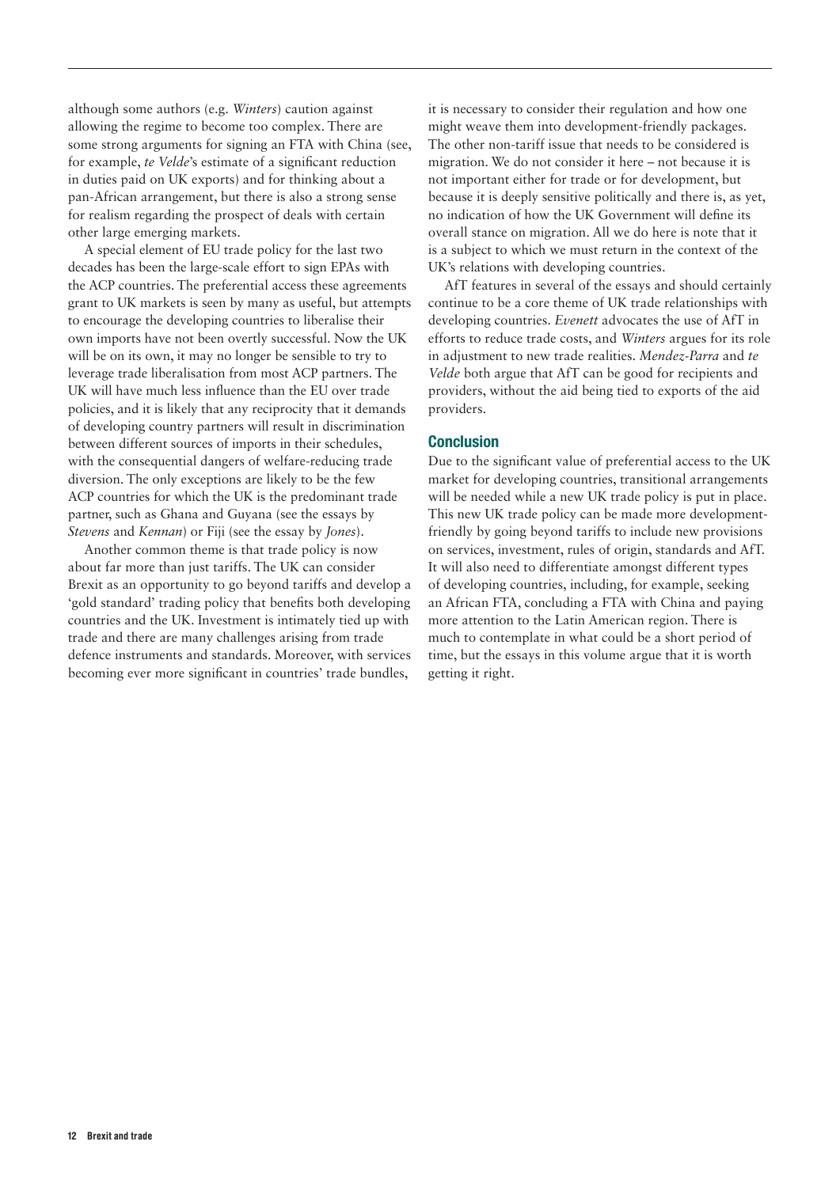although some authors (e.g. *Winters*) caution against allowing the regime to become too complex. There are some strong arguments for signing an FTA with China (see, for example, *te Velde*'s estimate of a significant reduction in duties paid on UK exports) and for thinking about a pan-African arrangement, but there is also a strong sense for realism regarding the prospect of deals with certain other large emerging markets.

A special element of EU trade policy for the last two decades has been the large-scale effort to sign EPAs with the ACP countries. The preferential access these agreements grant to UK markets is seen by many as useful, but attempts to encourage the developing countries to liberalise their own imports have not been overtly successful. Now the UK will be on its own, it may no longer be sensible to try to leverage trade liberalisation from most ACP partners. The UK will have much less influence than the EU over trade policies, and it is likely that any reciprocity that it demands of developing country partners will result in discrimination between different sources of imports in their schedules, with the consequential dangers of welfare-reducing trade diversion. The only exceptions are likely to be the few ACP countries for which the UK is the predominant trade partner, such as Ghana and Guyana (see the essays by *Stevens* and *Kennan*) or Fiji (see the essay by *Jones*).

Another common theme is that trade policy is now about far more than just tariffs. The UK can consider Brexit as an opportunity to go beyond tariffs and develop a 'gold standard' trading policy that benefits both developing countries and the UK. Investment is intimately tied up with trade and there are many challenges arising from trade defence instruments and standards. Moreover, with services becoming ever more significant in countries' trade bundles, it is necessary to consider their regulation and how one might weave them into development-friendly packages. The other non-tariff issue that needs to be considered is migration. We do not consider it here – not because it is not important either for trade or for development, but because it is deeply sensitive politically and there is, as yet, no indication of how the UK Government will define its overall stance on migration. All we do here is note that it is a subject to which we must return in the context of the UK's relations with developing countries.

AfT features in several of the essays and should certainly continue to be a core theme of UK trade relationships with developing countries. *Evenett* advocates the use of AfT in efforts to reduce trade costs, and *Winters* argues for its role in adjustment to new trade realities. *Mendez-Parra* and *te Velde* both argue that AfT can be good for recipients and providers, without the aid being tied to exports of the aid providers.

## Conclusion

Due to the significant value of preferential access to the UK market for developing countries, transitional arrangements will be needed while a new UK trade policy is put in place. This new UK trade policy can be made more development-friendly by going beyond tariffs to include new provisions on services, investment, rules of origin, standards and AfT. It will also need to differentiate amongst different types of developing countries, including, for example, seeking an African FTA, concluding a FTA with China and paying more attention to the Latin American region. There is much to contemplate in what could be a short period of time, but the essays in this volume argue that it is worth getting it right.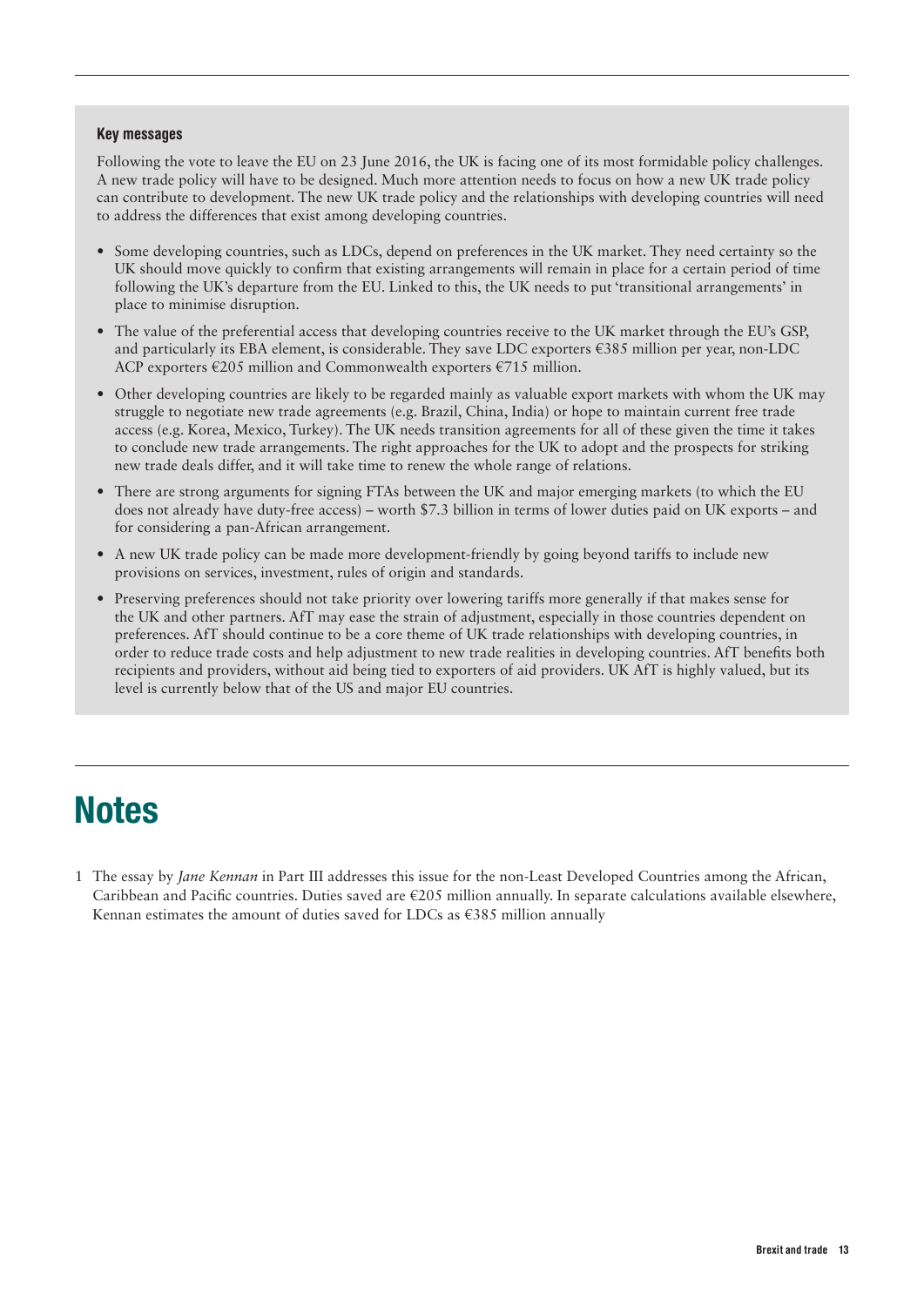#### Key messages

Following the vote to leave the EU on 23 June 2016, the UK is facing one of its most formidable policy challenges. A new trade policy will have to be designed. Much more attention needs to focus on how a new UK trade policy can contribute to development. The new UK trade policy and the relationships with developing countries will need to address the differences that exist among developing countries.

- Some developing countries, such as LDCs, depend on preferences in the UK market. They need certainty so the UK should move quickly to confirm that existing arrangements will remain in place for a certain period of time following the UK's departure from the EU. Linked to this, the UK needs to put 'transitional arrangements' in place to minimise disruption.
- The value of the preferential access that developing countries receive to the UK market through the EU's GSP, and particularly its EBA element, is considerable. They save LDC exporters €385 million per year, non-LDC ACP exporters €205 million and Commonwealth exporters €715 million.
- Other developing countries are likely to be regarded mainly as valuable export markets with whom the UK may struggle to negotiate new trade agreements (e.g. Brazil, China, India) or hope to maintain current free trade access (e.g. Korea, Mexico, Turkey). The UK needs transition agreements for all of these given the time it takes to conclude new trade arrangements. The right approaches for the UK to adopt and the prospects for striking new trade deals differ, and it will take time to renew the whole range of relations.
- There are strong arguments for signing FTAs between the UK and major emerging markets (to which the EU does not already have duty-free access) – worth $7.3 billion in terms of lower duties paid on UK exports – and for considering a pan-African arrangement.
- A new UK trade policy can be made more development-friendly by going beyond tariffs to include new provisions on services, investment, rules of origin and standards.
- Preserving preferences should not take priority over lowering tariffs more generally if that makes sense for the UK and other partners. AfT may ease the strain of adjustment, especially in those countries dependent on preferences. AfT should continue to be a core theme of UK trade relationships with developing countries, in order to reduce trade costs and help adjustment to new trade realities in developing countries. AfT benefits both recipients and providers, without aid being tied to exporters of aid providers. UK AfT is highly valued, but its level is currently below that of the US and major EU countries.

# Notes

1 The essay by *Jane Kennan* in Part III addresses this issue for the non-Least Developed Countries among the African, Caribbean and Pacific countries. Duties saved are €205 million annually. In separate calculations available elsewhere, Kennan estimates the amount of duties saved for LDCs as €385 million annually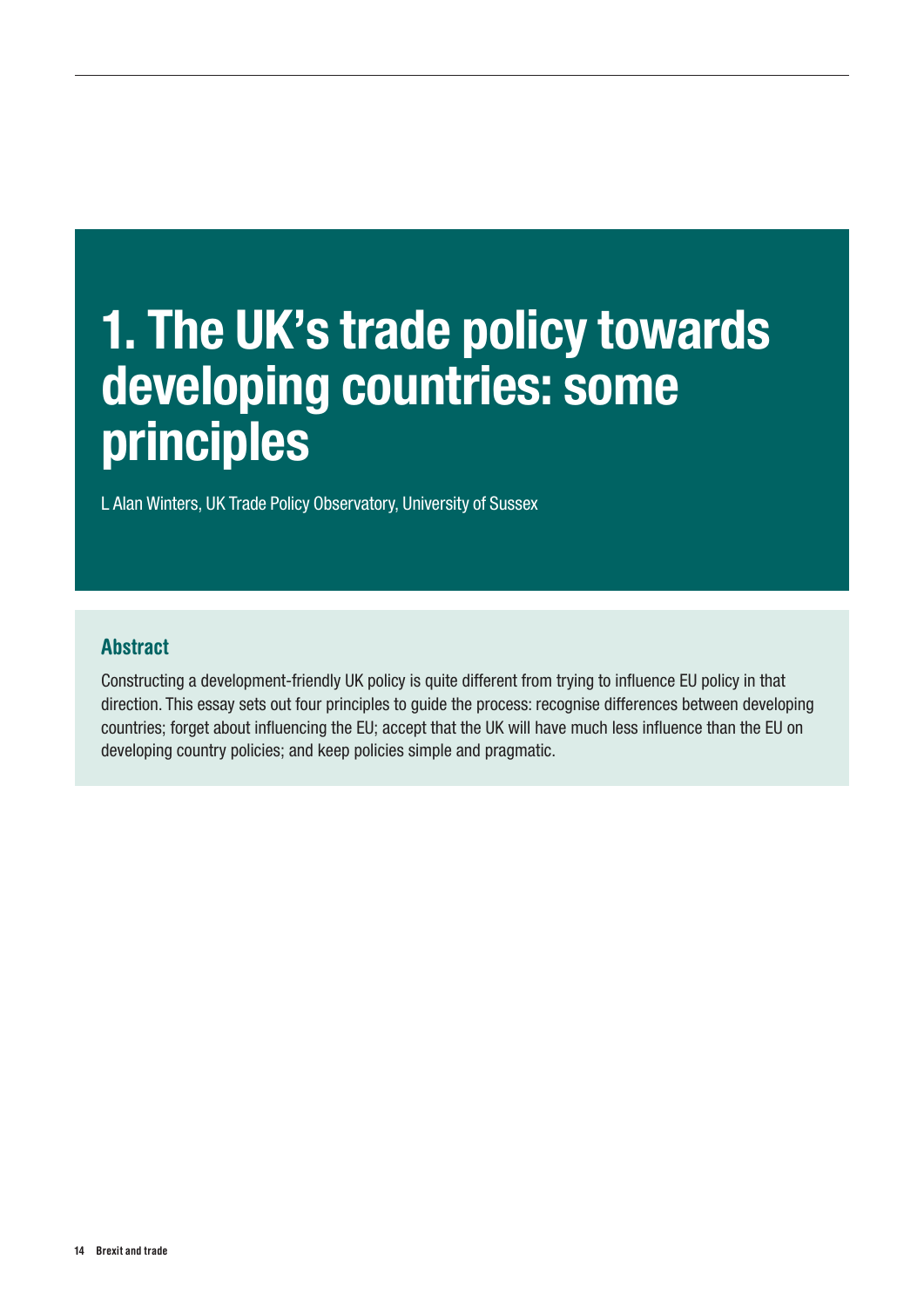# 1. The UK's trade policy towards developing countries: some principles

L Alan Winters, UK Trade Policy Observatory, University of Sussex

## Abstract

Constructing a development-friendly UK policy is quite different from trying to influence EU policy in that direction. This essay sets out four principles to guide the process: recognise differences between developing countries; forget about influencing the EU; accept that the UK will have much less influence than the EU on developing country policies; and keep policies simple and pragmatic.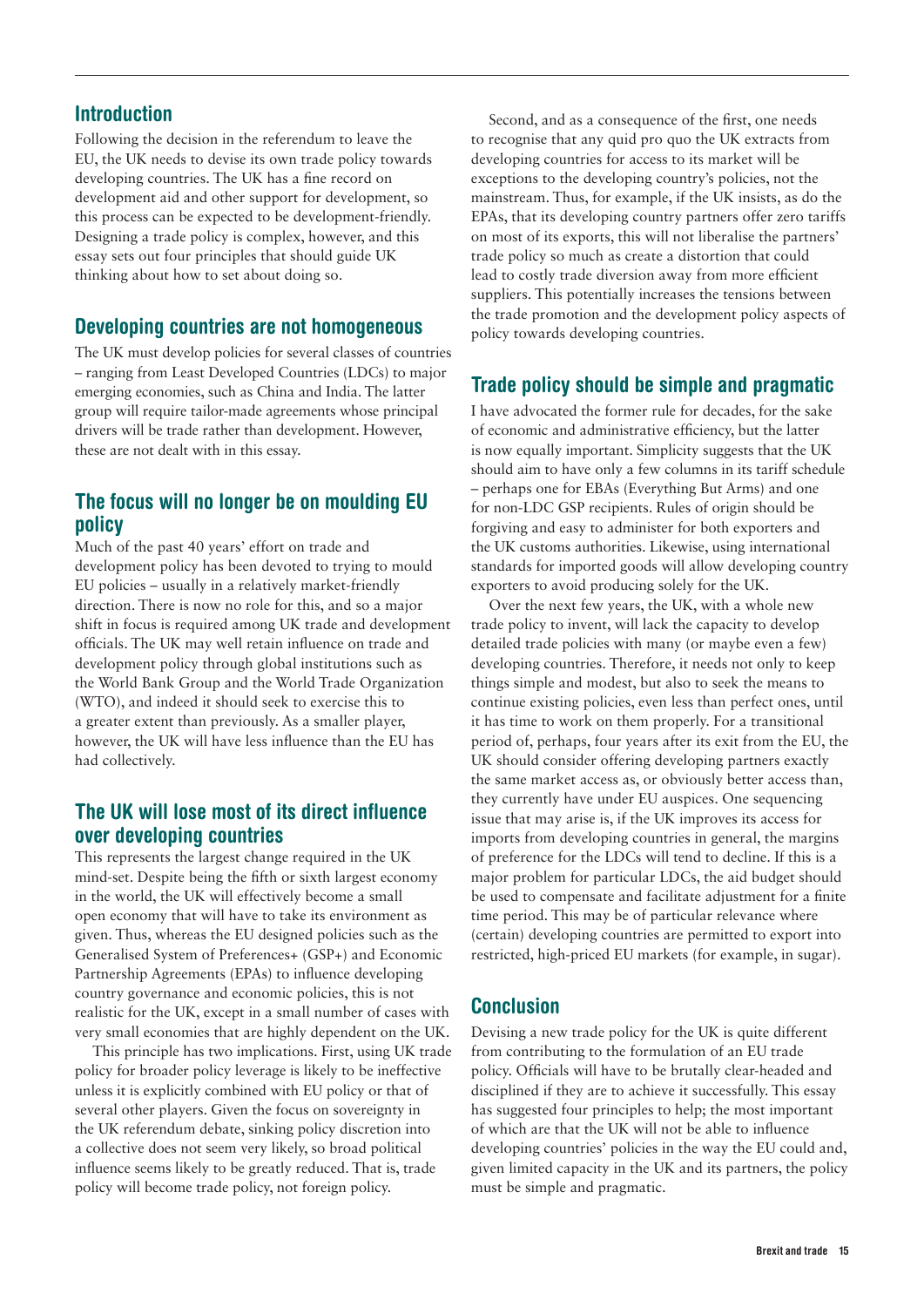## Introduction

Following the decision in the referendum to leave the EU, the UK needs to devise its own trade policy towards developing countries. The UK has a fine record on development aid and other support for development, so this process can be expected to be development-friendly. Designing a trade policy is complex, however, and this essay sets out four principles that should guide UK thinking about how to set about doing so.

## Developing countries are not homogeneous

The UK must develop policies for several classes of countries – ranging from Least Developed Countries (LDCs) to major emerging economies, such as China and India. The latter group will require tailor-made agreements whose principal drivers will be trade rather than development. However, these are not dealt with in this essay.

## The focus will no longer be on moulding EU policy

Much of the past 40 years' effort on trade and development policy has been devoted to trying to mould EU policies – usually in a relatively market-friendly direction. There is now no role for this, and so a major shift in focus is required among UK trade and development officials. The UK may well retain influence on trade and development policy through global institutions such as the World Bank Group and the World Trade Organization (WTO), and indeed it should seek to exercise this to a greater extent than previously. As a smaller player, however, the UK will have less influence than the EU has had collectively.

## The UK will lose most of its direct influence over developing countries

This represents the largest change required in the UK mind-set. Despite being the fifth or sixth largest economy in the world, the UK will effectively become a small open economy that will have to take its environment as given. Thus, whereas the EU designed policies such as the Generalised System of Preferences+ (GSP+) and Economic Partnership Agreements (EPAs) to influence developing country governance and economic policies, this is not realistic for the UK, except in a small number of cases with very small economies that are highly dependent on the UK.

This principle has two implications. First, using UK trade policy for broader policy leverage is likely to be ineffective unless it is explicitly combined with EU policy or that of several other players. Given the focus on sovereignty in the UK referendum debate, sinking policy discretion into a collective does not seem very likely, so broad political influence seems likely to be greatly reduced. That is, trade policy will become trade policy, not foreign policy.

Second, and as a consequence of the first, one needs to recognise that any quid pro quo the UK extracts from developing countries for access to its market will be exceptions to the developing country's policies, not the mainstream. Thus, for example, if the UK insists, as do the EPAs, that its developing country partners offer zero tariffs on most of its exports, this will not liberalise the partners' trade policy so much as create a distortion that could lead to costly trade diversion away from more efficient suppliers. This potentially increases the tensions between the trade promotion and the development policy aspects of policy towards developing countries.

## Trade policy should be simple and pragmatic

I have advocated the former rule for decades, for the sake of economic and administrative efficiency, but the latter is now equally important. Simplicity suggests that the UK should aim to have only a few columns in its tariff schedule – perhaps one for EBAs (Everything But Arms) and one for non-LDC GSP recipients. Rules of origin should be forgiving and easy to administer for both exporters and the UK customs authorities. Likewise, using international standards for imported goods will allow developing country exporters to avoid producing solely for the UK.

Over the next few years, the UK, with a whole new trade policy to invent, will lack the capacity to develop detailed trade policies with many (or maybe even a few) developing countries. Therefore, it needs not only to keep things simple and modest, but also to seek the means to continue existing policies, even less than perfect ones, until it has time to work on them properly. For a transitional period of, perhaps, four years after its exit from the EU, the UK should consider offering developing partners exactly the same market access as, or obviously better access than, they currently have under EU auspices. One sequencing issue that may arise is, if the UK improves its access for imports from developing countries in general, the margins of preference for the LDCs will tend to decline. If this is a major problem for particular LDCs, the aid budget should be used to compensate and facilitate adjustment for a finite time period. This may be of particular relevance where (certain) developing countries are permitted to export into restricted, high-priced EU markets (for example, in sugar).

## Conclusion

Devising a new trade policy for the UK is quite different from contributing to the formulation of an EU trade policy. Officials will have to be brutally clear-headed and disciplined if they are to achieve it successfully. This essay has suggested four principles to help; the most important of which are that the UK will not be able to influence developing countries' policies in the way the EU could and, given limited capacity in the UK and its partners, the policy must be simple and pragmatic.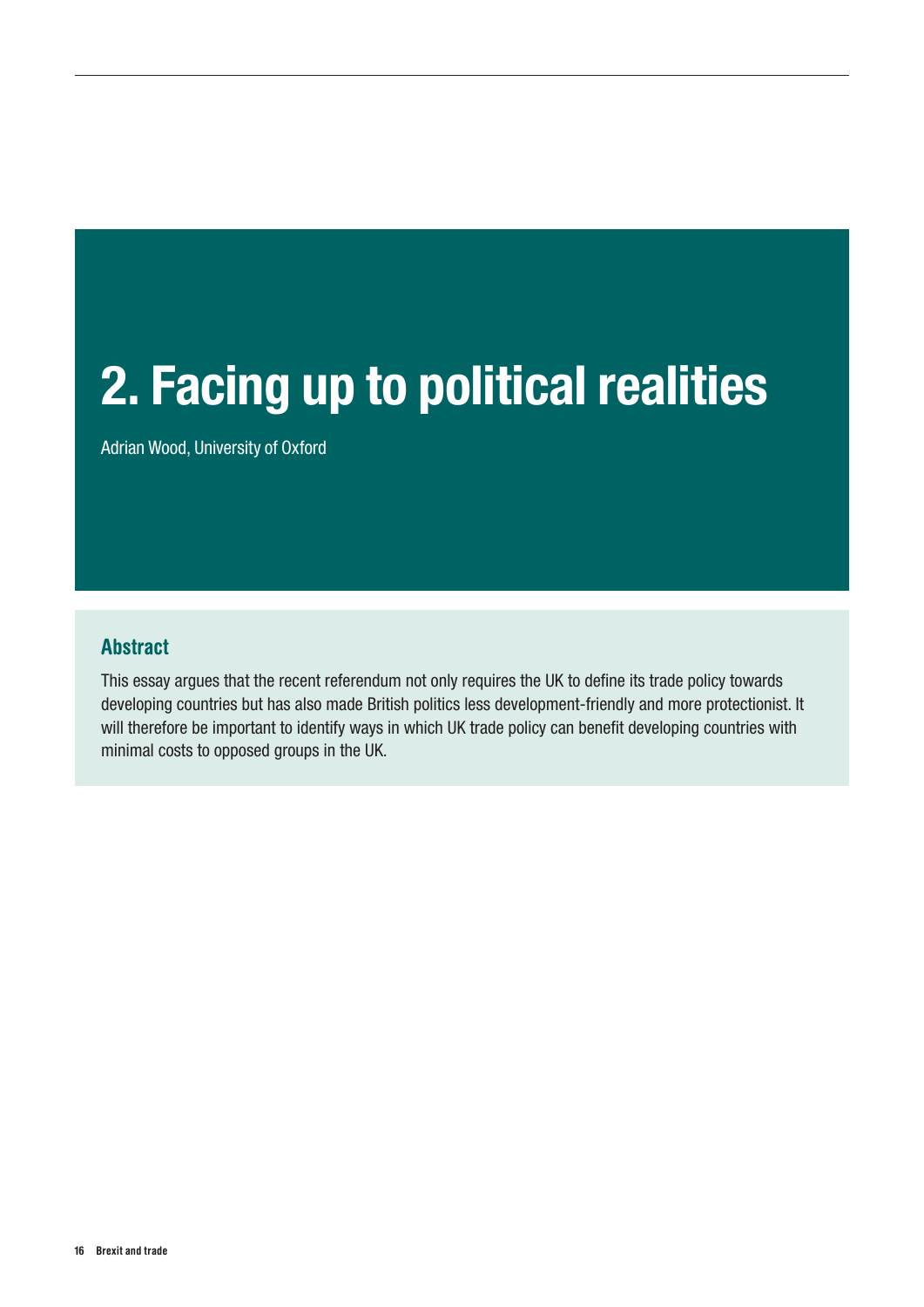# 2. Facing up to political realities

Adrian Wood, University of Oxford

## Abstract

This essay argues that the recent referendum not only requires the UK to define its trade policy towards developing countries but has also made British politics less development-friendly and more protectionist. It will therefore be important to identify ways in which UK trade policy can benefit developing countries with minimal costs to opposed groups in the UK.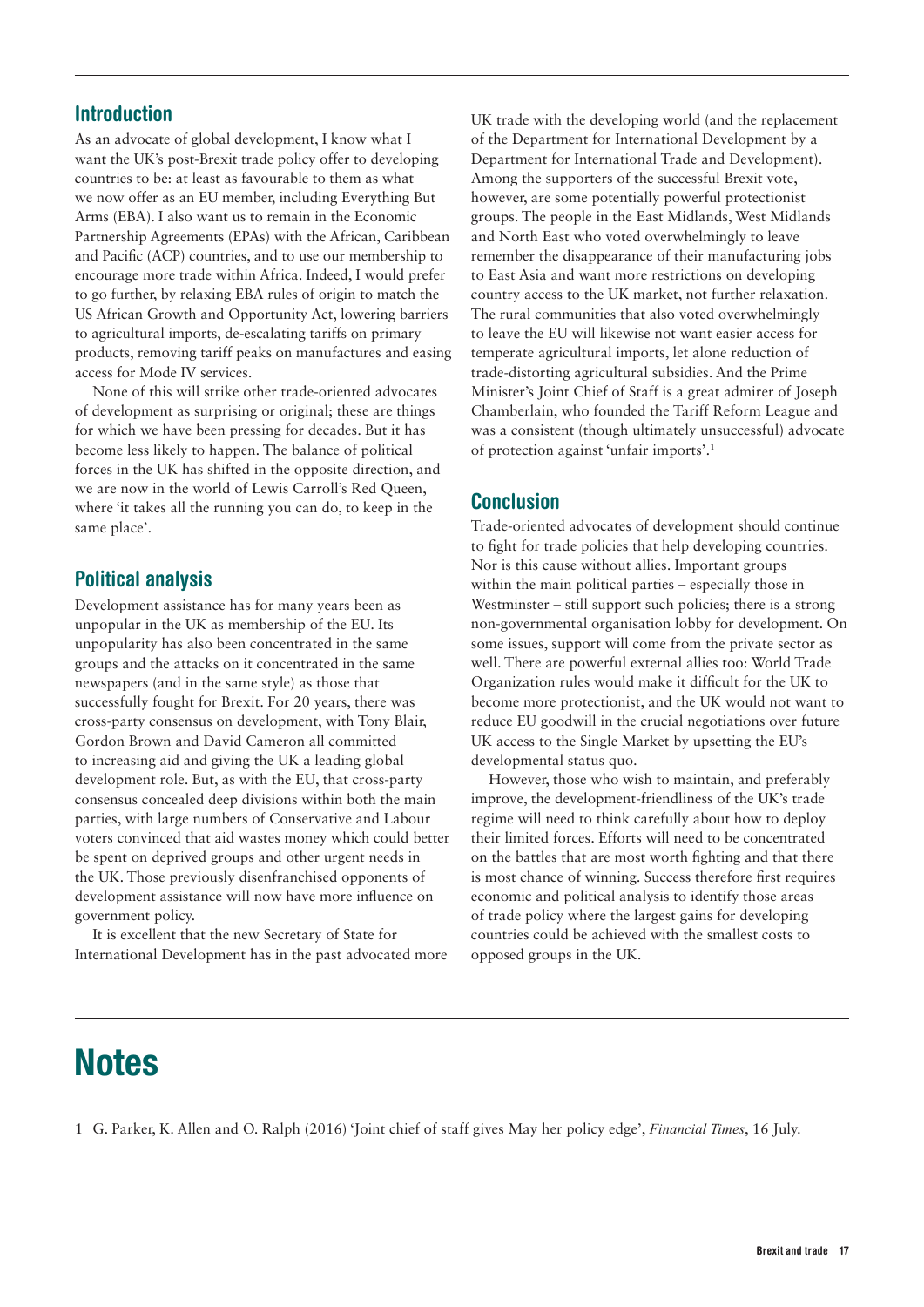## Introduction

As an advocate of global development, I know what I want the UK's post-Brexit trade policy offer to developing countries to be: at least as favourable to them as what we now offer as an EU member, including Everything But Arms (EBA). I also want us to remain in the Economic Partnership Agreements (EPAs) with the African, Caribbean and Pacific (ACP) countries, and to use our membership to encourage more trade within Africa. Indeed, I would prefer to go further, by relaxing EBA rules of origin to match the US African Growth and Opportunity Act, lowering barriers to agricultural imports, de-escalating tariffs on primary products, removing tariff peaks on manufactures and easing access for Mode IV services.

None of this will strike other trade-oriented advocates of development as surprising or original; these are things for which we have been pressing for decades. But it has become less likely to happen. The balance of political forces in the UK has shifted in the opposite direction, and we are now in the world of Lewis Carroll's Red Queen, where 'it takes all the running you can do, to keep in the same place'.

## Political analysis

Development assistance has for many years been as unpopular in the UK as membership of the EU. Its unpopularity has also been concentrated in the same groups and the attacks on it concentrated in the same newspapers (and in the same style) as those that successfully fought for Brexit. For 20 years, there was cross-party consensus on development, with Tony Blair, Gordon Brown and David Cameron all committed to increasing aid and giving the UK a leading global development role. But, as with the EU, that cross-party consensus concealed deep divisions within both the main parties, with large numbers of Conservative and Labour voters convinced that aid wastes money which could better be spent on deprived groups and other urgent needs in the UK. Those previously disenfranchised opponents of development assistance will now have more influence on government policy.

It is excellent that the new Secretary of State for International Development has in the past advocated more UK trade with the developing world (and the replacement of the Department for International Development by a Department for International Trade and Development). Among the supporters of the successful Brexit vote, however, are some potentially powerful protectionist groups. The people in the East Midlands, West Midlands and North East who voted overwhelmingly to leave remember the disappearance of their manufacturing jobs to East Asia and want more restrictions on developing country access to the UK market, not further relaxation. The rural communities that also voted overwhelmingly to leave the EU will likewise not want easier access for temperate agricultural imports, let alone reduction of trade-distorting agricultural subsidies. And the Prime Minister's Joint Chief of Staff is a great admirer of Joseph Chamberlain, who founded the Tariff Reform League and was a consistent (though ultimately unsuccessful) advocate of protection against 'unfair imports'.[1]

## Conclusion

Trade-oriented advocates of development should continue to fight for trade policies that help developing countries. Nor is this cause without allies. Important groups within the main political parties – especially those in Westminster – still support such policies; there is a strong non-governmental organisation lobby for development. On some issues, support will come from the private sector as well. There are powerful external allies too: World Trade Organization rules would make it difficult for the UK to become more protectionist, and the UK would not want to reduce EU goodwill in the crucial negotiations over future UK access to the Single Market by upsetting the EU's developmental status quo.

However, those who wish to maintain, and preferably improve, the development-friendliness of the UK's trade regime will need to think carefully about how to deploy their limited forces. Efforts will need to be concentrated on the battles that are most worth fighting and that there is most chance of winning. Success therefore first requires economic and political analysis to identify those areas of trade policy where the largest gains for developing countries could be achieved with the smallest costs to opposed groups in the UK.

# Notes

1 G. Parker, K. Allen and O. Ralph (2016) 'Joint chief of staff gives May her policy edge', *Financial Times*, 16 July.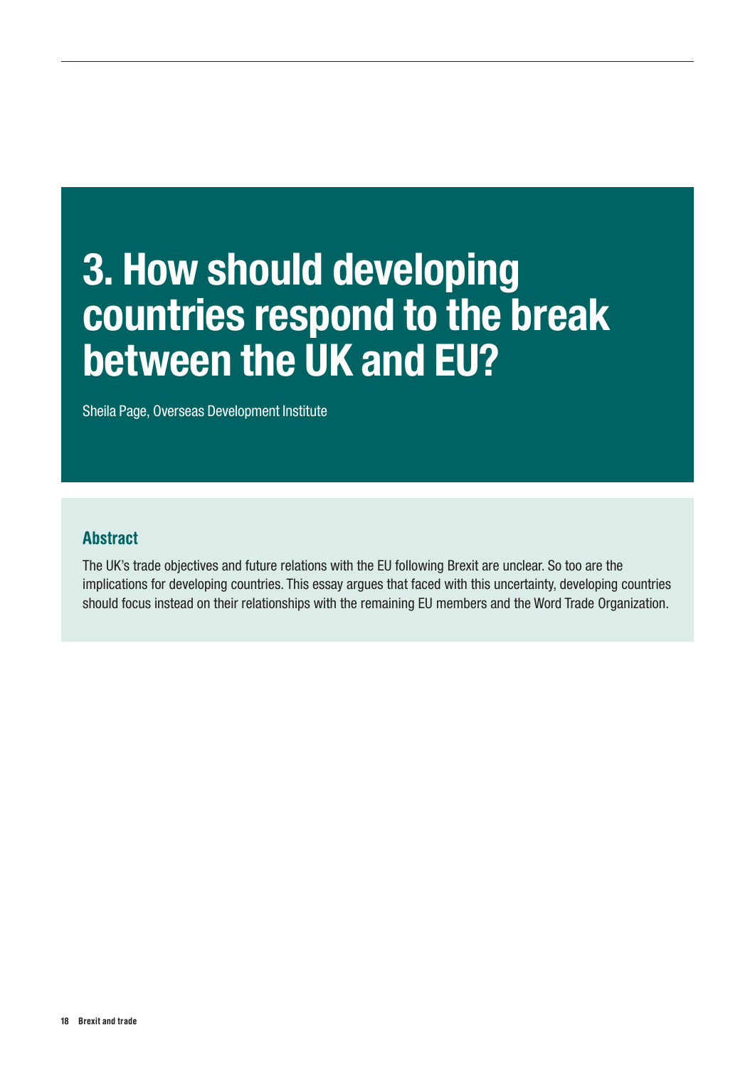# 3. How should developing countries respond to the break between the UK and EU?

Sheila Page, Overseas Development Institute

## Abstract

The UK's trade objectives and future relations with the EU following Brexit are unclear. So too are the implications for developing countries. This essay argues that faced with this uncertainty, developing countries should focus instead on their relationships with the remaining EU members and the Word Trade Organization.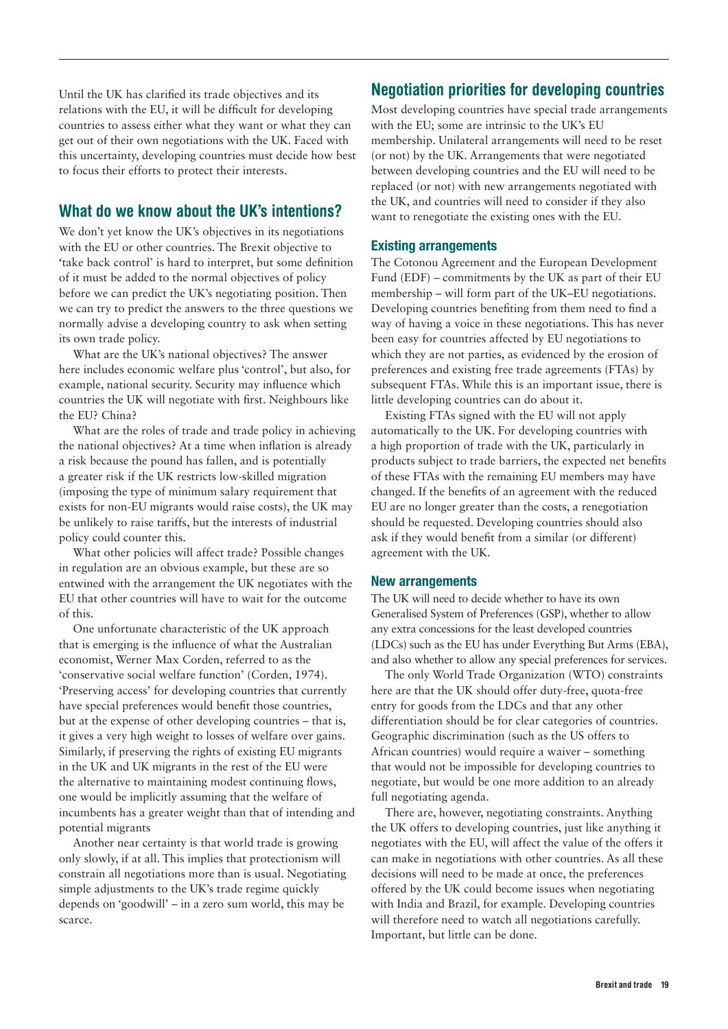Until the UK has clarified its trade objectives and its relations with the EU, it will be difficult for developing countries to assess either what they want or what they can get out of their own negotiations with the UK. Faced with this uncertainty, developing countries must decide how best to focus their efforts to protect their interests.

## What do we know about the UK's intentions?

We don't yet know the UK's objectives in its negotiations with the EU or other countries. The Brexit objective to 'take back control' is hard to interpret, but some definition of it must be added to the normal objectives of policy before we can predict the UK's negotiating position. Then we can try to predict the answers to the three questions we normally advise a developing country to ask when setting its own trade policy.

What are the UK's national objectives? The answer here includes economic welfare plus 'control', but also, for example, national security. Security may influence which countries the UK will negotiate with first. Neighbours like the EU? China?

What are the roles of trade and trade policy in achieving the national objectives? At a time when inflation is already a risk because the pound has fallen, and is potentially a greater risk if the UK restricts low-skilled migration (imposing the type of minimum salary requirement that exists for non-EU migrants would raise costs), the UK may be unlikely to raise tariffs, but the interests of industrial policy could counter this.

What other policies will affect trade? Possible changes in regulation are an obvious example, but these are so entwined with the arrangement the UK negotiates with the EU that other countries will have to wait for the outcome of this.

One unfortunate characteristic of the UK approach that is emerging is the influence of what the Australian economist, Werner Max Corden, referred to as the 'conservative social welfare function' (Corden, 1974). 'Preserving access' for developing countries that currently have special preferences would benefit those countries, but at the expense of other developing countries – that is, it gives a very high weight to losses of welfare over gains. Similarly, if preserving the rights of existing EU migrants in the UK and UK migrants in the rest of the EU were the alternative to maintaining modest continuing flows, one would be implicitly assuming that the welfare of incumbents has a greater weight than that of intending and potential migrants

Another near certainty is that world trade is growing only slowly, if at all. This implies that protectionism will constrain all negotiations more than is usual. Negotiating simple adjustments to the UK's trade regime quickly depends on 'goodwill' – in a zero sum world, this may be scarce.

## Negotiation priorities for developing countries

Most developing countries have special trade arrangements with the EU; some are intrinsic to the UK's EU membership. Unilateral arrangements will need to be reset (or not) by the UK. Arrangements that were negotiated between developing countries and the EU will need to be replaced (or not) with new arrangements negotiated with the UK, and countries will need to consider if they also want to renegotiate the existing ones with the EU.

### Existing arrangements

The Cotonou Agreement and the European Development Fund (EDF) – commitments by the UK as part of their EU membership – will form part of the UK–EU negotiations. Developing countries benefiting from them need to find a way of having a voice in these negotiations. This has never been easy for countries affected by EU negotiations to which they are not parties, as evidenced by the erosion of preferences and existing free trade agreements (FTAs) by subsequent FTAs. While this is an important issue, there is little developing countries can do about it.

Existing FTAs signed with the EU will not apply automatically to the UK. For developing countries with a high proportion of trade with the UK, particularly in products subject to trade barriers, the expected net benefits of these FTAs with the remaining EU members may have changed. If the benefits of an agreement with the reduced EU are no longer greater than the costs, a renegotiation should be requested. Developing countries should also ask if they would benefit from a similar (or different) agreement with the UK.

### New arrangements

The UK will need to decide whether to have its own Generalised System of Preferences (GSP), whether to allow any extra concessions for the least developed countries (LDCs) such as the EU has under Everything But Arms (EBA), and also whether to allow any special preferences for services.

The only World Trade Organization (WTO) constraints here are that the UK should offer duty-free, quota-free entry for goods from the LDCs and that any other differentiation should be for clear categories of countries. Geographic discrimination (such as the US offers to African countries) would require a waiver – something that would not be impossible for developing countries to negotiate, but would be one more addition to an already full negotiating agenda.

There are, however, negotiating constraints. Anything the UK offers to developing countries, just like anything it negotiates with the EU, will affect the value of the offers it can make in negotiations with other countries. As all these decisions will need to be made at once, the preferences offered by the UK could become issues when negotiating with India and Brazil, for example. Developing countries will therefore need to watch all negotiations carefully. Important, but little can be done.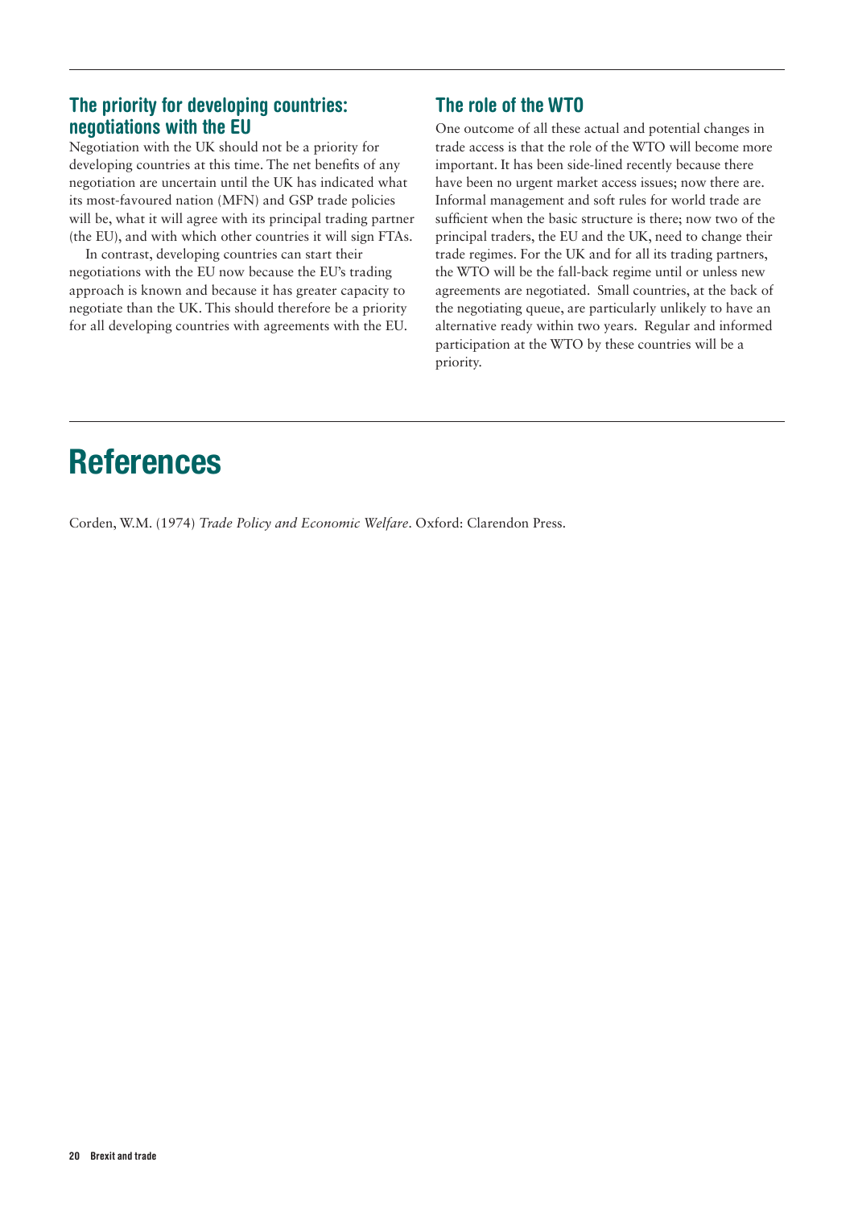## The priority for developing countries: negotiations with the EU

Negotiation with the UK should not be a priority for developing countries at this time. The net benefits of any negotiation are uncertain until the UK has indicated what its most-favoured nation (MFN) and GSP trade policies will be, what it will agree with its principal trading partner (the EU), and with which other countries it will sign FTAs.

In contrast, developing countries can start their negotiations with the EU now because the EU's trading approach is known and because it has greater capacity to negotiate than the UK. This should therefore be a priority for all developing countries with agreements with the EU.

## The role of the WTO

One outcome of all these actual and potential changes in trade access is that the role of the WTO will become more important. It has been side-lined recently because there have been no urgent market access issues; now there are. Informal management and soft rules for world trade are sufficient when the basic structure is there; now two of the principal traders, the EU and the UK, need to change their trade regimes. For the UK and for all its trading partners, the WTO will be the fall-back regime until or unless new agreements are negotiated. Small countries, at the back of the negotiating queue, are particularly unlikely to have an alternative ready within two years. Regular and informed participation at the WTO by these countries will be a priority.

# References

Corden, W.M. (1974) *Trade Policy and Economic Welfare*. Oxford: Clarendon Press.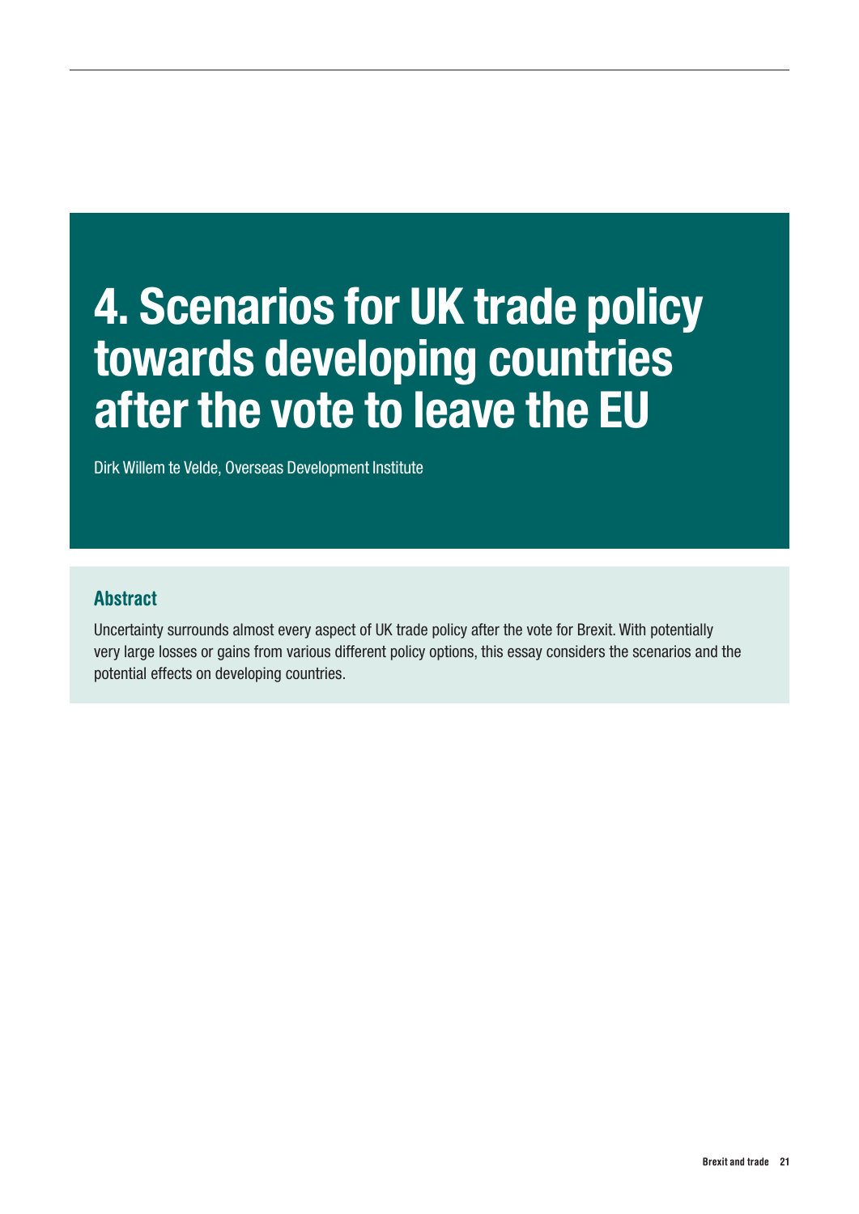# 4. Scenarios for UK trade policy towards developing countries after the vote to leave the EU

Dirk Willem te Velde, Overseas Development Institute

## Abstract

Uncertainty surrounds almost every aspect of UK trade policy after the vote for Brexit. With potentially very large losses or gains from various different policy options, this essay considers the scenarios and the potential effects on developing countries.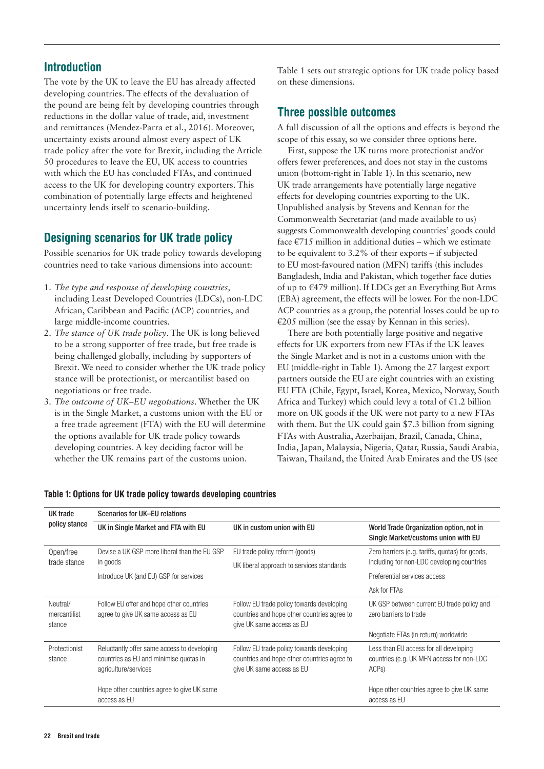## Introduction

The vote by the UK to leave the EU has already affected developing countries. The effects of the devaluation of the pound are being felt by developing countries through reductions in the dollar value of trade, aid, investment and remittances (Mendez-Parra et al., 2016). Moreover, uncertainty exists around almost every aspect of UK trade policy after the vote for Brexit, including the Article 50 procedures to leave the EU, UK access to countries with which the EU has concluded FTAs, and continued access to the UK for developing country exporters. This combination of potentially large effects and heightened uncertainty lends itself to scenario-building.

## Designing scenarios for UK trade policy

Possible scenarios for UK trade policy towards developing countries need to take various dimensions into account:

1. *The type and response of developing countries,* including Least Developed Countries (LDCs), non-LDC African, Caribbean and Pacific (ACP) countries, and large middle-income countries.
2. *The stance of UK trade policy.* The UK is long believed to be a strong supporter of free trade, but free trade is being challenged globally, including by supporters of Brexit. We need to consider whether the UK trade policy stance will be protectionist, or mercantilist based on negotiations or free trade.
3. *The outcome of UK–EU negotiations.* Whether the UK is in the Single Market, a customs union with the EU or a free trade agreement (FTA) with the EU will determine the options available for UK trade policy towards developing countries. A key deciding factor will be whether the UK remains part of the customs union.

Table 1 sets out strategic options for UK trade policy based on these dimensions.

## Three possible outcomes

A full discussion of all the options and effects is beyond the scope of this essay, so we consider three options here.

First, suppose the UK turns more protectionist and/or offers fewer preferences, and does not stay in the customs union (bottom-right in Table 1). In this scenario, new UK trade arrangements have potentially large negative effects for developing countries exporting to the UK. Unpublished analysis by Stevens and Kennan for the Commonwealth Secretariat (and made available to us) suggests Commonwealth developing countries' goods could face €715 million in additional duties – which we estimate to be equivalent to 3.2% of their exports – if subjected to EU most-favoured nation (MFN) tariffs (this includes Bangladesh, India and Pakistan, which together face duties of up to €479 million). If LDCs get an Everything But Arms (EBA) agreement, the effects will be lower. For the non-LDC ACP countries as a group, the potential losses could be up to €205 million (see the essay by Kennan in this series).

There are both potentially large positive and negative effects for UK exporters from new FTAs if the UK leaves the Single Market and is not in a customs union with the EU (middle-right in Table 1). Among the 27 largest export partners outside the EU are eight countries with an existing EU FTA (Chile, Egypt, Israel, Korea, Mexico, Norway, South Africa and Turkey) which could levy a total of €1.2 billion more on UK goods if the UK were not party to a new FTAs with them. But the UK could gain $7.3 billion from signing FTAs with Australia, Azerbaijan, Brazil, Canada, China, India, Japan, Malaysia, Nigeria, Qatar, Russia, Saudi Arabia, Taiwan, Thailand, the United Arab Emirates and the US (see

**Table 1: Options for UK trade policy towards developing countries**

| UK trade policy stance | Scenarios for UK–EU relations | | |
|---|---|---|---|
| | UK in Single Market and FTA with EU | UK in custom union with EU | World Trade Organization option, not in Single Market/customs union with EU |
| Open/free trade stance | Devise a UK GSP more liberal than the EU GSP in goods<br><br>Introduce UK (and EU) GSP for services | EU trade policy reform (goods)<br><br>UK liberal approach to services standards | Zero barriers (e.g. tariffs, quotas) for goods, including for non-LDC developing countries<br><br>Preferential services access<br><br>Ask for FTAs |
| Neutral/ mercantilist stance | Follow EU offer and hope other countries agree to give UK same access as EU | Follow EU trade policy towards developing countries and hope other countries agree to give UK same access as EU | UK GSP between current EU trade policy and zero barriers to trade<br><br>Negotiate FTAs (in return) worldwide |
| Protectionist stance | Reluctantly offer same access to developing countries as EU and minimise quotas in agriculture/services<br><br>Hope other countries agree to give UK same access as EU | Follow EU trade policy towards developing countries and hope other countries agree to give UK same access as EU | Less than EU access for all developing countries (e.g. UK MFN access for non-LDC ACPs)<br><br>Hope other countries agree to give UK same access as EU |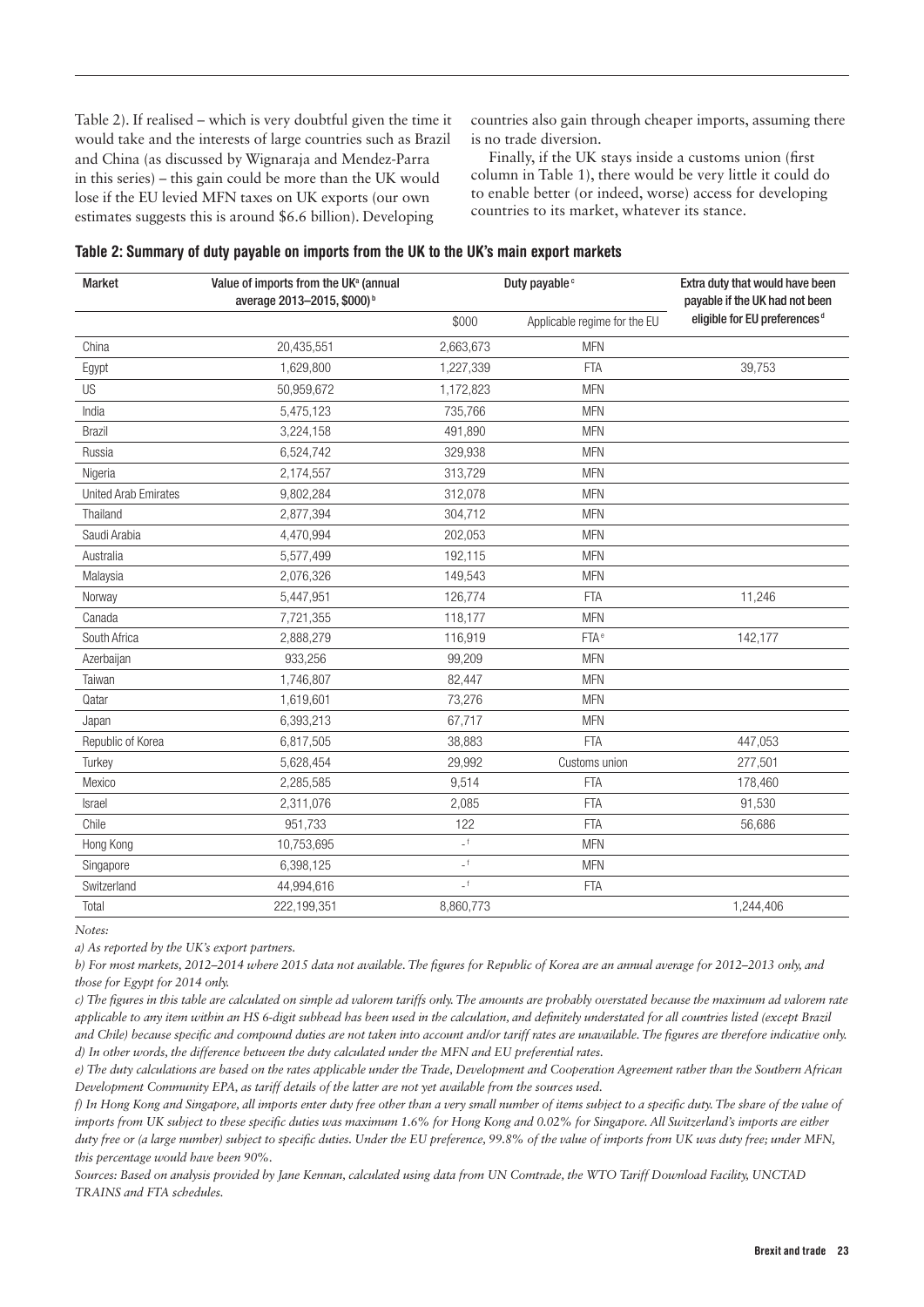Table 2). If realised – which is very doubtful given the time it would take and the interests of large countries such as Brazil and China (as discussed by Wignaraja and Mendez-Parra in this series) – this gain could be more than the UK would lose if the EU levied MFN taxes on UK exports (our own estimates suggests this is around $6.6 billion). Developing countries also gain through cheaper imports, assuming there is no trade diversion.

Finally, if the UK stays inside a customs union (first column in Table 1), there would be very little it could do to enable better (or indeed, worse) access for developing countries to its market, whatever its stance.

**Table 2: Summary of duty payable on imports from the UK to the UK's main export markets**

| Market | Value of imports from the UK[a] (annual average 2013–2015, $000)[b] | Duty payable[c] | | Extra duty that would have been payable if the UK had not been eligible for EU preferences[d] |
|---|---|---|---|---|
| | | $000 | Applicable regime for the EU | |
| China | 20,435,551 | 2,663,673 | MFN | |
| Egypt | 1,629,800 | 1,227,339 | FTA | 39,753 |
| US | 50,959,672 | 1,172,823 | MFN | |
| India | 5,475,123 | 735,766 | MFN | |
| Brazil | 3,224,158 | 491,890 | MFN | |
| Russia | 6,524,742 | 329,938 | MFN | |
| Nigeria | 2,174,557 | 313,729 | MFN | |
| United Arab Emirates | 9,802,284 | 312,078 | MFN | |
| Thailand | 2,877,394 | 304,712 | MFN | |
| Saudi Arabia | 4,470,994 | 202,053 | MFN | |
| Australia | 5,577,499 | 192,115 | MFN | |
| Malaysia | 2,076,326 | 149,543 | MFN | |
| Norway | 5,447,951 | 126,774 | FTA | 11,246 |
| Canada | 7,721,355 | 118,177 | MFN | |
| South Africa | 2,888,279 | 116,919 | FTA[e] | 142,177 |
| Azerbaijan | 933,256 | 99,209 | MFN | |
| Taiwan | 1,746,807 | 82,447 | MFN | |
| Qatar | 1,619,601 | 73,276 | MFN | |
| Japan | 6,393,213 | 67,717 | MFN | |
| Republic of Korea | 6,817,505 | 38,883 | FTA | 447,053 |
| Turkey | 5,628,454 | 29,992 | Customs union | 277,501 |
| Mexico | 2,285,585 | 9,514 | FTA | 178,460 |
| Israel | 2,311,076 | 2,085 | FTA | 91,530 |
| Chile | 951,733 | 122 | FTA | 56,686 |
| Hong Kong | 10,753,695 | -[f] | MFN | |
| Singapore | 6,398,125 | -[f] | MFN | |
| Switzerland | 44,994,616 | -[f] | FTA | |
| Total | 222,199,351 | 8,860,773 | | 1,244,406 |

*Notes:*

*a) As reported by the UK's export partners.*

*b) For most markets, 2012–2014 where 2015 data not available. The figures for Republic of Korea are an annual average for 2012–2013 only, and those for Egypt for 2014 only.*

*c) The figures in this table are calculated on simple ad valorem tariffs only. The amounts are probably overstated because the maximum ad valorem rate applicable to any item within an HS 6-digit subhead has been used in the calculation, and definitely understated for all countries listed (except Brazil and Chile) because specific and compound duties are not taken into account and/or tariff rates are unavailable. The figures are therefore indicative only.*

*d) In other words, the difference between the duty calculated under the MFN and EU preferential rates.*

*e) The duty calculations are based on the rates applicable under the Trade, Development and Cooperation Agreement rather than the Southern African Development Community EPA, as tariff details of the latter are not yet available from the sources used.*

*f) In Hong Kong and Singapore, all imports enter duty free other than a very small number of items subject to a specific duty. The share of the value of imports from UK subject to these specific duties was maximum 1.6% for Hong Kong and 0.02% for Singapore. All Switzerland's imports are either duty free or (a large number) subject to specific duties. Under the EU preference, 99.8% of the value of imports from UK was duty free; under MFN, this percentage would have been 90%.*

*Sources: Based on analysis provided by Jane Kennan, calculated using data from UN Comtrade, the WTO Tariff Download Facility, UNCTAD TRAINS and FTA schedules.*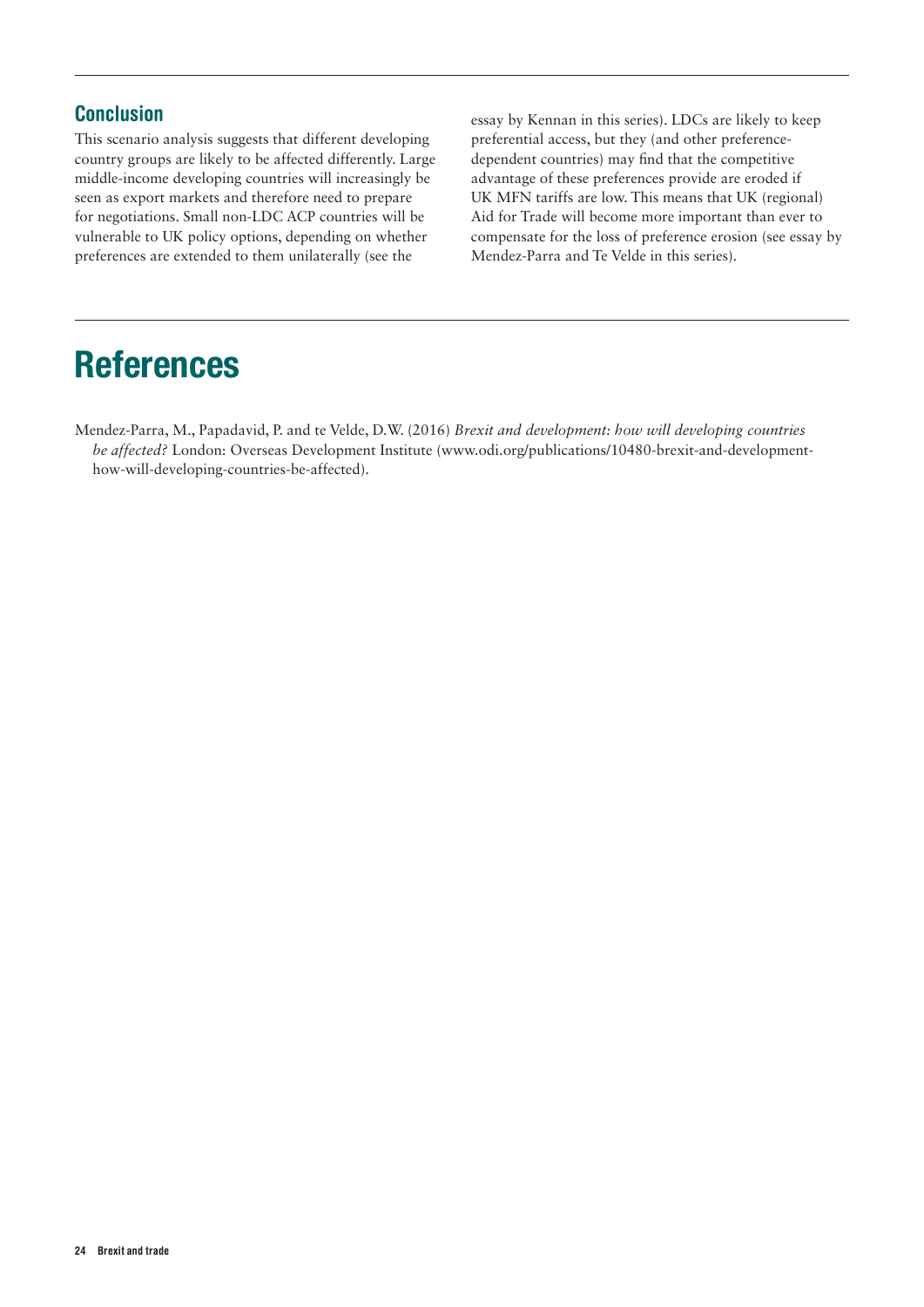## Conclusion

This scenario analysis suggests that different developing country groups are likely to be affected differently. Large middle-income developing countries will increasingly be seen as export markets and therefore need to prepare for negotiations. Small non-LDC ACP countries will be vulnerable to UK policy options, depending on whether preferences are extended to them unilaterally (see the essay by Kennan in this series). LDCs are likely to keep preferential access, but they (and other preference-dependent countries) may find that the competitive advantage of these preferences provide are eroded if UK MFN tariffs are low. This means that UK (regional) Aid for Trade will become more important than ever to compensate for the loss of preference erosion (see essay by Mendez-Parra and Te Velde in this series).

# References

Mendez-Parra, M., Papadavid, P. and te Velde, D.W. (2016) *Brexit and development: how will developing countries be affected?* London: Overseas Development Institute (www.odi.org/publications/10480-brexit-and-development-how-will-developing-countries-be-affected).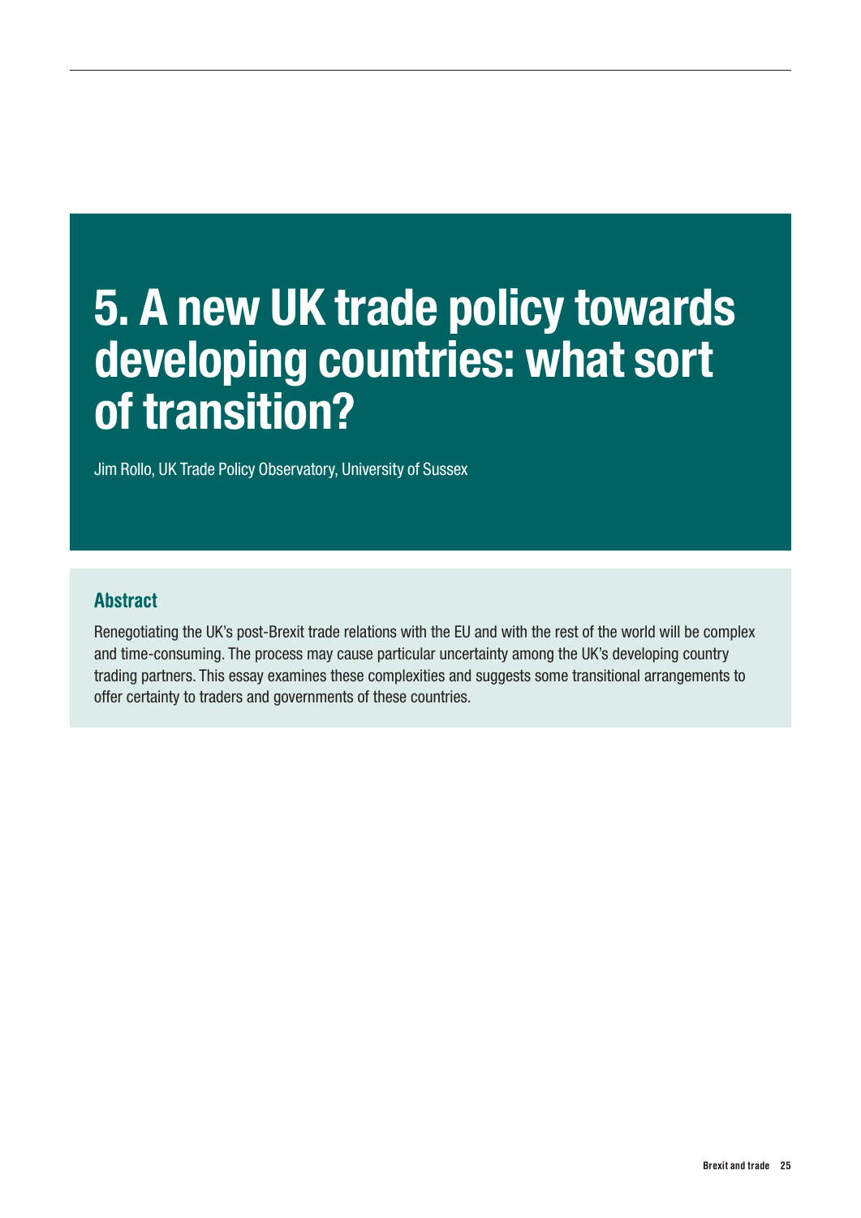# 5. A new UK trade policy towards developing countries: what sort of transition?

Jim Rollo, UK Trade Policy Observatory, University of Sussex

## Abstract

Renegotiating the UK's post-Brexit trade relations with the EU and with the rest of the world will be complex and time-consuming. The process may cause particular uncertainty among the UK's developing country trading partners. This essay examines these complexities and suggests some transitional arrangements to offer certainty to traders and governments of these countries.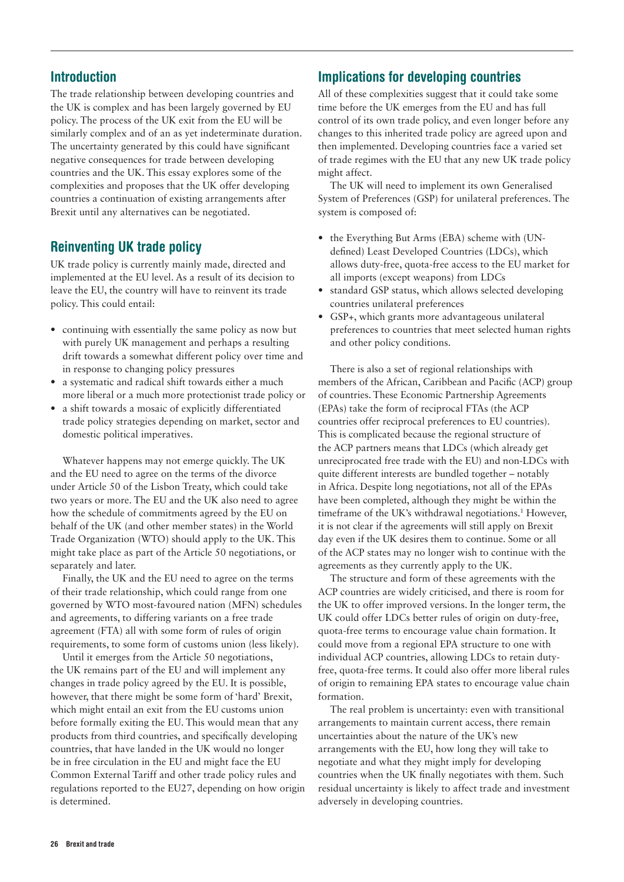## Introduction

The trade relationship between developing countries and the UK is complex and has been largely governed by EU policy. The process of the UK exit from the EU will be similarly complex and of an as yet indeterminate duration. The uncertainty generated by this could have significant negative consequences for trade between developing countries and the UK. This essay explores some of the complexities and proposes that the UK offer developing countries a continuation of existing arrangements after Brexit until any alternatives can be negotiated.

## Reinventing UK trade policy

UK trade policy is currently mainly made, directed and implemented at the EU level. As a result of its decision to leave the EU, the country will have to reinvent its trade policy. This could entail:

- continuing with essentially the same policy as now but with purely UK management and perhaps a resulting drift towards a somewhat different policy over time and in response to changing policy pressures
- a systematic and radical shift towards either a much more liberal or a much more protectionist trade policy or
- a shift towards a mosaic of explicitly differentiated trade policy strategies depending on market, sector and domestic political imperatives.

Whatever happens may not emerge quickly. The UK and the EU need to agree on the terms of the divorce under Article 50 of the Lisbon Treaty, which could take two years or more. The EU and the UK also need to agree how the schedule of commitments agreed by the EU on behalf of the UK (and other member states) in the World Trade Organization (WTO) should apply to the UK. This might take place as part of the Article 50 negotiations, or separately and later.

Finally, the UK and the EU need to agree on the terms of their trade relationship, which could range from one governed by WTO most-favoured nation (MFN) schedules and agreements, to differing variants on a free trade agreement (FTA) all with some form of rules of origin requirements, to some form of customs union (less likely).

Until it emerges from the Article 50 negotiations, the UK remains part of the EU and will implement any changes in trade policy agreed by the EU. It is possible, however, that there might be some form of 'hard' Brexit, which might entail an exit from the EU customs union before formally exiting the EU. This would mean that any products from third countries, and specifically developing countries, that have landed in the UK would no longer be in free circulation in the EU and might face the EU Common External Tariff and other trade policy rules and regulations reported to the EU27, depending on how origin is determined.

## Implications for developing countries

All of these complexities suggest that it could take some time before the UK emerges from the EU and has full control of its own trade policy, and even longer before any changes to this inherited trade policy are agreed upon and then implemented. Developing countries face a varied set of trade regimes with the EU that any new UK trade policy might affect.

The UK will need to implement its own Generalised System of Preferences (GSP) for unilateral preferences. The system is composed of:

- the Everything But Arms (EBA) scheme with (UN-defined) Least Developed Countries (LDCs), which allows duty-free, quota-free access to the EU market for all imports (except weapons) from LDCs
- standard GSP status, which allows selected developing countries unilateral preferences
- GSP+, which grants more advantageous unilateral preferences to countries that meet selected human rights and other policy conditions.

There is also a set of regional relationships with members of the African, Caribbean and Pacific (ACP) group of countries. These Economic Partnership Agreements (EPAs) take the form of reciprocal FTAs (the ACP countries offer reciprocal preferences to EU countries). This is complicated because the regional structure of the ACP partners means that LDCs (which already get unreciprocated free trade with the EU) and non-LDCs with quite different interests are bundled together – notably in Africa. Despite long negotiations, not all of the EPAs have been completed, although they might be within the timeframe of the UK's withdrawal negotiations.[1] However, it is not clear if the agreements will still apply on Brexit day even if the UK desires them to continue. Some or all of the ACP states may no longer wish to continue with the agreements as they currently apply to the UK.

The structure and form of these agreements with the ACP countries are widely criticised, and there is room for the UK to offer improved versions. In the longer term, the UK could offer LDCs better rules of origin on duty-free, quota-free terms to encourage value chain formation. It could move from a regional EPA structure to one with individual ACP countries, allowing LDCs to retain duty-free, quota-free terms. It could also offer more liberal rules of origin to remaining EPA states to encourage value chain formation.

The real problem is uncertainty: even with transitional arrangements to maintain current access, there remain uncertainties about the nature of the UK's new arrangements with the EU, how long they will take to negotiate and what they might imply for developing countries when the UK finally negotiates with them. Such residual uncertainty is likely to affect trade and investment adversely in developing countries.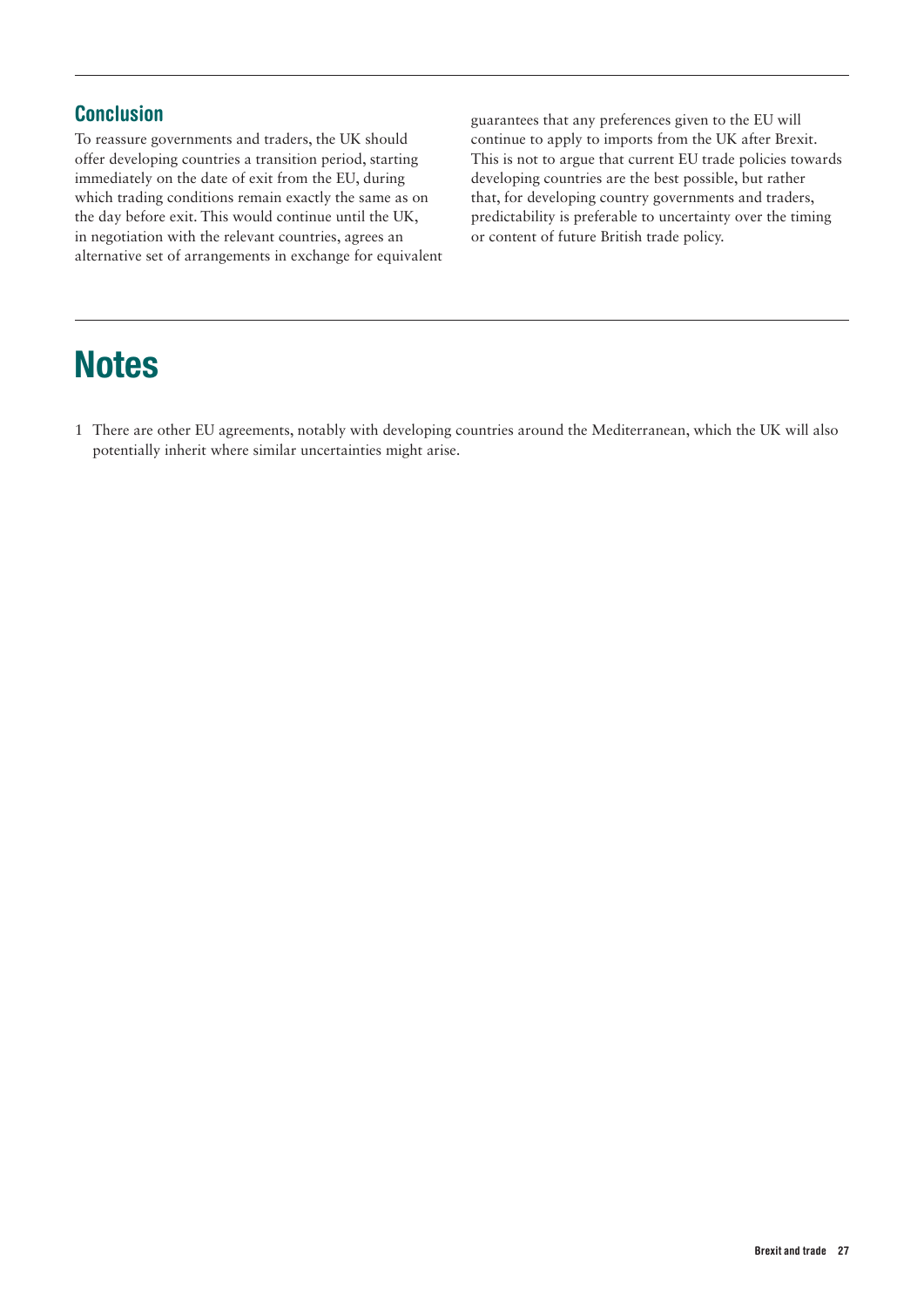## Conclusion

To reassure governments and traders, the UK should offer developing countries a transition period, starting immediately on the date of exit from the EU, during which trading conditions remain exactly the same as on the day before exit. This would continue until the UK, in negotiation with the relevant countries, agrees an alternative set of arrangements in exchange for equivalent guarantees that any preferences given to the EU will continue to apply to imports from the UK after Brexit. This is not to argue that current EU trade policies towards developing countries are the best possible, but rather that, for developing country governments and traders, predictability is preferable to uncertainty over the timing or content of future British trade policy.

# Notes

1 There are other EU agreements, notably with developing countries around the Mediterranean, which the UK will also potentially inherit where similar uncertainties might arise.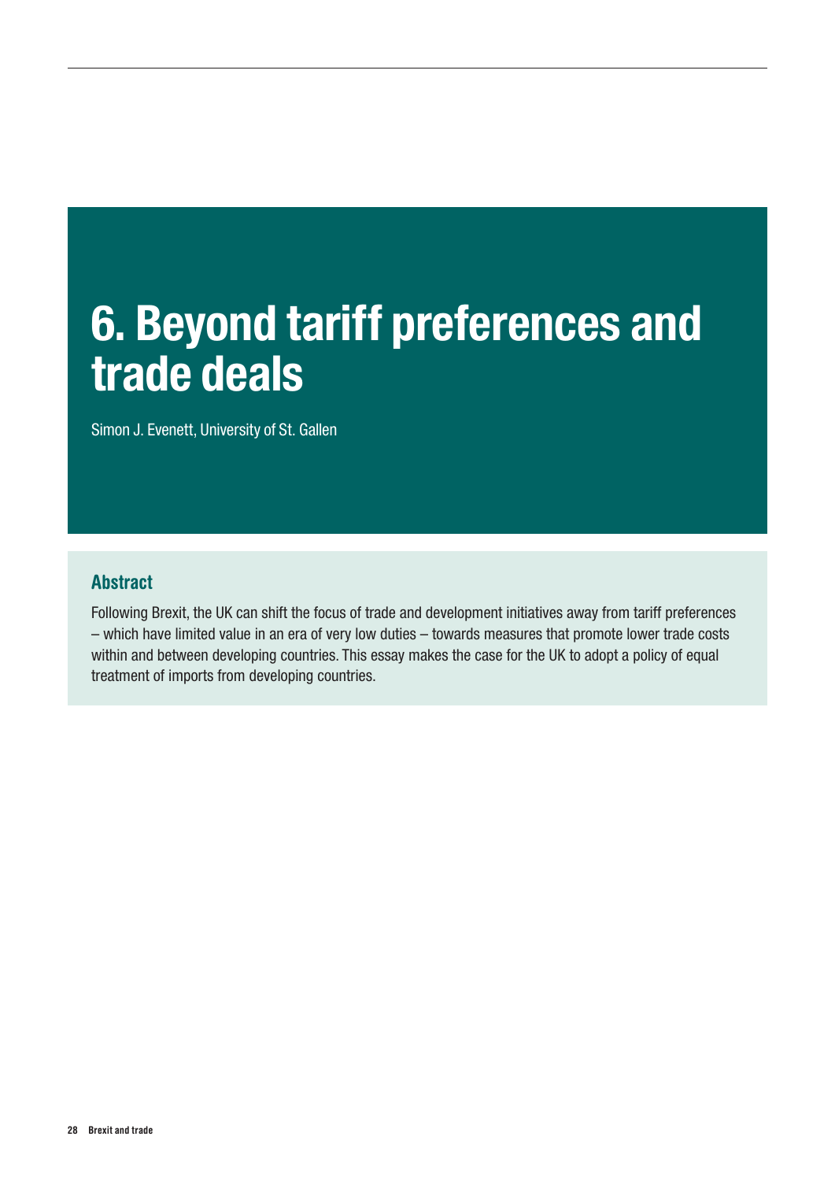# 6. Beyond tariff preferences and trade deals

Simon J. Evenett, University of St. Gallen

## Abstract

Following Brexit, the UK can shift the focus of trade and development initiatives away from tariff preferences – which have limited value in an era of very low duties – towards measures that promote lower trade costs within and between developing countries. This essay makes the case for the UK to adopt a policy of equal treatment of imports from developing countries.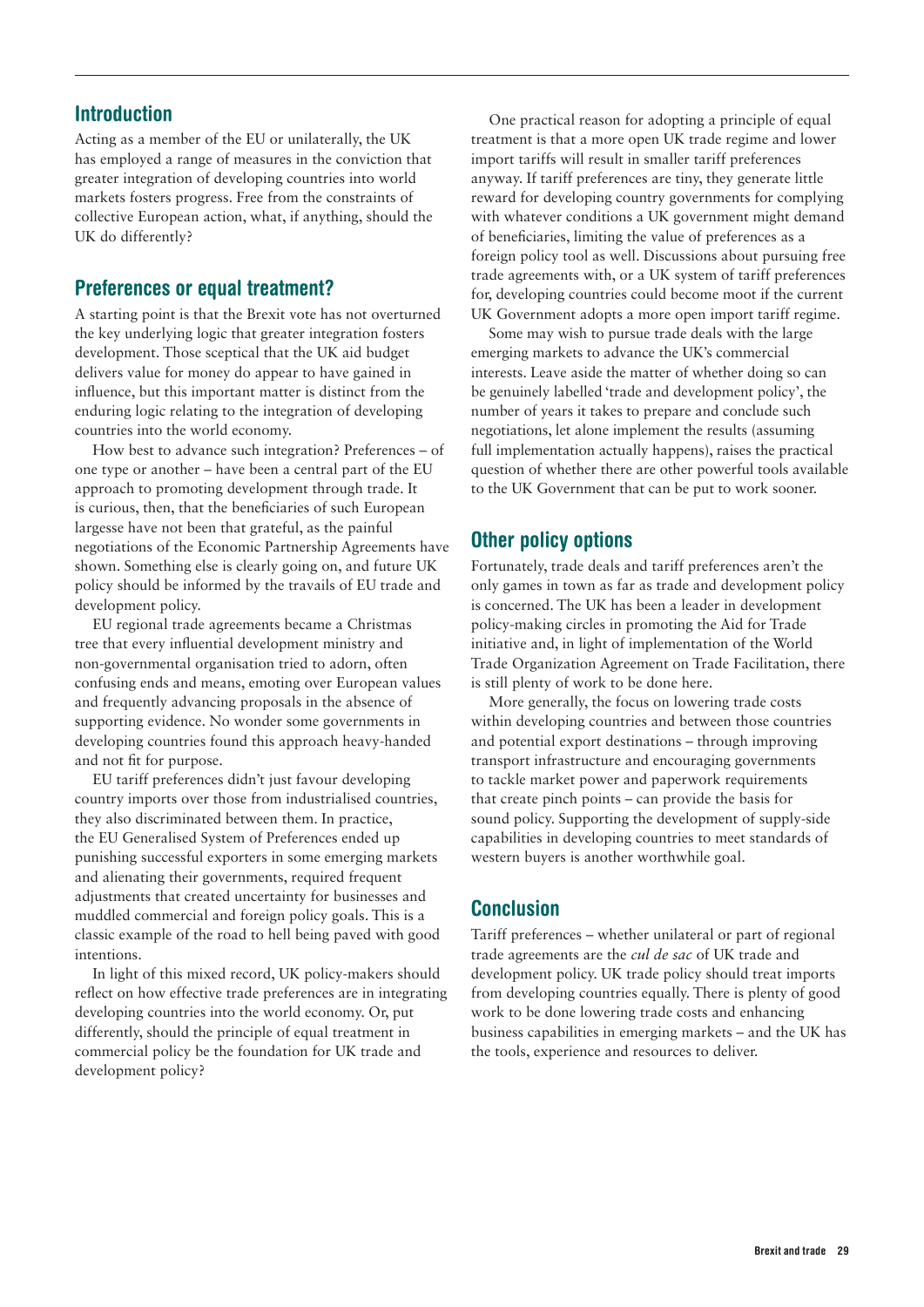## Introduction

Acting as a member of the EU or unilaterally, the UK has employed a range of measures in the conviction that greater integration of developing countries into world markets fosters progress. Free from the constraints of collective European action, what, if anything, should the UK do differently?

## Preferences or equal treatment?

A starting point is that the Brexit vote has not overturned the key underlying logic that greater integration fosters development. Those sceptical that the UK aid budget delivers value for money do appear to have gained in influence, but this important matter is distinct from the enduring logic relating to the integration of developing countries into the world economy.

How best to advance such integration? Preferences – of one type or another – have been a central part of the EU approach to promoting development through trade. It is curious, then, that the beneficiaries of such European largesse have not been that grateful, as the painful negotiations of the Economic Partnership Agreements have shown. Something else is clearly going on, and future UK policy should be informed by the travails of EU trade and development policy.

EU regional trade agreements became a Christmas tree that every influential development ministry and non-governmental organisation tried to adorn, often confusing ends and means, emoting over European values and frequently advancing proposals in the absence of supporting evidence. No wonder some governments in developing countries found this approach heavy-handed and not fit for purpose.

EU tariff preferences didn't just favour developing country imports over those from industrialised countries, they also discriminated between them. In practice, the EU Generalised System of Preferences ended up punishing successful exporters in some emerging markets and alienating their governments, required frequent adjustments that created uncertainty for businesses and muddled commercial and foreign policy goals. This is a classic example of the road to hell being paved with good intentions.

In light of this mixed record, UK policy-makers should reflect on how effective trade preferences are in integrating developing countries into the world economy. Or, put differently, should the principle of equal treatment in commercial policy be the foundation for UK trade and development policy?

One practical reason for adopting a principle of equal treatment is that a more open UK trade regime and lower import tariffs will result in smaller tariff preferences anyway. If tariff preferences are tiny, they generate little reward for developing country governments for complying with whatever conditions a UK government might demand of beneficiaries, limiting the value of preferences as a foreign policy tool as well. Discussions about pursuing free trade agreements with, or a UK system of tariff preferences for, developing countries could become moot if the current UK Government adopts a more open import tariff regime.

Some may wish to pursue trade deals with the large emerging markets to advance the UK's commercial interests. Leave aside the matter of whether doing so can be genuinely labelled 'trade and development policy', the number of years it takes to prepare and conclude such negotiations, let alone implement the results (assuming full implementation actually happens), raises the practical question of whether there are other powerful tools available to the UK Government that can be put to work sooner.

## Other policy options

Fortunately, trade deals and tariff preferences aren't the only games in town as far as trade and development policy is concerned. The UK has been a leader in development policy-making circles in promoting the Aid for Trade initiative and, in light of implementation of the World Trade Organization Agreement on Trade Facilitation, there is still plenty of work to be done here.

More generally, the focus on lowering trade costs within developing countries and between those countries and potential export destinations – through improving transport infrastructure and encouraging governments to tackle market power and paperwork requirements that create pinch points – can provide the basis for sound policy. Supporting the development of supply-side capabilities in developing countries to meet standards of western buyers is another worthwhile goal.

## Conclusion

Tariff preferences – whether unilateral or part of regional trade agreements are the *cul de sac* of UK trade and development policy. UK trade policy should treat imports from developing countries equally. There is plenty of good work to be done lowering trade costs and enhancing business capabilities in emerging markets – and the UK has the tools, experience and resources to deliver.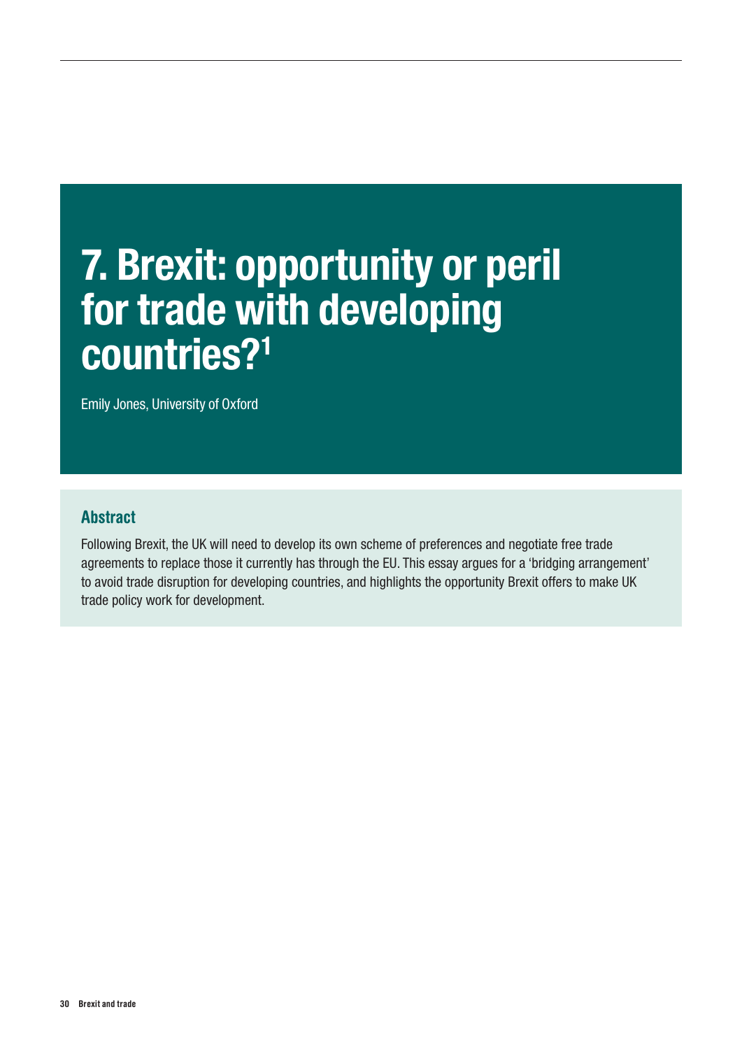# 7. Brexit: opportunity or peril for trade with developing countries?[1]

Emily Jones, University of Oxford

## Abstract

Following Brexit, the UK will need to develop its own scheme of preferences and negotiate free trade agreements to replace those it currently has through the EU. This essay argues for a 'bridging arrangement' to avoid trade disruption for developing countries, and highlights the opportunity Brexit offers to make UK trade policy work for development.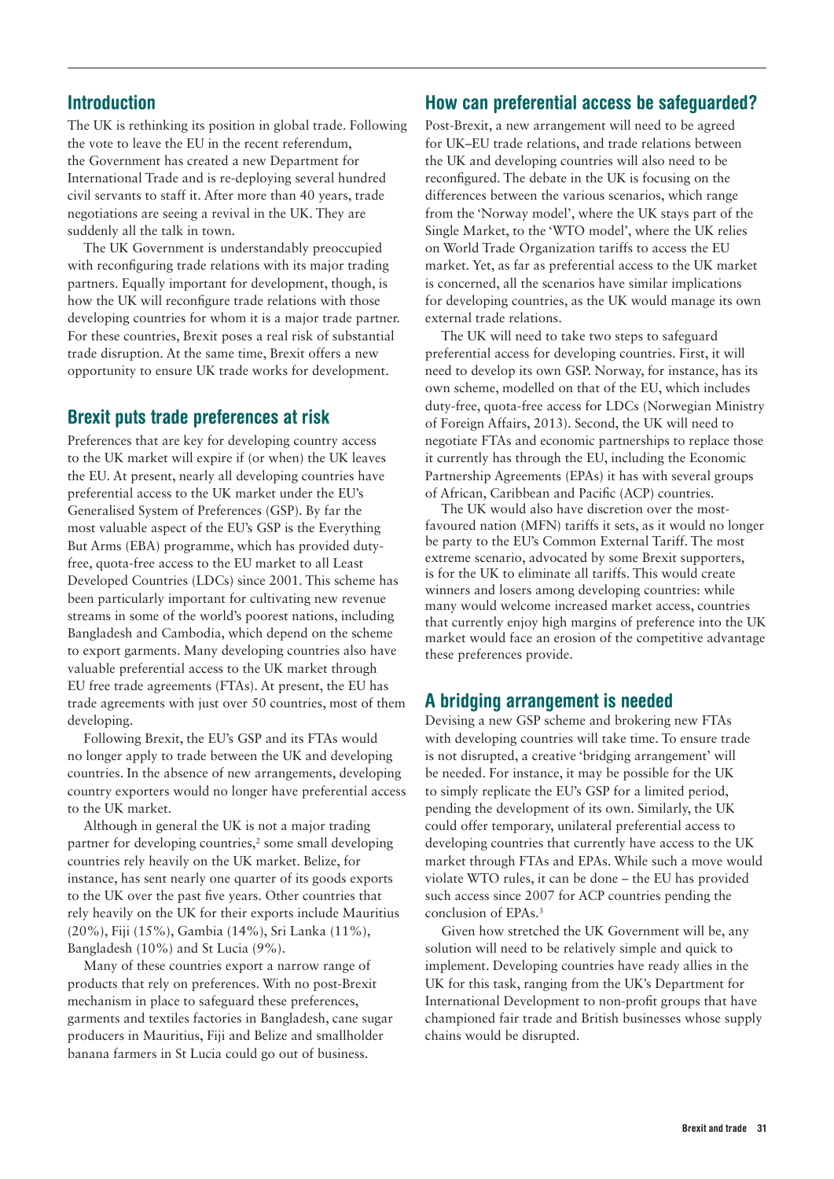## Introduction

The UK is rethinking its position in global trade. Following the vote to leave the EU in the recent referendum, the Government has created a new Department for International Trade and is re-deploying several hundred civil servants to staff it. After more than 40 years, trade negotiations are seeing a revival in the UK. They are suddenly all the talk in town.

The UK Government is understandably preoccupied with reconfiguring trade relations with its major trading partners. Equally important for development, though, is how the UK will reconfigure trade relations with those developing countries for whom it is a major trade partner. For these countries, Brexit poses a real risk of substantial trade disruption. At the same time, Brexit offers a new opportunity to ensure UK trade works for development.

## Brexit puts trade preferences at risk

Preferences that are key for developing country access to the UK market will expire if (or when) the UK leaves the EU. At present, nearly all developing countries have preferential access to the UK market under the EU's Generalised System of Preferences (GSP). By far the most valuable aspect of the EU's GSP is the Everything But Arms (EBA) programme, which has provided duty-free, quota-free access to the EU market to all Least Developed Countries (LDCs) since 2001. This scheme has been particularly important for cultivating new revenue streams in some of the world's poorest nations, including Bangladesh and Cambodia, which depend on the scheme to export garments. Many developing countries also have valuable preferential access to the UK market through EU free trade agreements (FTAs). At present, the EU has trade agreements with just over 50 countries, most of them developing.

Following Brexit, the EU's GSP and its FTAs would no longer apply to trade between the UK and developing countries. In the absence of new arrangements, developing country exporters would no longer have preferential access to the UK market.

Although in general the UK is not a major trading partner for developing countries,[2] some small developing countries rely heavily on the UK market. Belize, for instance, has sent nearly one quarter of its goods exports to the UK over the past five years. Other countries that rely heavily on the UK for their exports include Mauritius (20%), Fiji (15%), Gambia (14%), Sri Lanka (11%), Bangladesh (10%) and St Lucia (9%).

Many of these countries export a narrow range of products that rely on preferences. With no post-Brexit mechanism in place to safeguard these preferences, garments and textiles factories in Bangladesh, cane sugar producers in Mauritius, Fiji and Belize and smallholder banana farmers in St Lucia could go out of business.

## How can preferential access be safeguarded?

Post-Brexit, a new arrangement will need to be agreed for UK–EU trade relations, and trade relations between the UK and developing countries will also need to be reconfigured. The debate in the UK is focusing on the differences between the various scenarios, which range from the 'Norway model', where the UK stays part of the Single Market, to the 'WTO model', where the UK relies on World Trade Organization tariffs to access the EU market. Yet, as far as preferential access to the UK market is concerned, all the scenarios have similar implications for developing countries, as the UK would manage its own external trade relations.

The UK will need to take two steps to safeguard preferential access for developing countries. First, it will need to develop its own GSP. Norway, for instance, has its own scheme, modelled on that of the EU, which includes duty-free, quota-free access for LDCs (Norwegian Ministry of Foreign Affairs, 2013). Second, the UK will need to negotiate FTAs and economic partnerships to replace those it currently has through the EU, including the Economic Partnership Agreements (EPAs) it has with several groups of African, Caribbean and Pacific (ACP) countries.

The UK would also have discretion over the most-favoured nation (MFN) tariffs it sets, as it would no longer be party to the EU's Common External Tariff. The most extreme scenario, advocated by some Brexit supporters, is for the UK to eliminate all tariffs. This would create winners and losers among developing countries: while many would welcome increased market access, countries that currently enjoy high margins of preference into the UK market would face an erosion of the competitive advantage these preferences provide.

## A bridging arrangement is needed

Devising a new GSP scheme and brokering new FTAs with developing countries will take time. To ensure trade is not disrupted, a creative 'bridging arrangement' will be needed. For instance, it may be possible for the UK to simply replicate the EU's GSP for a limited period, pending the development of its own. Similarly, the UK could offer temporary, unilateral preferential access to developing countries that currently have access to the UK market through FTAs and EPAs. While such a move would violate WTO rules, it can be done – the EU has provided such access since 2007 for ACP countries pending the conclusion of EPAs.[3]

Given how stretched the UK Government will be, any solution will need to be relatively simple and quick to implement. Developing countries have ready allies in the UK for this task, ranging from the UK's Department for International Development to non-profit groups that have championed fair trade and British businesses whose supply chains would be disrupted.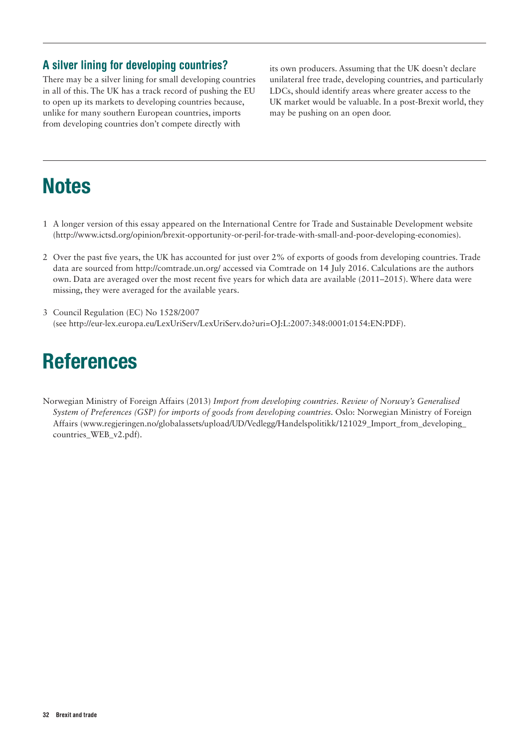### A silver lining for developing countries?

There may be a silver lining for small developing countries in all of this. The UK has a track record of pushing the EU to open up its markets to developing countries because, unlike for many southern European countries, imports from developing countries don't compete directly with its own producers. Assuming that the UK doesn't declare unilateral free trade, developing countries, and particularly LDCs, should identify areas where greater access to the UK market would be valuable. In a post-Brexit world, they may be pushing on an open door.

## Notes

1 A longer version of this essay appeared on the International Centre for Trade and Sustainable Development website (http://www.ictsd.org/opinion/brexit-opportunity-or-peril-for-trade-with-small-and-poor-developing-economies).

2 Over the past five years, the UK has accounted for just over 2% of exports of goods from developing countries. Trade data are sourced from http://comtrade.un.org/ accessed via Comtrade on 14 July 2016. Calculations are the authors own. Data are averaged over the most recent five years for which data are available (2011–2015). Where data were missing, they were averaged for the available years.

3 Council Regulation (EC) No 1528/2007 (see http://eur-lex.europa.eu/LexUriServ/LexUriServ.do?uri=OJ:L:2007:348:0001:0154:EN:PDF).

## References

Norwegian Ministry of Foreign Affairs (2013) *Import from developing countries. Review of Norway's Generalised System of Preferences (GSP) for imports of goods from developing countries.* Oslo: Norwegian Ministry of Foreign Affairs (www.regjeringen.no/globalassets/upload/UD/Vedlegg/Handelspolitikk/121029_Import_from_developing_countries_WEB_v2.pdf).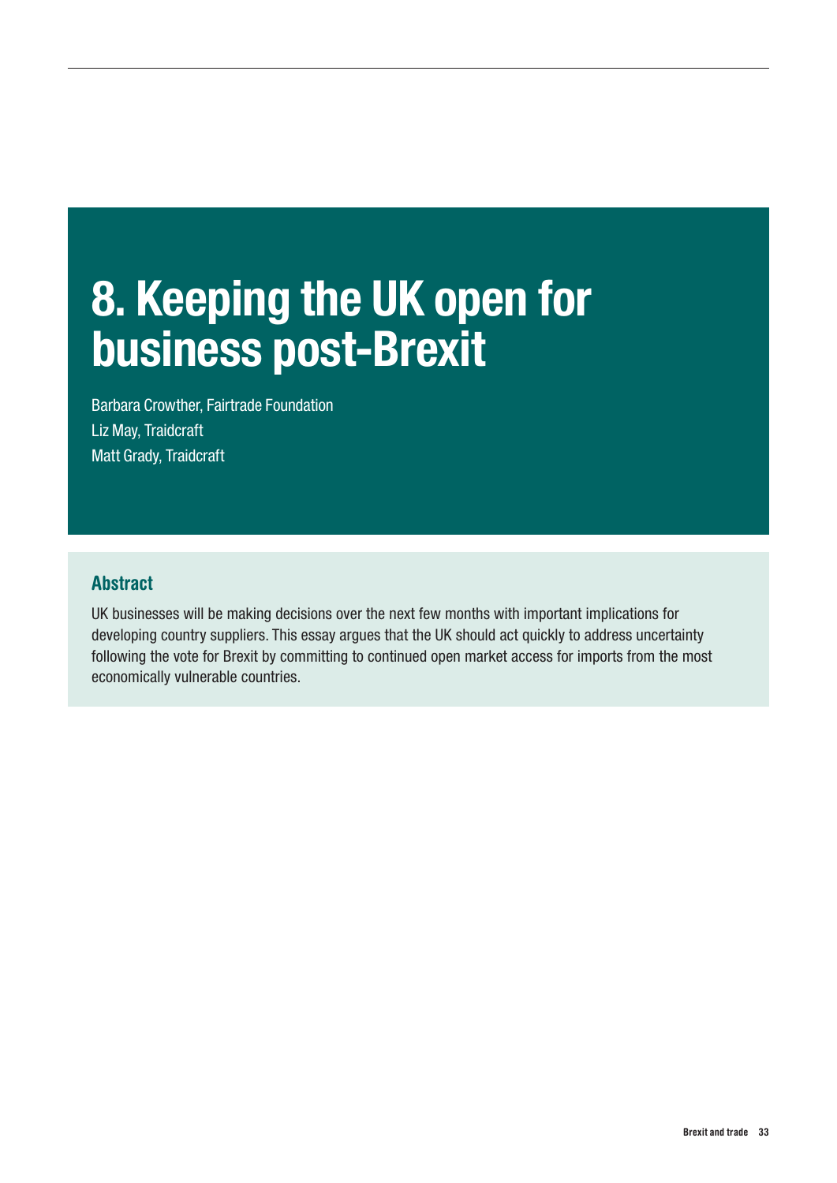# 8. Keeping the UK open for business post-Brexit

Barbara Crowther, Fairtrade Foundation
Liz May, Traidcraft
Matt Grady, Traidcraft

## Abstract

UK businesses will be making decisions over the next few months with important implications for developing country suppliers. This essay argues that the UK should act quickly to address uncertainty following the vote for Brexit by committing to continued open market access for imports from the most economically vulnerable countries.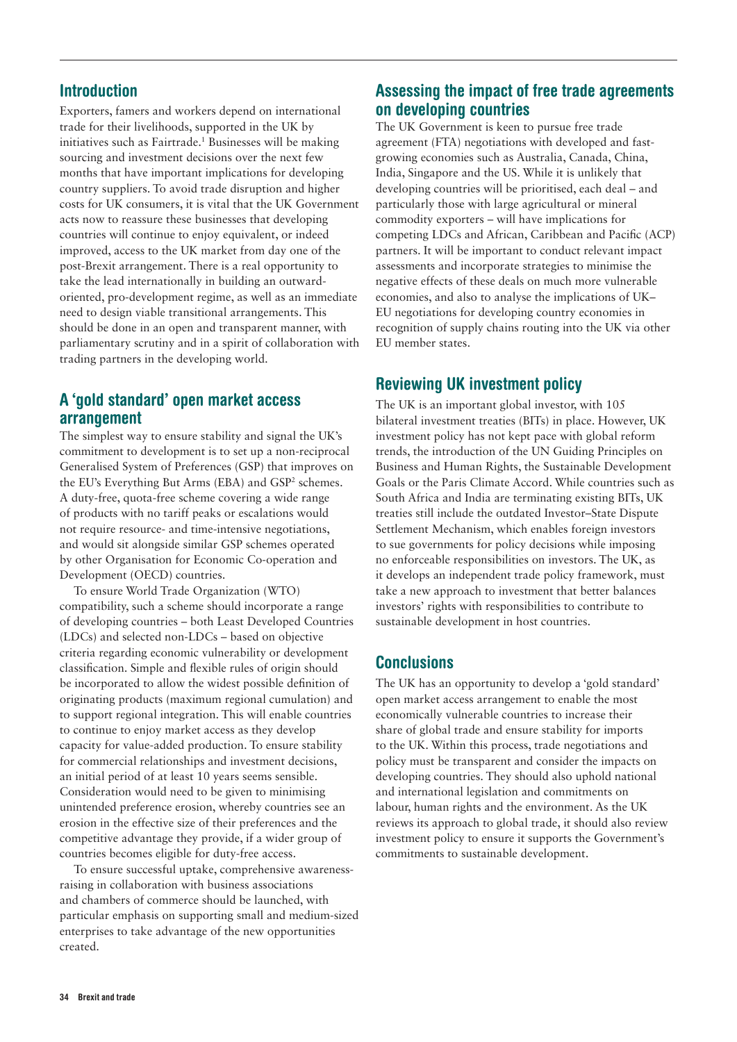## Introduction

Exporters, famers and workers depend on international trade for their livelihoods, supported in the UK by initiatives such as Fairtrade.[1] Businesses will be making sourcing and investment decisions over the next few months that have important implications for developing country suppliers. To avoid trade disruption and higher costs for UK consumers, it is vital that the UK Government acts now to reassure these businesses that developing countries will continue to enjoy equivalent, or indeed improved, access to the UK market from day one of the post-Brexit arrangement. There is a real opportunity to take the lead internationally in building an outward-oriented, pro-development regime, as well as an immediate need to design viable transitional arrangements. This should be done in an open and transparent manner, with parliamentary scrutiny and in a spirit of collaboration with trading partners in the developing world.

## A 'gold standard' open market access arrangement

The simplest way to ensure stability and signal the UK's commitment to development is to set up a non-reciprocal Generalised System of Preferences (GSP) that improves on the EU's Everything But Arms (EBA) and GSP[2] schemes. A duty-free, quota-free scheme covering a wide range of products with no tariff peaks or escalations would not require resource- and time-intensive negotiations, and would sit alongside similar GSP schemes operated by other Organisation for Economic Co-operation and Development (OECD) countries.

To ensure World Trade Organization (WTO) compatibility, such a scheme should incorporate a range of developing countries – both Least Developed Countries (LDCs) and selected non-LDCs – based on objective criteria regarding economic vulnerability or development classification. Simple and flexible rules of origin should be incorporated to allow the widest possible definition of originating products (maximum regional cumulation) and to support regional integration. This will enable countries to continue to enjoy market access as they develop capacity for value-added production. To ensure stability for commercial relationships and investment decisions, an initial period of at least 10 years seems sensible. Consideration would need to be given to minimising unintended preference erosion, whereby countries see an erosion in the effective size of their preferences and the competitive advantage they provide, if a wider group of countries becomes eligible for duty-free access.

To ensure successful uptake, comprehensive awareness-raising in collaboration with business associations and chambers of commerce should be launched, with particular emphasis on supporting small and medium-sized enterprises to take advantage of the new opportunities created.

## Assessing the impact of free trade agreements on developing countries

The UK Government is keen to pursue free trade agreement (FTA) negotiations with developed and fast-growing economies such as Australia, Canada, China, India, Singapore and the US. While it is unlikely that developing countries will be prioritised, each deal – and particularly those with large agricultural or mineral commodity exporters – will have implications for competing LDCs and African, Caribbean and Pacific (ACP) partners. It will be important to conduct relevant impact assessments and incorporate strategies to minimise the negative effects of these deals on much more vulnerable economies, and also to analyse the implications of UK–EU negotiations for developing country economies in recognition of supply chains routing into the UK via other EU member states.

## Reviewing UK investment policy

The UK is an important global investor, with 105 bilateral investment treaties (BITs) in place. However, UK investment policy has not kept pace with global reform trends, the introduction of the UN Guiding Principles on Business and Human Rights, the Sustainable Development Goals or the Paris Climate Accord. While countries such as South Africa and India are terminating existing BITs, UK treaties still include the outdated Investor–State Dispute Settlement Mechanism, which enables foreign investors to sue governments for policy decisions while imposing no enforceable responsibilities on investors. The UK, as it develops an independent trade policy framework, must take a new approach to investment that better balances investors' rights with responsibilities to contribute to sustainable development in host countries.

## Conclusions

The UK has an opportunity to develop a 'gold standard' open market access arrangement to enable the most economically vulnerable countries to increase their share of global trade and ensure stability for imports to the UK. Within this process, trade negotiations and policy must be transparent and consider the impacts on developing countries. They should also uphold national and international legislation and commitments on labour, human rights and the environment. As the UK reviews its approach to global trade, it should also review investment policy to ensure it supports the Government's commitments to sustainable development.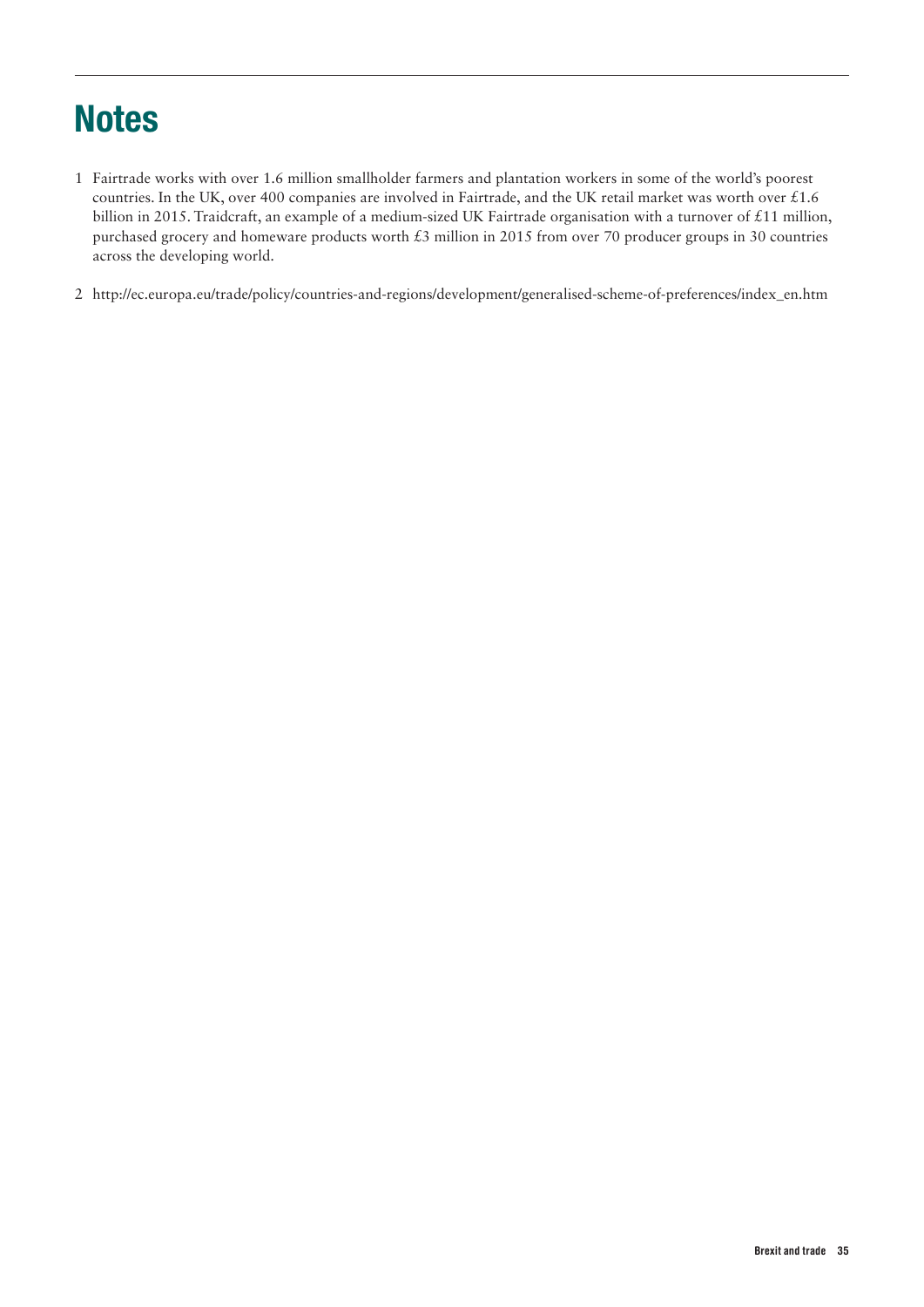# Notes

1. Fairtrade works with over 1.6 million smallholder farmers and plantation workers in some of the world's poorest countries. In the UK, over 400 companies are involved in Fairtrade, and the UK retail market was worth over £1.6 billion in 2015. Traidcraft, an example of a medium-sized UK Fairtrade organisation with a turnover of £11 million, purchased grocery and homeware products worth £3 million in 2015 from over 70 producer groups in 30 countries across the developing world.
2. http://ec.europa.eu/trade/policy/countries-and-regions/development/generalised-scheme-of-preferences/index_en.htm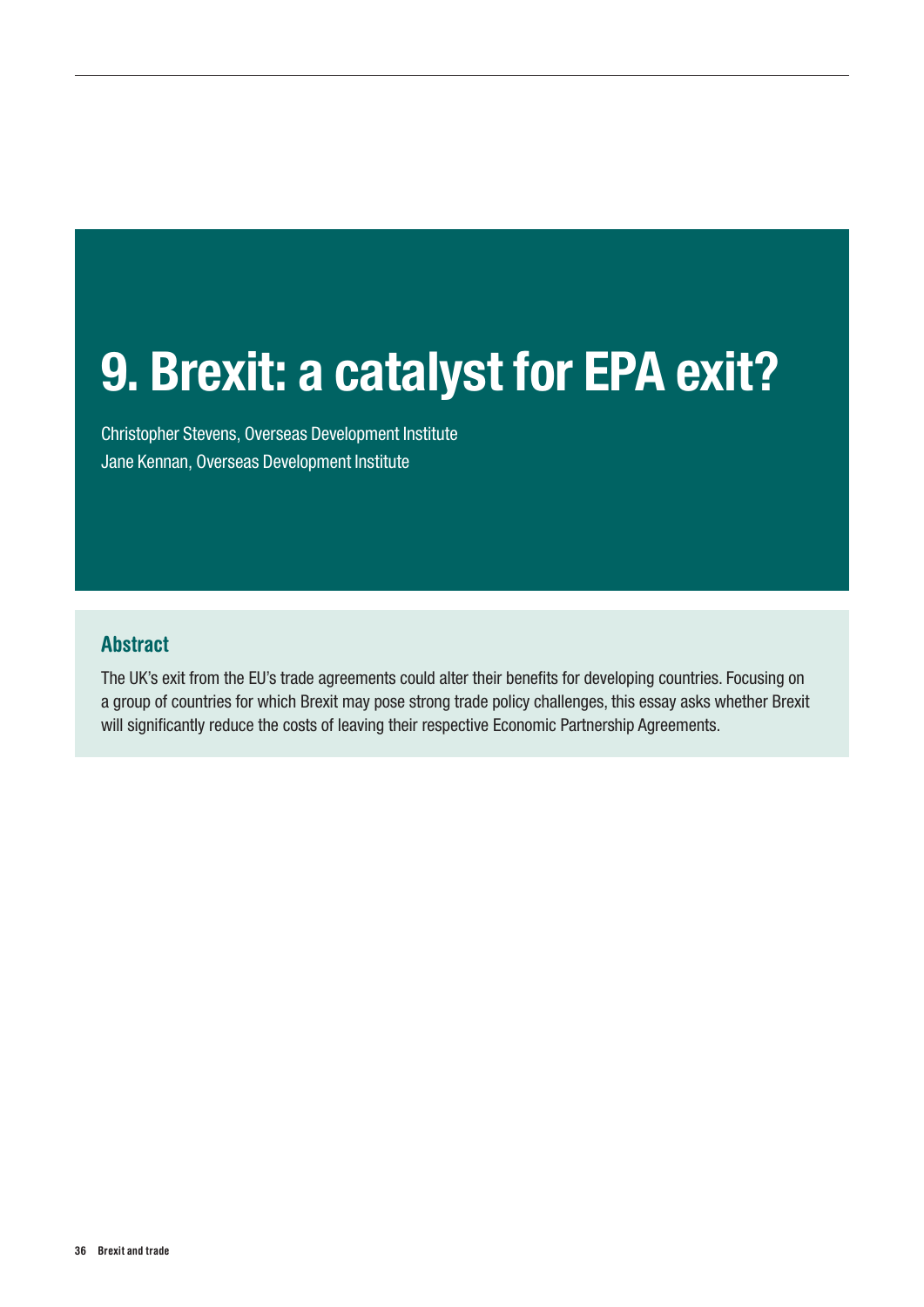# 9. Brexit: a catalyst for EPA exit?

Christopher Stevens, Overseas Development Institute
Jane Kennan, Overseas Development Institute

## Abstract

The UK's exit from the EU's trade agreements could alter their benefits for developing countries. Focusing on a group of countries for which Brexit may pose strong trade policy challenges, this essay asks whether Brexit will significantly reduce the costs of leaving their respective Economic Partnership Agreements.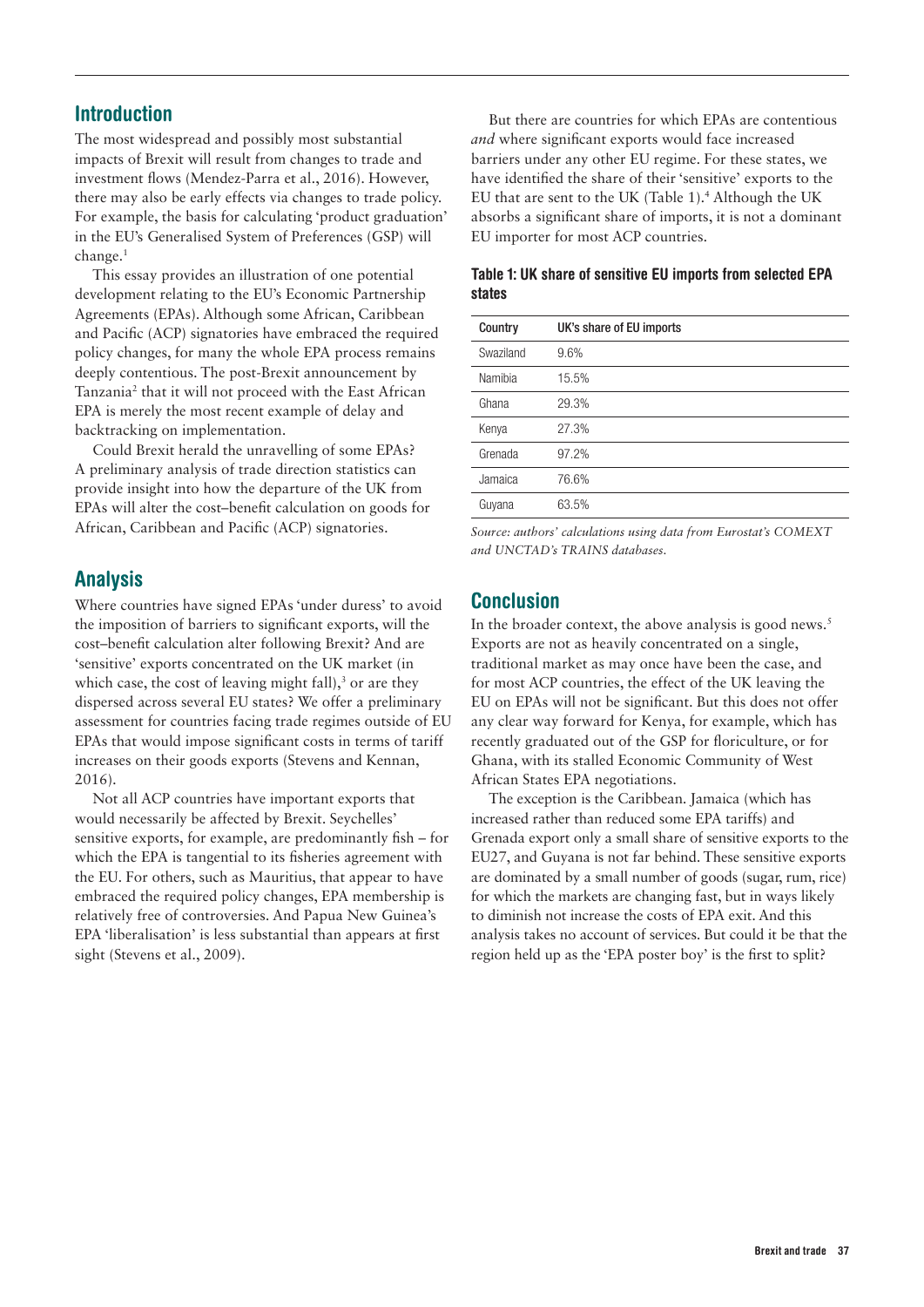## Introduction

The most widespread and possibly most substantial impacts of Brexit will result from changes to trade and investment flows (Mendez-Parra et al., 2016). However, there may also be early effects via changes to trade policy. For example, the basis for calculating 'product graduation' in the EU's Generalised System of Preferences (GSP) will change.[1]

This essay provides an illustration of one potential development relating to the EU's Economic Partnership Agreements (EPAs). Although some African, Caribbean and Pacific (ACP) signatories have embraced the required policy changes, for many the whole EPA process remains deeply contentious. The post-Brexit announcement by Tanzania[2] that it will not proceed with the East African EPA is merely the most recent example of delay and backtracking on implementation.

Could Brexit herald the unravelling of some EPAs? A preliminary analysis of trade direction statistics can provide insight into how the departure of the UK from EPAs will alter the cost–benefit calculation on goods for African, Caribbean and Pacific (ACP) signatories.

## Analysis

Where countries have signed EPAs 'under duress' to avoid the imposition of barriers to significant exports, will the cost–benefit calculation alter following Brexit? And are 'sensitive' exports concentrated on the UK market (in which case, the cost of leaving might fall),[3] or are they dispersed across several EU states? We offer a preliminary assessment for countries facing trade regimes outside of EU EPAs that would impose significant costs in terms of tariff increases on their goods exports (Stevens and Kennan, 2016).

Not all ACP countries have important exports that would necessarily be affected by Brexit. Seychelles' sensitive exports, for example, are predominantly fish – for which the EPA is tangential to its fisheries agreement with the EU. For others, such as Mauritius, that appear to have embraced the required policy changes, EPA membership is relatively free of controversies. And Papua New Guinea's EPA 'liberalisation' is less substantial than appears at first sight (Stevens et al., 2009).

But there are countries for which EPAs are contentious *and* where significant exports would face increased barriers under any other EU regime. For these states, we have identified the share of their 'sensitive' exports to the EU that are sent to the UK (Table 1).[4] Although the UK absorbs a significant share of imports, it is not a dominant EU importer for most ACP countries.

**Table 1: UK share of sensitive EU imports from selected EPA states**

| Country | UK's share of EU imports |
|---|---|
| Swaziland | 9.6% |
| Namibia | 15.5% |
| Ghana | 29.3% |
| Kenya | 27.3% |
| Grenada | 97.2% |
| Jamaica | 76.6% |
| Guyana | 63.5% |

*Source: authors' calculations using data from Eurostat's COMEXT and UNCTAD's TRAINS databases.*

## Conclusion

In the broader context, the above analysis is good news.[5] Exports are not as heavily concentrated on a single, traditional market as may once have been the case, and for most ACP countries, the effect of the UK leaving the EU on EPAs will not be significant. But this does not offer any clear way forward for Kenya, for example, which has recently graduated out of the GSP for floriculture, or for Ghana, with its stalled Economic Community of West African States EPA negotiations.

The exception is the Caribbean. Jamaica (which has increased rather than reduced some EPA tariffs) and Grenada export only a small share of sensitive exports to the EU27, and Guyana is not far behind. These sensitive exports are dominated by a small number of goods (sugar, rum, rice) for which the markets are changing fast, but in ways likely to diminish not increase the costs of EPA exit. And this analysis takes no account of services. But could it be that the region held up as the 'EPA poster boy' is the first to split?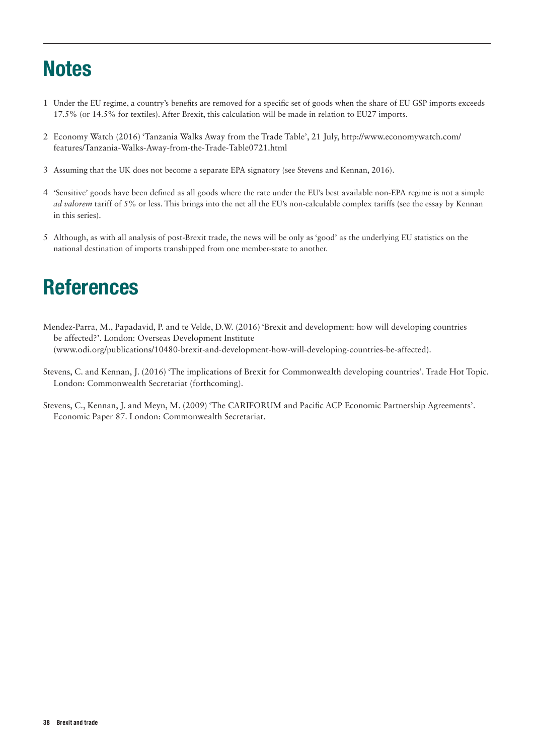# Notes

1 Under the EU regime, a country's benefits are removed for a specific set of goods when the share of EU GSP imports exceeds 17.5% (or 14.5% for textiles). After Brexit, this calculation will be made in relation to EU27 imports.

2 Economy Watch (2016) 'Tanzania Walks Away from the Trade Table', 21 July, http://www.economywatch.com/features/Tanzania-Walks-Away-from-the-Trade-Table0721.html

3 Assuming that the UK does not become a separate EPA signatory (see Stevens and Kennan, 2016).

4 'Sensitive' goods have been defined as all goods where the rate under the EU's best available non-EPA regime is not a simple *ad valorem* tariff of 5% or less. This brings into the net all the EU's non-calculable complex tariffs (see the essay by Kennan in this series).

5 Although, as with all analysis of post-Brexit trade, the news will be only as 'good' as the underlying EU statistics on the national destination of imports transhipped from one member-state to another.

# References

Mendez-Parra, M., Papadavid, P. and te Velde, D.W. (2016) 'Brexit and development: how will developing countries be affected?'. London: Overseas Development Institute (www.odi.org/publications/10480-brexit-and-development-how-will-developing-countries-be-affected).

Stevens, C. and Kennan, J. (2016) 'The implications of Brexit for Commonwealth developing countries'. Trade Hot Topic. London: Commonwealth Secretariat (forthcoming).

Stevens, C., Kennan, J. and Meyn, M. (2009) 'The CARIFORUM and Pacific ACP Economic Partnership Agreements'. Economic Paper 87. London: Commonwealth Secretariat.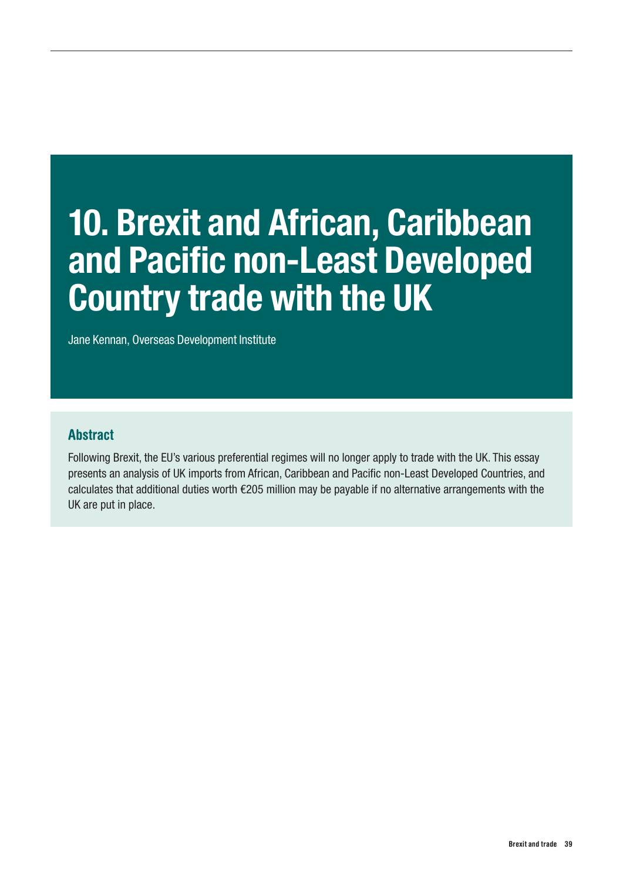# 10. Brexit and African, Caribbean and Pacific non-Least Developed Country trade with the UK

Jane Kennan, Overseas Development Institute

## Abstract

Following Brexit, the EU's various preferential regimes will no longer apply to trade with the UK. This essay presents an analysis of UK imports from African, Caribbean and Pacific non-Least Developed Countries, and calculates that additional duties worth €205 million may be payable if no alternative arrangements with the UK are put in place.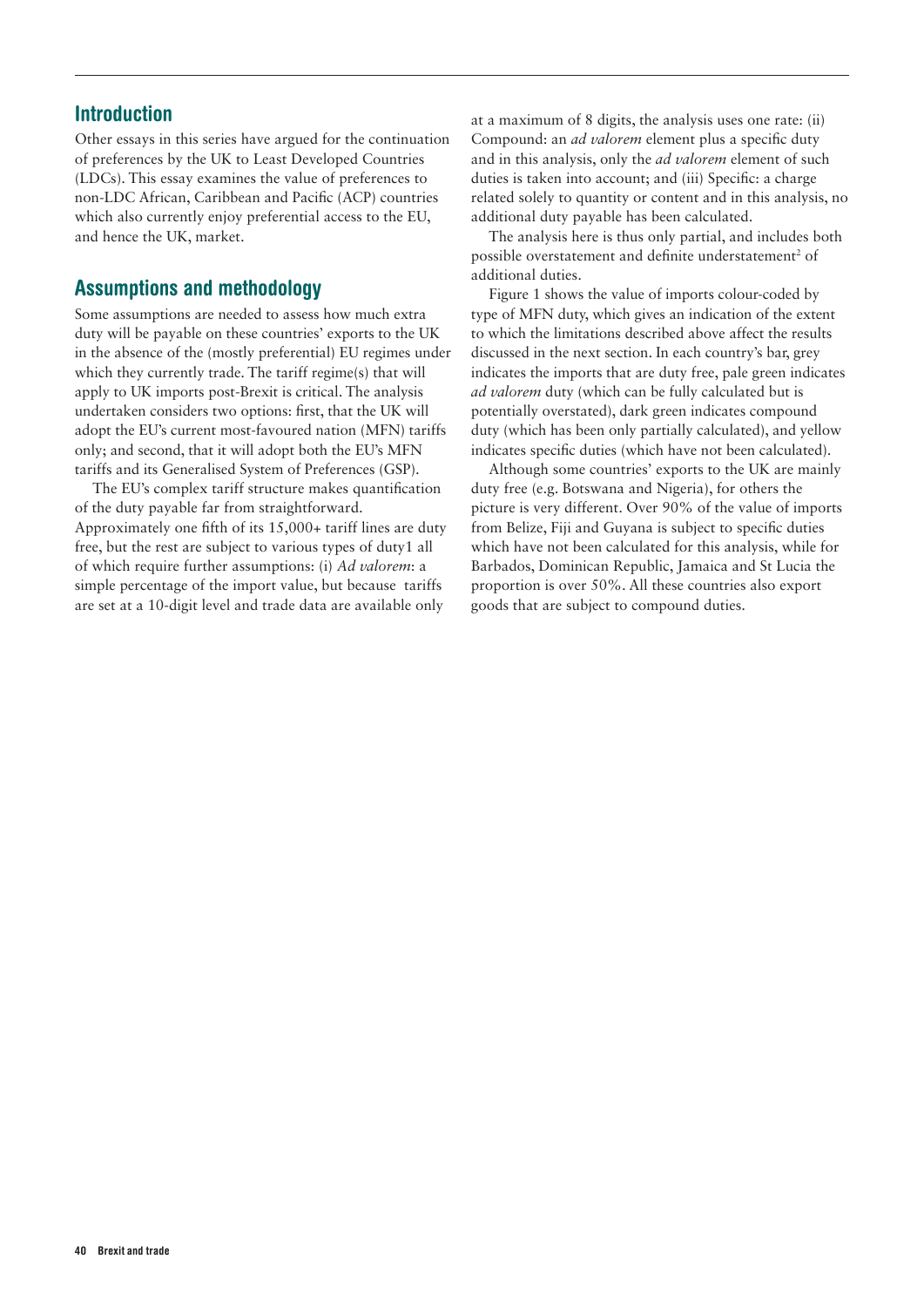## Introduction

Other essays in this series have argued for the continuation of preferences by the UK to Least Developed Countries (LDCs). This essay examines the value of preferences to non-LDC African, Caribbean and Pacific (ACP) countries which also currently enjoy preferential access to the EU, and hence the UK, market.

## Assumptions and methodology

Some assumptions are needed to assess how much extra duty will be payable on these countries' exports to the UK in the absence of the (mostly preferential) EU regimes under which they currently trade. The tariff regime(s) that will apply to UK imports post-Brexit is critical. The analysis undertaken considers two options: first, that the UK will adopt the EU's current most-favoured nation (MFN) tariffs only; and second, that it will adopt both the EU's MFN tariffs and its Generalised System of Preferences (GSP).

The EU's complex tariff structure makes quantification of the duty payable far from straightforward. Approximately one fifth of its 15,000+ tariff lines are duty free, but the rest are subject to various types of duty1 all of which require further assumptions: (i) *Ad valorem*: a simple percentage of the import value, but because tariffs are set at a 10-digit level and trade data are available only at a maximum of 8 digits, the analysis uses one rate: (ii) Compound: an *ad valorem* element plus a specific duty and in this analysis, only the *ad valorem* element of such duties is taken into account; and (iii) Specific: a charge related solely to quantity or content and in this analysis, no additional duty payable has been calculated.

The analysis here is thus only partial, and includes both possible overstatement and definite understatement[2] of additional duties.

Figure 1 shows the value of imports colour-coded by type of MFN duty, which gives an indication of the extent to which the limitations described above affect the results discussed in the next section. In each country's bar, grey indicates the imports that are duty free, pale green indicates *ad valorem* duty (which can be fully calculated but is potentially overstated), dark green indicates compound duty (which has been only partially calculated), and yellow indicates specific duties (which have not been calculated).

Although some countries' exports to the UK are mainly duty free (e.g. Botswana and Nigeria), for others the picture is very different. Over 90% of the value of imports from Belize, Fiji and Guyana is subject to specific duties which have not been calculated for this analysis, while for Barbados, Dominican Republic, Jamaica and St Lucia the proportion is over 50%. All these countries also export goods that are subject to compound duties.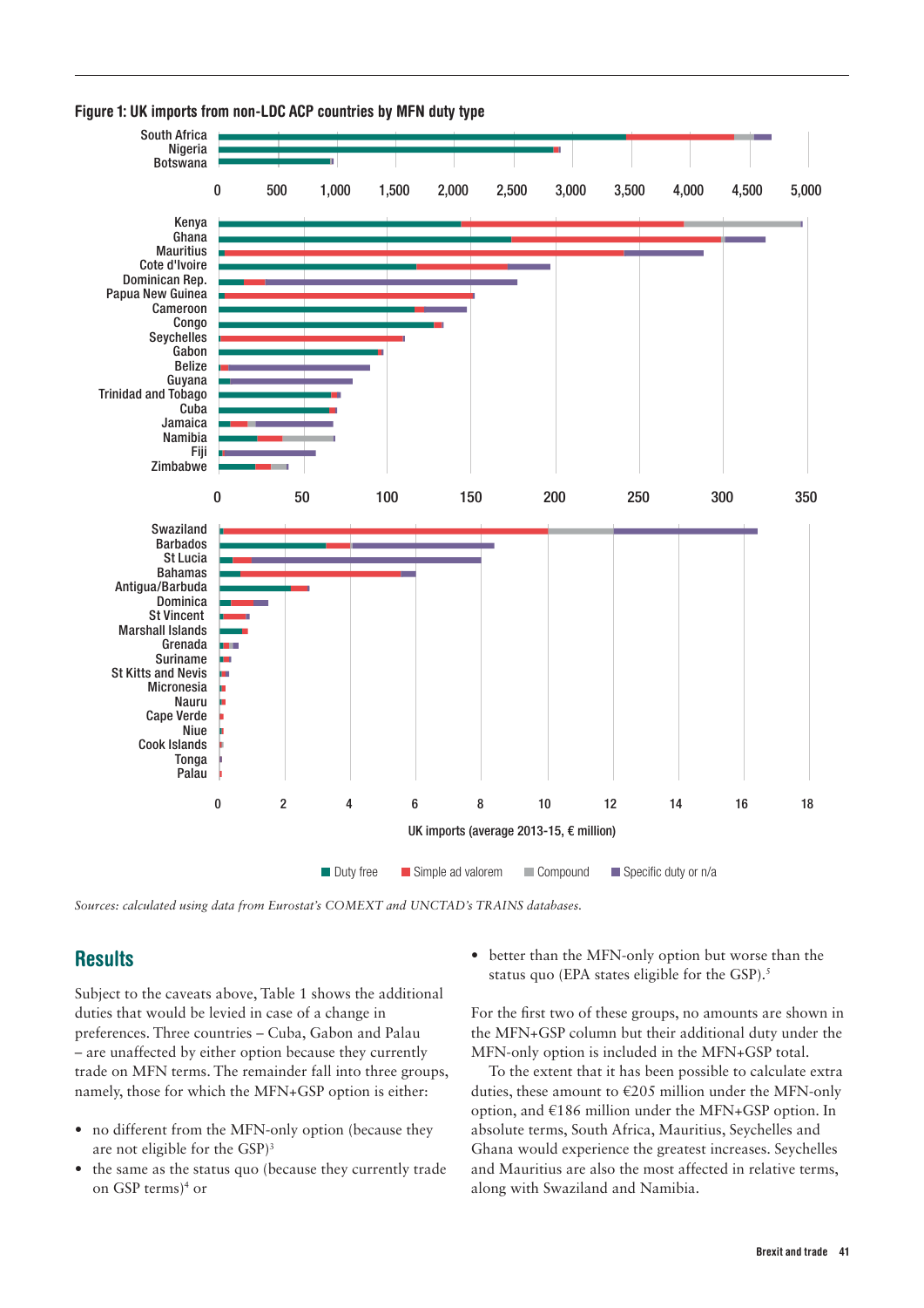**Figure 1: UK imports from non-LDC ACP countries by MFN duty type**

*Sources: calculated using data from Eurostat's COMEXT and UNCTAD's TRAINS databases.*

## Results

Subject to the caveats above, Table 1 shows the additional duties that would be levied in case of a change in preferences. Three countries – Cuba, Gabon and Palau – are unaffected by either option because they currently trade on MFN terms. The remainder fall into three groups, namely, those for which the MFN+GSP option is either:

- no different from the MFN-only option (because they are not eligible for the GSP)[3]
- the same as the status quo (because they currently trade on GSP terms)[4] or
- better than the MFN-only option but worse than the status quo (EPA states eligible for the GSP).[5]

For the first two of these groups, no amounts are shown in the MFN+GSP column but their additional duty under the MFN-only option is included in the MFN+GSP total.

To the extent that it has been possible to calculate extra duties, these amount to €205 million under the MFN-only option, and €186 million under the MFN+GSP option. In absolute terms, South Africa, Mauritius, Seychelles and Ghana would experience the greatest increases. Seychelles and Mauritius are also the most affected in relative terms, along with Swaziland and Namibia.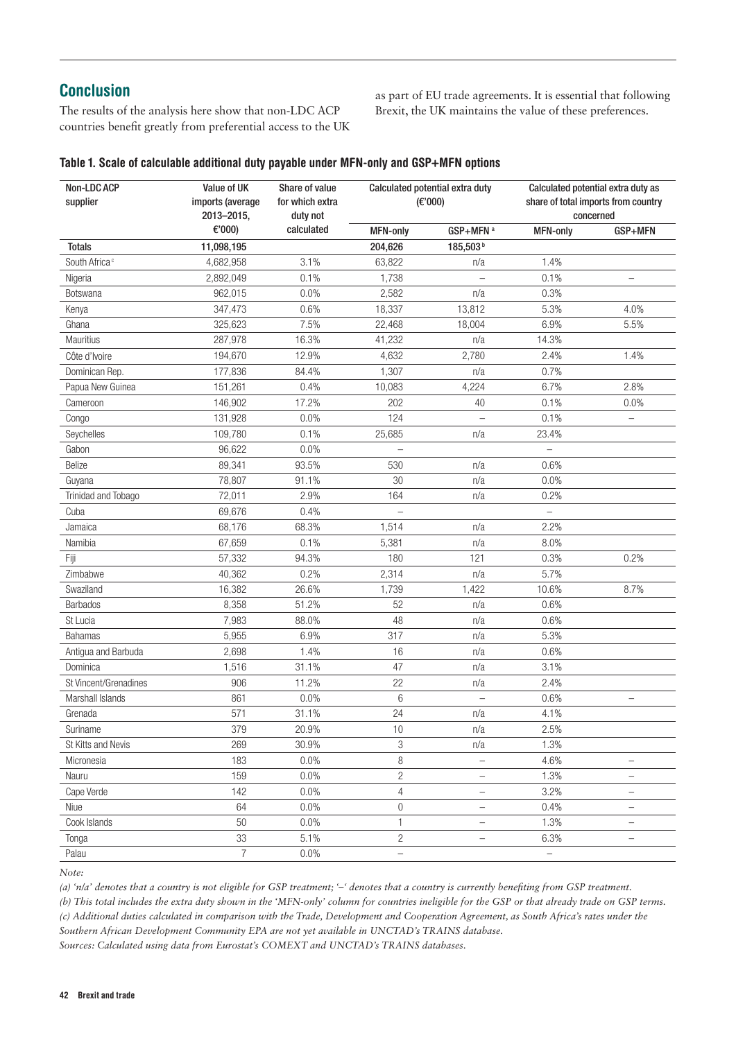## Conclusion

The results of the analysis here show that non-LDC ACP countries benefit greatly from preferential access to the UK as part of EU trade agreements. It is essential that following Brexit, the UK maintains the value of these preferences.

**Table 1. Scale of calculable additional duty payable under MFN-only and GSP+MFN options**

| Non-LDC ACP supplier | Value of UK imports (average 2013–2015, €'000) | Share of value for which extra duty not calculated | Calculated potential extra duty (€'000) | | Calculated potential extra duty as share of total imports from country concerned | |
|---|---|---|---|---|---|---|
| | | | MFN-only | GSP+MFN [a] | MFN-only | GSP+MFN |
| Totals | 11,098,195 | | 204,626 | 185,503 [b] | | |
| South Africa [c] | 4,682,958 | 3.1% | 63,822 | n/a | 1.4% | |
| Nigeria | 2,892,049 | 0.1% | 1,738 | – | 0.1% | – |
| Botswana | 962,015 | 0.0% | 2,582 | n/a | 0.3% | |
| Kenya | 347,473 | 0.6% | 18,337 | 13,812 | 5.3% | 4.0% |
| Ghana | 325,623 | 7.5% | 22,468 | 18,004 | 6.9% | 5.5% |
| Mauritius | 287,978 | 16.3% | 41,232 | n/a | 14.3% | |
| Côte d'Ivoire | 194,670 | 12.9% | 4,632 | 2,780 | 2.4% | 1.4% |
| Dominican Rep. | 177,836 | 84.4% | 1,307 | n/a | 0.7% | |
| Papua New Guinea | 151,261 | 0.4% | 10,083 | 4,224 | 6.7% | 2.8% |
| Cameroon | 146,902 | 17.2% | 202 | 40 | 0.1% | 0.0% |
| Congo | 131,928 | 0.0% | 124 | – | 0.1% | – |
| Seychelles | 109,780 | 0.1% | 25,685 | n/a | 23.4% | |
| Gabon | 96,622 | 0.0% | – | | – | |
| Belize | 89,341 | 93.5% | 530 | n/a | 0.6% | |
| Guyana | 78,807 | 91.1% | 30 | n/a | 0.0% | |
| Trinidad and Tobago | 72,011 | 2.9% | 164 | n/a | 0.2% | |
| Cuba | 69,676 | 0.4% | – | | – | |
| Jamaica | 68,176 | 68.3% | 1,514 | n/a | 2.2% | |
| Namibia | 67,659 | 0.1% | 5,381 | n/a | 8.0% | |
| Fiji | 57,332 | 94.3% | 180 | 121 | 0.3% | 0.2% |
| Zimbabwe | 40,362 | 0.2% | 2,314 | n/a | 5.7% | |
| Swaziland | 16,382 | 26.6% | 1,739 | 1,422 | 10.6% | 8.7% |
| Barbados | 8,358 | 51.2% | 52 | n/a | 0.6% | |
| St Lucia | 7,983 | 88.0% | 48 | n/a | 0.6% | |
| Bahamas | 5,955 | 6.9% | 317 | n/a | 5.3% | |
| Antigua and Barbuda | 2,698 | 1.4% | 16 | n/a | 0.6% | |
| Dominica | 1,516 | 31.1% | 47 | n/a | 3.1% | |
| St Vincent/Grenadines | 906 | 11.2% | 22 | n/a | 2.4% | |
| Marshall Islands | 861 | 0.0% | 6 | – | 0.6% | – |
| Grenada | 571 | 31.1% | 24 | n/a | 4.1% | |
| Suriname | 379 | 20.9% | 10 | n/a | 2.5% | |
| St Kitts and Nevis | 269 | 30.9% | 3 | n/a | 1.3% | |
| Micronesia | 183 | 0.0% | 8 | – | 4.6% | – |
| Nauru | 159 | 0.0% | 2 | – | 1.3% | – |
| Cape Verde | 142 | 0.0% | 4 | – | 3.2% | – |
| Niue | 64 | 0.0% | 0 | – | 0.4% | – |
| Cook Islands | 50 | 0.0% | 1 | – | 1.3% | – |
| Tonga | 33 | 5.1% | 2 | – | 6.3% | – |
| Palau | 7 | 0.0% | – | | – | |

*Note:*

*(a) 'n/a' denotes that a country is not eligible for GSP treatment; '–' denotes that a country is currently benefiting from GSP treatment.*

*(b) This total includes the extra duty shown in the 'MFN-only' column for countries ineligible for the GSP or that already trade on GSP terms.*

*(c) Additional duties calculated in comparison with the Trade, Development and Cooperation Agreement, as South Africa's rates under the Southern African Development Community EPA are not yet available in UNCTAD's TRAINS database.*

*Sources: Calculated using data from Eurostat's COMEXT and UNCTAD's TRAINS databases.*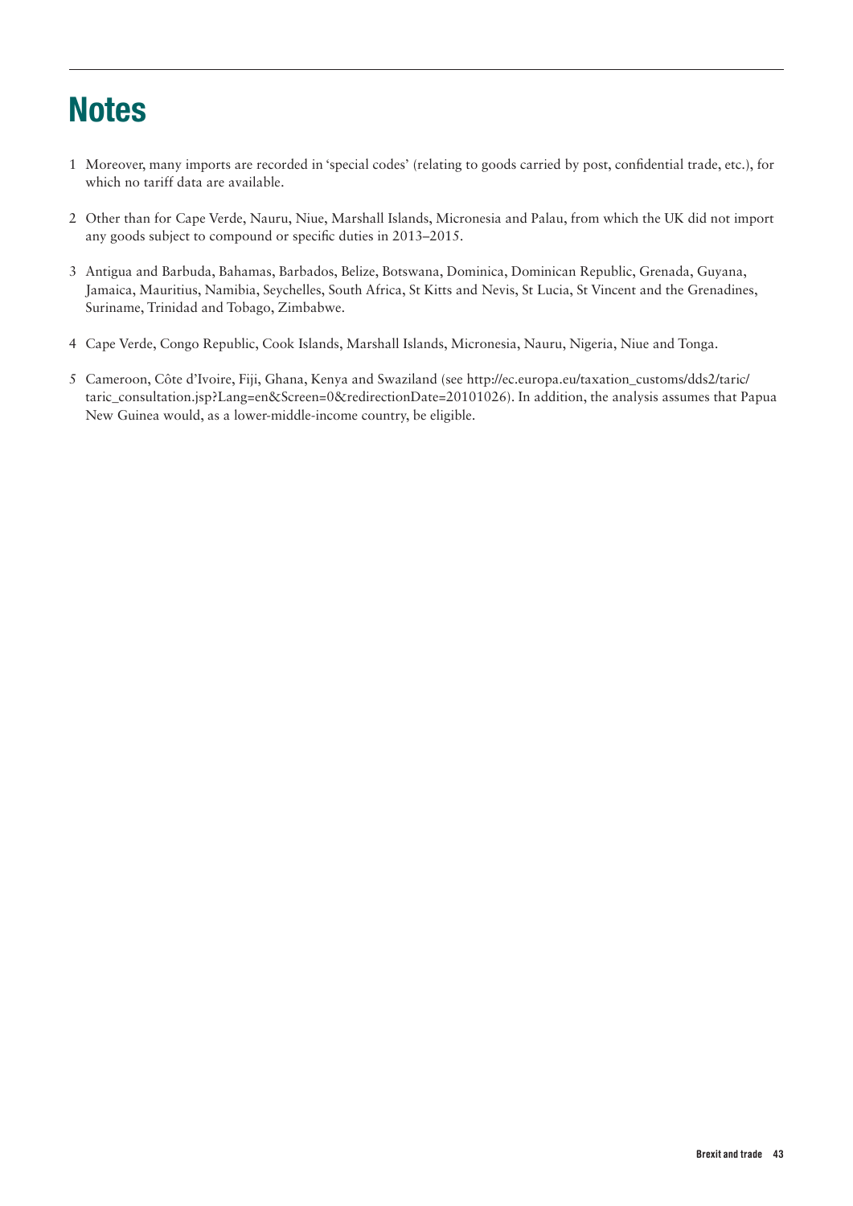# Notes

1. Moreover, many imports are recorded in 'special codes' (relating to goods carried by post, confidential trade, etc.), for which no tariff data are available.

2. Other than for Cape Verde, Nauru, Niue, Marshall Islands, Micronesia and Palau, from which the UK did not import any goods subject to compound or specific duties in 2013–2015.

3. Antigua and Barbuda, Bahamas, Barbados, Belize, Botswana, Dominica, Dominican Republic, Grenada, Guyana, Jamaica, Mauritius, Namibia, Seychelles, South Africa, St Kitts and Nevis, St Lucia, St Vincent and the Grenadines, Suriname, Trinidad and Tobago, Zimbabwe.

4. Cape Verde, Congo Republic, Cook Islands, Marshall Islands, Micronesia, Nauru, Nigeria, Niue and Tonga.

5. Cameroon, Côte d'Ivoire, Fiji, Ghana, Kenya and Swaziland (see http://ec.europa.eu/taxation_customs/dds2/taric/taric_consultation.jsp?Lang=en&Screen=0&redirectionDate=20101026). In addition, the analysis assumes that Papua New Guinea would, as a lower-middle-income country, be eligible.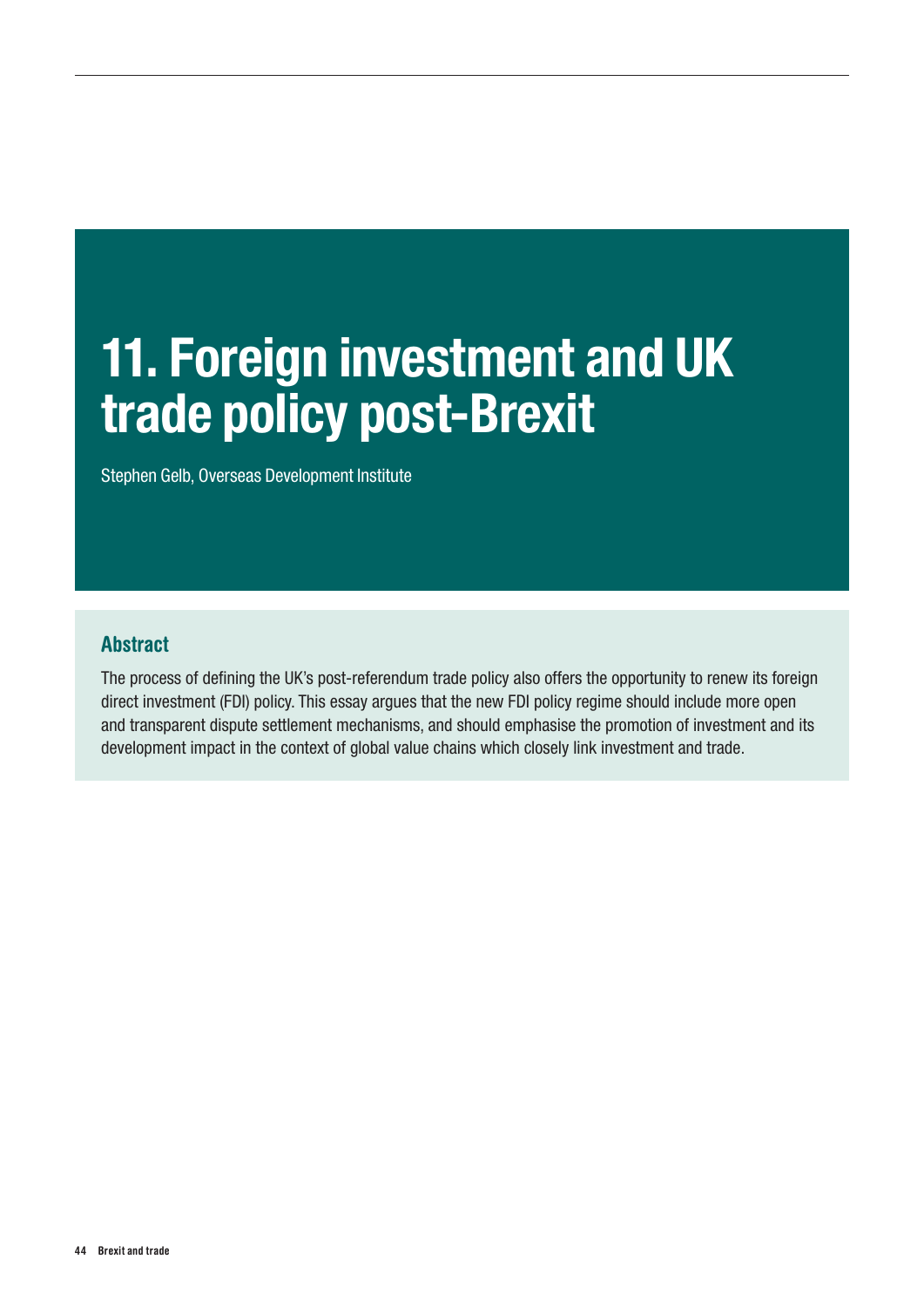# 11. Foreign investment and UK trade policy post-Brexit

Stephen Gelb, Overseas Development Institute

## Abstract

The process of defining the UK's post-referendum trade policy also offers the opportunity to renew its foreign direct investment (FDI) policy. This essay argues that the new FDI policy regime should include more open and transparent dispute settlement mechanisms, and should emphasise the promotion of investment and its development impact in the context of global value chains which closely link investment and trade.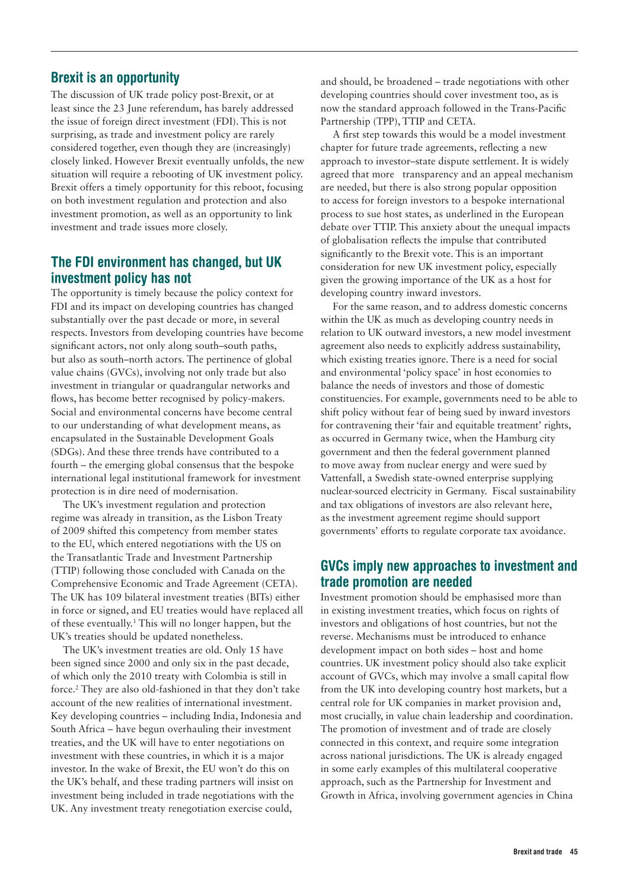## Brexit is an opportunity

The discussion of UK trade policy post-Brexit, or at least since the 23 June referendum, has barely addressed the issue of foreign direct investment (FDI). This is not surprising, as trade and investment policy are rarely considered together, even though they are (increasingly) closely linked. However Brexit eventually unfolds, the new situation will require a rebooting of UK investment policy. Brexit offers a timely opportunity for this reboot, focusing on both investment regulation and protection and also investment promotion, as well as an opportunity to link investment and trade issues more closely.

## The FDI environment has changed, but UK investment policy has not

The opportunity is timely because the policy context for FDI and its impact on developing countries has changed substantially over the past decade or more, in several respects. Investors from developing countries have become significant actors, not only along south–south paths, but also as south–north actors. The pertinence of global value chains (GVCs), involving not only trade but also investment in triangular or quadrangular networks and flows, has become better recognised by policy-makers. Social and environmental concerns have become central to our understanding of what development means, as encapsulated in the Sustainable Development Goals (SDGs). And these three trends have contributed to a fourth – the emerging global consensus that the bespoke international legal institutional framework for investment protection is in dire need of modernisation.

The UK's investment regulation and protection regime was already in transition, as the Lisbon Treaty of 2009 shifted this competency from member states to the EU, which entered negotiations with the US on the Transatlantic Trade and Investment Partnership (TTIP) following those concluded with Canada on the Comprehensive Economic and Trade Agreement (CETA). The UK has 109 bilateral investment treaties (BITs) either in force or signed, and EU treaties would have replaced all of these eventually.[1] This will no longer happen, but the UK's treaties should be updated nonetheless.

The UK's investment treaties are old. Only 15 have been signed since 2000 and only six in the past decade, of which only the 2010 treaty with Colombia is still in force.[2] They are also old-fashioned in that they don't take account of the new realities of international investment. Key developing countries – including India, Indonesia and South Africa – have begun overhauling their investment treaties, and the UK will have to enter negotiations on investment with these countries, in which it is a major investor. In the wake of Brexit, the EU won't do this on the UK's behalf, and these trading partners will insist on investment being included in trade negotiations with the UK. Any investment treaty renegotiation exercise could, and should, be broadened – trade negotiations with other developing countries should cover investment too, as is now the standard approach followed in the Trans-Pacific Partnership (TPP), TTIP and CETA.

A first step towards this would be a model investment chapter for future trade agreements, reflecting a new approach to investor–state dispute settlement. It is widely agreed that more transparency and an appeal mechanism are needed, but there is also strong popular opposition to access for foreign investors to a bespoke international process to sue host states, as underlined in the European debate over TTIP. This anxiety about the unequal impacts of globalisation reflects the impulse that contributed significantly to the Brexit vote. This is an important consideration for new UK investment policy, especially given the growing importance of the UK as a host for developing country inward investors.

For the same reason, and to address domestic concerns within the UK as much as developing country needs in relation to UK outward investors, a new model investment agreement also needs to explicitly address sustainability, which existing treaties ignore. There is a need for social and environmental 'policy space' in host economies to balance the needs of investors and those of domestic constituencies. For example, governments need to be able to shift policy without fear of being sued by inward investors for contravening their 'fair and equitable treatment' rights, as occurred in Germany twice, when the Hamburg city government and then the federal government planned to move away from nuclear energy and were sued by Vattenfall, a Swedish state-owned enterprise supplying nuclear-sourced electricity in Germany. Fiscal sustainability and tax obligations of investors are also relevant here, as the investment agreement regime should support governments' efforts to regulate corporate tax avoidance.

## GVCs imply new approaches to investment and trade promotion are needed

Investment promotion should be emphasised more than in existing investment treaties, which focus on rights of investors and obligations of host countries, but not the reverse. Mechanisms must be introduced to enhance development impact on both sides – host and home countries. UK investment policy should also take explicit account of GVCs, which may involve a small capital flow from the UK into developing country host markets, but a central role for UK companies in market provision and, most crucially, in value chain leadership and coordination. The promotion of investment and of trade are closely connected in this context, and require some integration across national jurisdictions. The UK is already engaged in some early examples of this multilateral cooperative approach, such as the Partnership for Investment and Growth in Africa, involving government agencies in China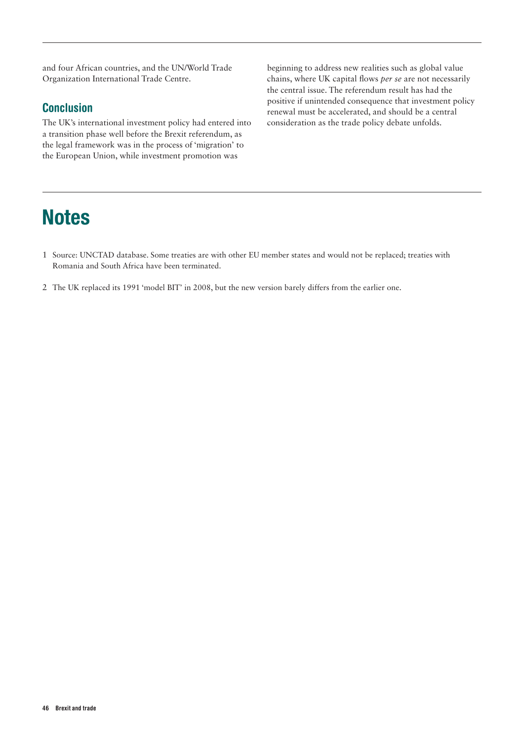and four African countries, and the UN/World Trade Organization International Trade Centre.

## Conclusion

The UK's international investment policy had entered into a transition phase well before the Brexit referendum, as the legal framework was in the process of 'migration' to the European Union, while investment promotion was beginning to address new realities such as global value chains, where UK capital flows *per se* are not necessarily the central issue. The referendum result has had the positive if unintended consequence that investment policy renewal must be accelerated, and should be a central consideration as the trade policy debate unfolds.

# Notes

1 Source: UNCTAD database. Some treaties are with other EU member states and would not be replaced; treaties with Romania and South Africa have been terminated.

2 The UK replaced its 1991 'model BIT' in 2008, but the new version barely differs from the earlier one.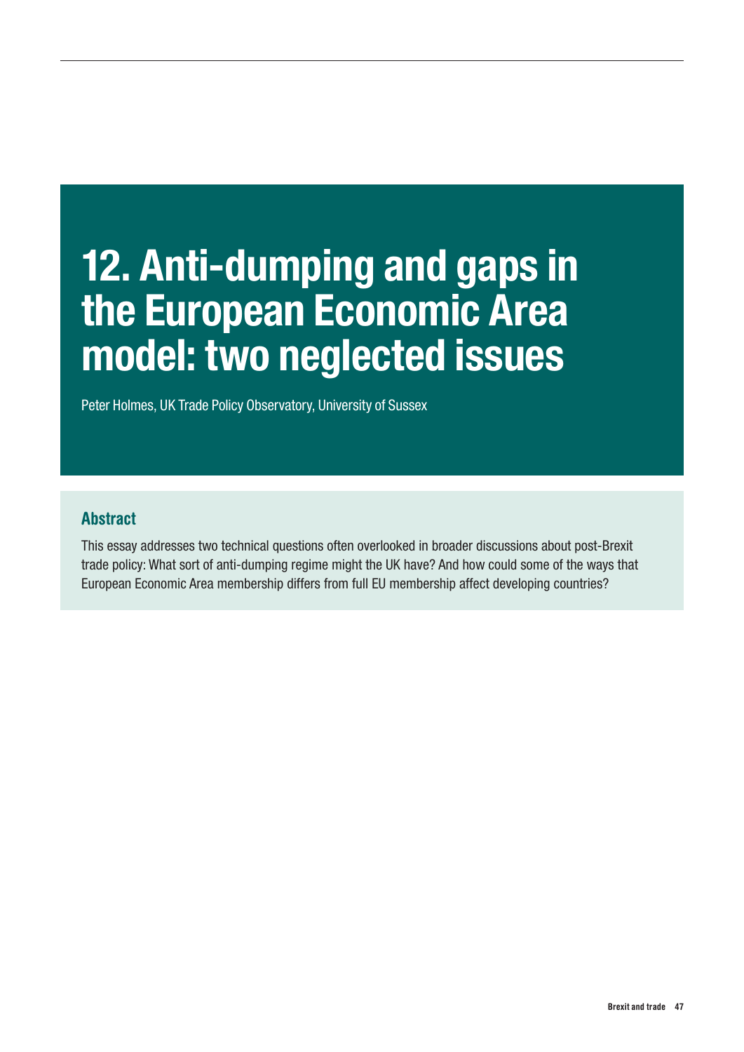# 12. Anti-dumping and gaps in the European Economic Area model: two neglected issues

Peter Holmes, UK Trade Policy Observatory, University of Sussex

## Abstract

This essay addresses two technical questions often overlooked in broader discussions about post-Brexit trade policy: What sort of anti-dumping regime might the UK have? And how could some of the ways that European Economic Area membership differs from full EU membership affect developing countries?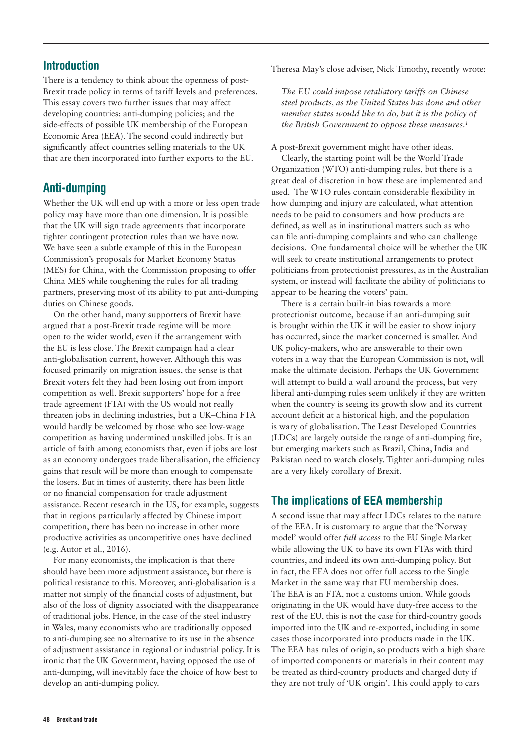## Introduction

There is a tendency to think about the openness of post-Brexit trade policy in terms of tariff levels and preferences. This essay covers two further issues that may affect developing countries: anti-dumping policies; and the side-effects of possible UK membership of the European Economic Area (EEA). The second could indirectly but significantly affect countries selling materials to the UK that are then incorporated into further exports to the EU.

## Anti-dumping

Whether the UK will end up with a more or less open trade policy may have more than one dimension. It is possible that the UK will sign trade agreements that incorporate tighter contingent protection rules than we have now. We have seen a subtle example of this in the European Commission's proposals for Market Economy Status (MES) for China, with the Commission proposing to offer China MES while toughening the rules for all trading partners, preserving most of its ability to put anti-dumping duties on Chinese goods.

On the other hand, many supporters of Brexit have argued that a post-Brexit trade regime will be more open to the wider world, even if the arrangement with the EU is less close. The Brexit campaign had a clear anti-globalisation current, however. Although this was focused primarily on migration issues, the sense is that Brexit voters felt they had been losing out from import competition as well. Brexit supporters' hope for a free trade agreement (FTA) with the US would not really threaten jobs in declining industries, but a UK–China FTA would hardly be welcomed by those who see low-wage competition as having undermined unskilled jobs. It is an article of faith among economists that, even if jobs are lost as an economy undergoes trade liberalisation, the efficiency gains that result will be more than enough to compensate the losers. But in times of austerity, there has been little or no financial compensation for trade adjustment assistance. Recent research in the US, for example, suggests that in regions particularly affected by Chinese import competition, there has been no increase in other more productive activities as uncompetitive ones have declined (e.g. Autor et al., 2016).

For many economists, the implication is that there should have been more adjustment assistance, but there is political resistance to this. Moreover, anti-globalisation is a matter not simply of the financial costs of adjustment, but also of the loss of dignity associated with the disappearance of traditional jobs. Hence, in the case of the steel industry in Wales, many economists who are traditionally opposed to anti-dumping see no alternative to its use in the absence of adjustment assistance in regional or industrial policy. It is ironic that the UK Government, having opposed the use of anti-dumping, will inevitably face the choice of how best to develop an anti-dumping policy.

Theresa May's close adviser, Nick Timothy, recently wrote:

> *The EU could impose retaliatory tariffs on Chinese steel products, as the United States has done and other member states would like to do, but it is the policy of the British Government to oppose these measures.*[1]

A post-Brexit government might have other ideas.

Clearly, the starting point will be the World Trade Organization (WTO) anti-dumping rules, but there is a great deal of discretion in how these are implemented and used. The WTO rules contain considerable flexibility in how dumping and injury are calculated, what attention needs to be paid to consumers and how products are defined, as well as in institutional matters such as who can file anti-dumping complaints and who can challenge decisions. One fundamental choice will be whether the UK will seek to create institutional arrangements to protect politicians from protectionist pressures, as in the Australian system, or instead will facilitate the ability of politicians to appear to be hearing the voters' pain.

There is a certain built-in bias towards a more protectionist outcome, because if an anti-dumping suit is brought within the UK it will be easier to show injury has occurred, since the market concerned is smaller. And UK policy-makers, who are answerable to their own voters in a way that the European Commission is not, will make the ultimate decision. Perhaps the UK Government will attempt to build a wall around the process, but very liberal anti-dumping rules seem unlikely if they are written when the country is seeing its growth slow and its current account deficit at a historical high, and the population is wary of globalisation. The Least Developed Countries (LDCs) are largely outside the range of anti-dumping fire, but emerging markets such as Brazil, China, India and Pakistan need to watch closely. Tighter anti-dumping rules are a very likely corollary of Brexit.

## The implications of EEA membership

A second issue that may affect LDCs relates to the nature of the EEA. It is customary to argue that the 'Norway model' would offer *full access* to the EU Single Market while allowing the UK to have its own FTAs with third countries, and indeed its own anti-dumping policy. But in fact, the EEA does not offer full access to the Single Market in the same way that EU membership does. The EEA is an FTA, not a customs union. While goods originating in the UK would have duty-free access to the rest of the EU, this is not the case for third-country goods imported into the UK and re-exported, including in some cases those incorporated into products made in the UK. The EEA has rules of origin, so products with a high share of imported components or materials in their content may be treated as third-country products and charged duty if they are not truly of 'UK origin'. This could apply to cars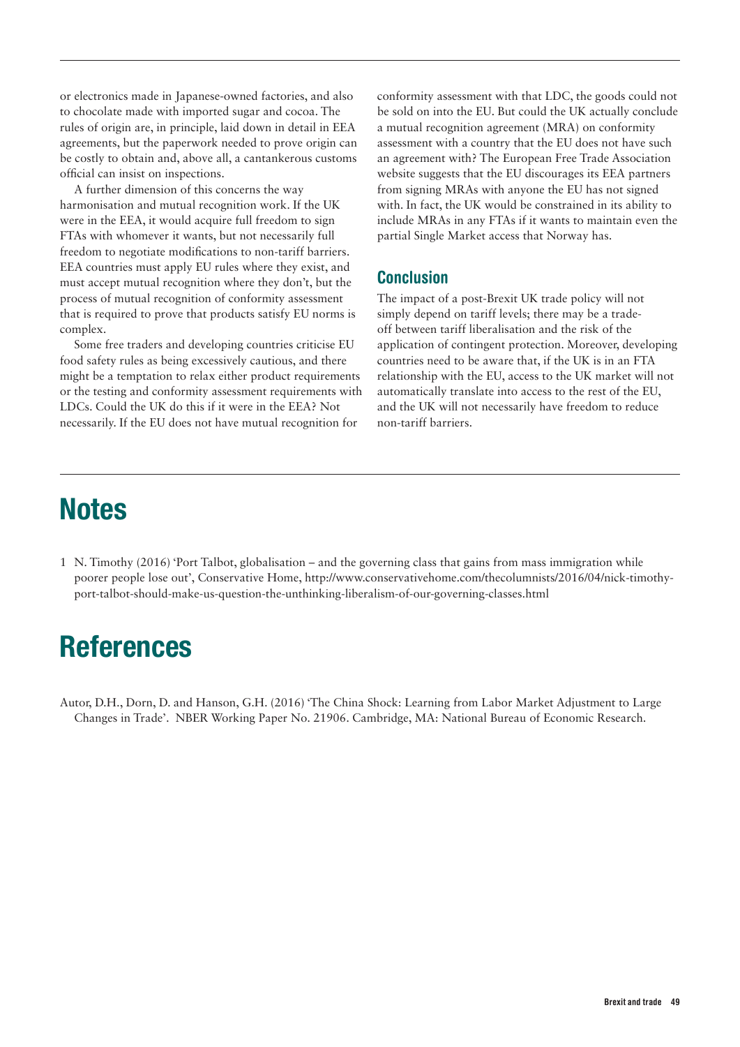or electronics made in Japanese-owned factories, and also to chocolate made with imported sugar and cocoa. The rules of origin are, in principle, laid down in detail in EEA agreements, but the paperwork needed to prove origin can be costly to obtain and, above all, a cantankerous customs official can insist on inspections.

A further dimension of this concerns the way harmonisation and mutual recognition work. If the UK were in the EEA, it would acquire full freedom to sign FTAs with whomever it wants, but not necessarily full freedom to negotiate modifications to non-tariff barriers. EEA countries must apply EU rules where they exist, and must accept mutual recognition where they don't, but the process of mutual recognition of conformity assessment that is required to prove that products satisfy EU norms is complex.

Some free traders and developing countries criticise EU food safety rules as being excessively cautious, and there might be a temptation to relax either product requirements or the testing and conformity assessment requirements with LDCs. Could the UK do this if it were in the EEA? Not necessarily. If the EU does not have mutual recognition for conformity assessment with that LDC, the goods could not be sold on into the EU. But could the UK actually conclude a mutual recognition agreement (MRA) on conformity assessment with a country that the EU does not have such an agreement with? The European Free Trade Association website suggests that the EU discourages its EEA partners from signing MRAs with anyone the EU has not signed with. In fact, the UK would be constrained in its ability to include MRAs in any FTAs if it wants to maintain even the partial Single Market access that Norway has.

### Conclusion

The impact of a post-Brexit UK trade policy will not simply depend on tariff levels; there may be a trade-off between tariff liberalisation and the risk of the application of contingent protection. Moreover, developing countries need to be aware that, if the UK is in an FTA relationship with the EU, access to the UK market will not automatically translate into access to the rest of the EU, and the UK will not necessarily have freedom to reduce non-tariff barriers.

## Notes

1 N. Timothy (2016) 'Port Talbot, globalisation – and the governing class that gains from mass immigration while poorer people lose out', Conservative Home, http://www.conservativehome.com/thecolumnists/2016/04/nick-timothy-port-talbot-should-make-us-question-the-unthinking-liberalism-of-our-governing-classes.html

## References

Autor, D.H., Dorn, D. and Hanson, G.H. (2016) 'The China Shock: Learning from Labor Market Adjustment to Large Changes in Trade'. NBER Working Paper No. 21906. Cambridge, MA: National Bureau of Economic Research.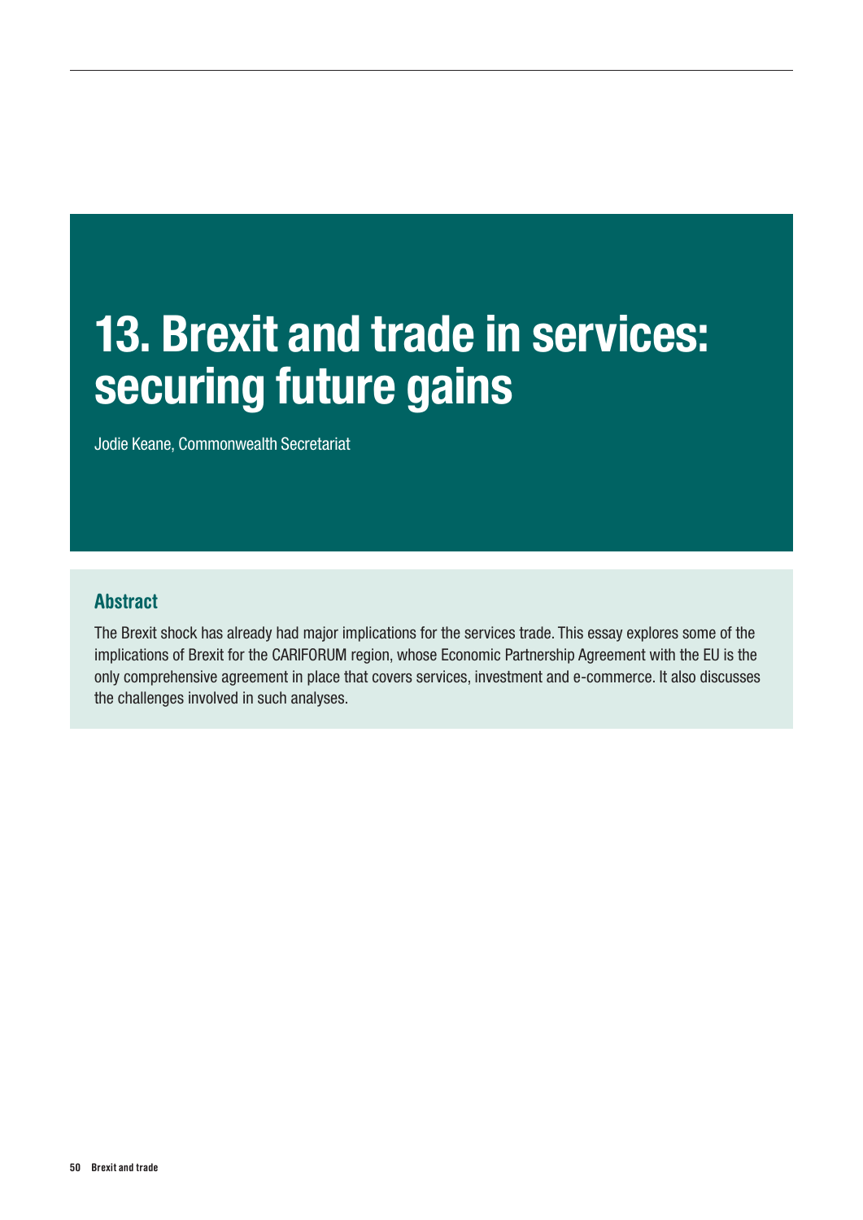# 13. Brexit and trade in services: securing future gains

Jodie Keane, Commonwealth Secretariat

## Abstract

The Brexit shock has already had major implications for the services trade. This essay explores some of the implications of Brexit for the CARIFORUM region, whose Economic Partnership Agreement with the EU is the only comprehensive agreement in place that covers services, investment and e-commerce. It also discusses the challenges involved in such analyses.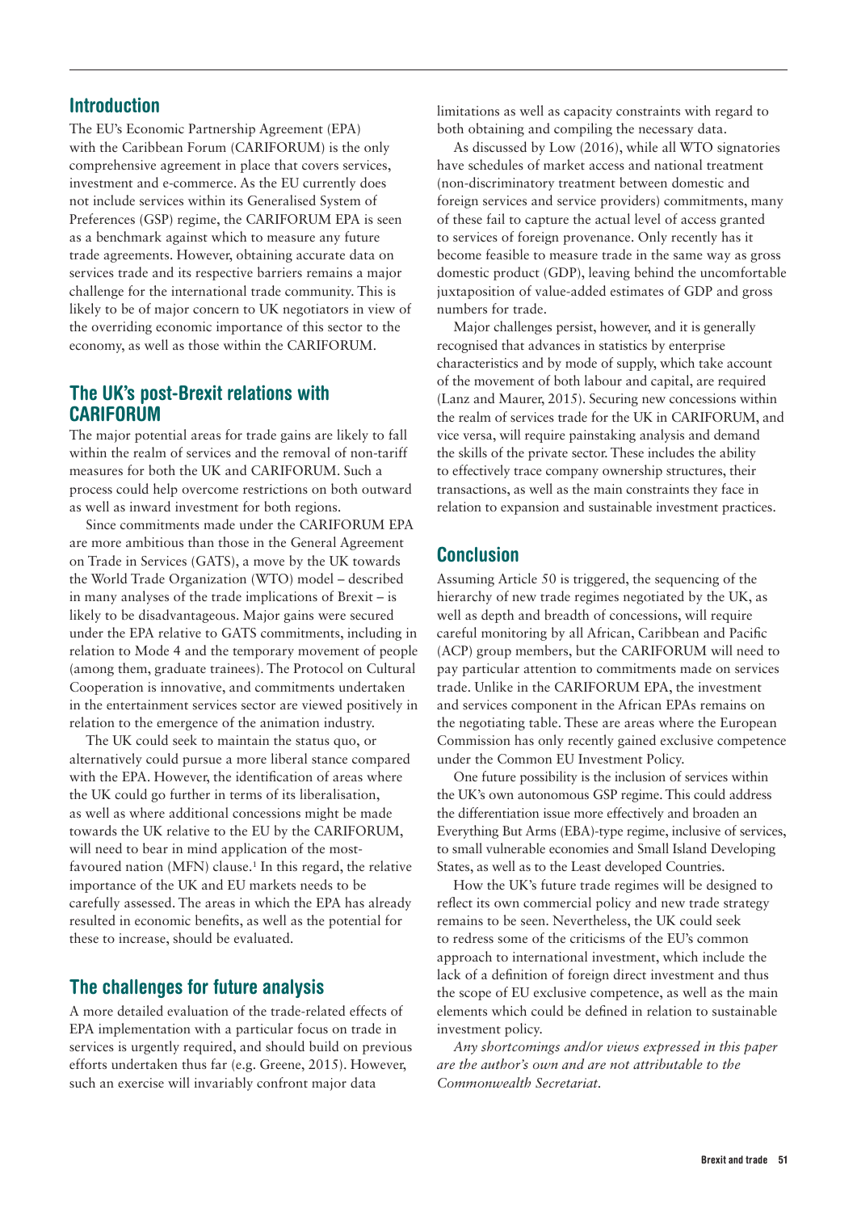## Introduction

The EU's Economic Partnership Agreement (EPA) with the Caribbean Forum (CARIFORUM) is the only comprehensive agreement in place that covers services, investment and e-commerce. As the EU currently does not include services within its Generalised System of Preferences (GSP) regime, the CARIFORUM EPA is seen as a benchmark against which to measure any future trade agreements. However, obtaining accurate data on services trade and its respective barriers remains a major challenge for the international trade community. This is likely to be of major concern to UK negotiators in view of the overriding economic importance of this sector to the economy, as well as those within the CARIFORUM.

## The UK's post-Brexit relations with CARIFORUM

The major potential areas for trade gains are likely to fall within the realm of services and the removal of non-tariff measures for both the UK and CARIFORUM. Such a process could help overcome restrictions on both outward as well as inward investment for both regions.

Since commitments made under the CARIFORUM EPA are more ambitious than those in the General Agreement on Trade in Services (GATS), a move by the UK towards the World Trade Organization (WTO) model – described in many analyses of the trade implications of Brexit – is likely to be disadvantageous. Major gains were secured under the EPA relative to GATS commitments, including in relation to Mode 4 and the temporary movement of people (among them, graduate trainees). The Protocol on Cultural Cooperation is innovative, and commitments undertaken in the entertainment services sector are viewed positively in relation to the emergence of the animation industry.

The UK could seek to maintain the status quo, or alternatively could pursue a more liberal stance compared with the EPA. However, the identification of areas where the UK could go further in terms of its liberalisation, as well as where additional concessions might be made towards the UK relative to the EU by the CARIFORUM, will need to bear in mind application of the most-favoured nation (MFN) clause.[1] In this regard, the relative importance of the UK and EU markets needs to be carefully assessed. The areas in which the EPA has already resulted in economic benefits, as well as the potential for these to increase, should be evaluated.

## The challenges for future analysis

A more detailed evaluation of the trade-related effects of EPA implementation with a particular focus on trade in services is urgently required, and should build on previous efforts undertaken thus far (e.g. Greene, 2015). However, such an exercise will invariably confront major data limitations as well as capacity constraints with regard to both obtaining and compiling the necessary data.

As discussed by Low (2016), while all WTO signatories have schedules of market access and national treatment (non-discriminatory treatment between domestic and foreign services and service providers) commitments, many of these fail to capture the actual level of access granted to services of foreign provenance. Only recently has it become feasible to measure trade in the same way as gross domestic product (GDP), leaving behind the uncomfortable juxtaposition of value-added estimates of GDP and gross numbers for trade.

Major challenges persist, however, and it is generally recognised that advances in statistics by enterprise characteristics and by mode of supply, which take account of the movement of both labour and capital, are required (Lanz and Maurer, 2015). Securing new concessions within the realm of services trade for the UK in CARIFORUM, and vice versa, will require painstaking analysis and demand the skills of the private sector. These includes the ability to effectively trace company ownership structures, their transactions, as well as the main constraints they face in relation to expansion and sustainable investment practices.

## Conclusion

Assuming Article 50 is triggered, the sequencing of the hierarchy of new trade regimes negotiated by the UK, as well as depth and breadth of concessions, will require careful monitoring by all African, Caribbean and Pacific (ACP) group members, but the CARIFORUM will need to pay particular attention to commitments made on services trade. Unlike in the CARIFORUM EPA, the investment and services component in the African EPAs remains on the negotiating table. These are areas where the European Commission has only recently gained exclusive competence under the Common EU Investment Policy.

One future possibility is the inclusion of services within the UK's own autonomous GSP regime. This could address the differentiation issue more effectively and broaden an Everything But Arms (EBA)-type regime, inclusive of services, to small vulnerable economies and Small Island Developing States, as well as to the Least developed Countries.

How the UK's future trade regimes will be designed to reflect its own commercial policy and new trade strategy remains to be seen. Nevertheless, the UK could seek to redress some of the criticisms of the EU's common approach to international investment, which include the lack of a definition of foreign direct investment and thus the scope of EU exclusive competence, as well as the main elements which could be defined in relation to sustainable investment policy.

*Any shortcomings and/or views expressed in this paper are the author's own and are not attributable to the Commonwealth Secretariat.*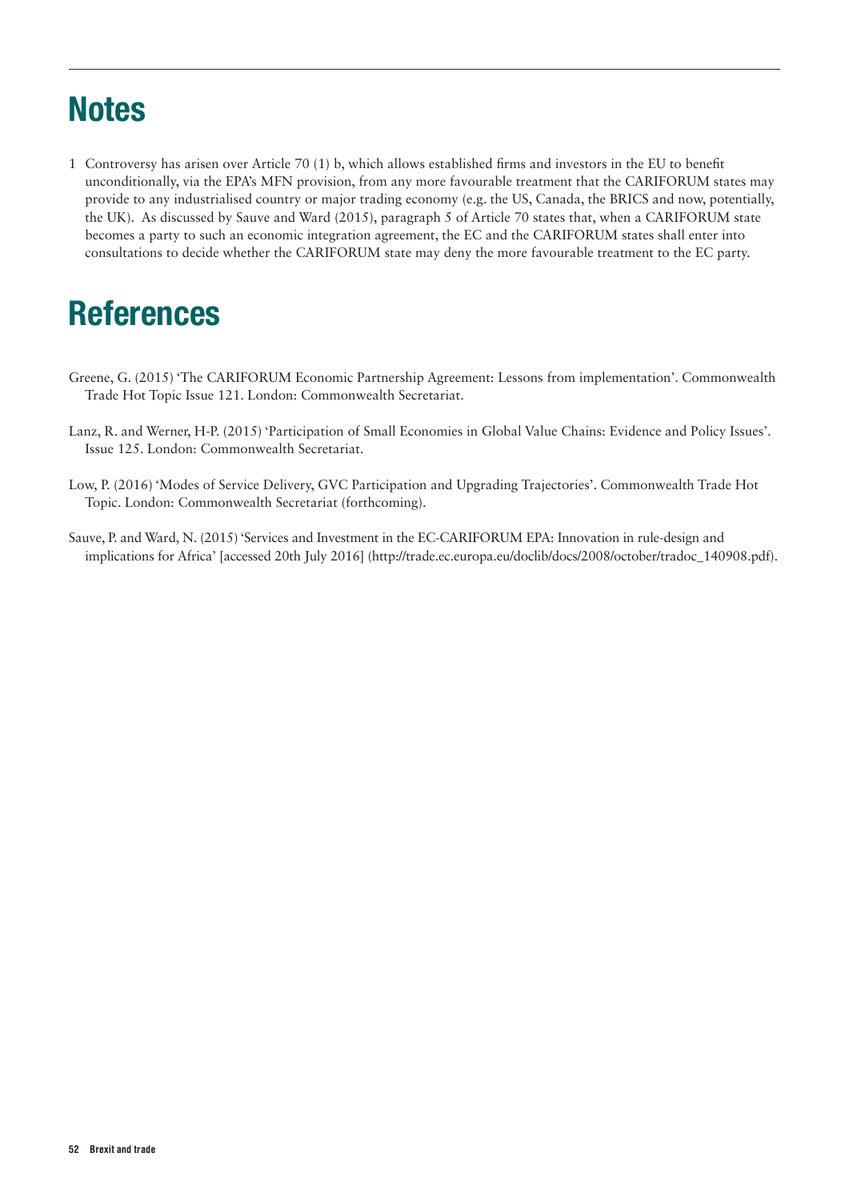# Notes

1 Controversy has arisen over Article 70 (1) b, which allows established firms and investors in the EU to benefit unconditionally, via the EPA's MFN provision, from any more favourable treatment that the CARIFORUM states may provide to any industrialised country or major trading economy (e.g. the US, Canada, the BRICS and now, potentially, the UK). As discussed by Sauve and Ward (2015), paragraph 5 of Article 70 states that, when a CARIFORUM state becomes a party to such an economic integration agreement, the EC and the CARIFORUM states shall enter into consultations to decide whether the CARIFORUM state may deny the more favourable treatment to the EC party.

# References

Greene, G. (2015) 'The CARIFORUM Economic Partnership Agreement: Lessons from implementation'. Commonwealth Trade Hot Topic Issue 121. London: Commonwealth Secretariat.

Lanz, R. and Werner, H-P. (2015) 'Participation of Small Economies in Global Value Chains: Evidence and Policy Issues'. Issue 125. London: Commonwealth Secretariat.

Low, P. (2016) 'Modes of Service Delivery, GVC Participation and Upgrading Trajectories'. Commonwealth Trade Hot Topic. London: Commonwealth Secretariat (forthcoming).

Sauve, P. and Ward, N. (2015) 'Services and Investment in the EC-CARIFORUM EPA: Innovation in rule-design and implications for Africa' [accessed 20th July 2016] (http://trade.ec.europa.eu/doclib/docs/2008/october/tradoc_140908.pdf).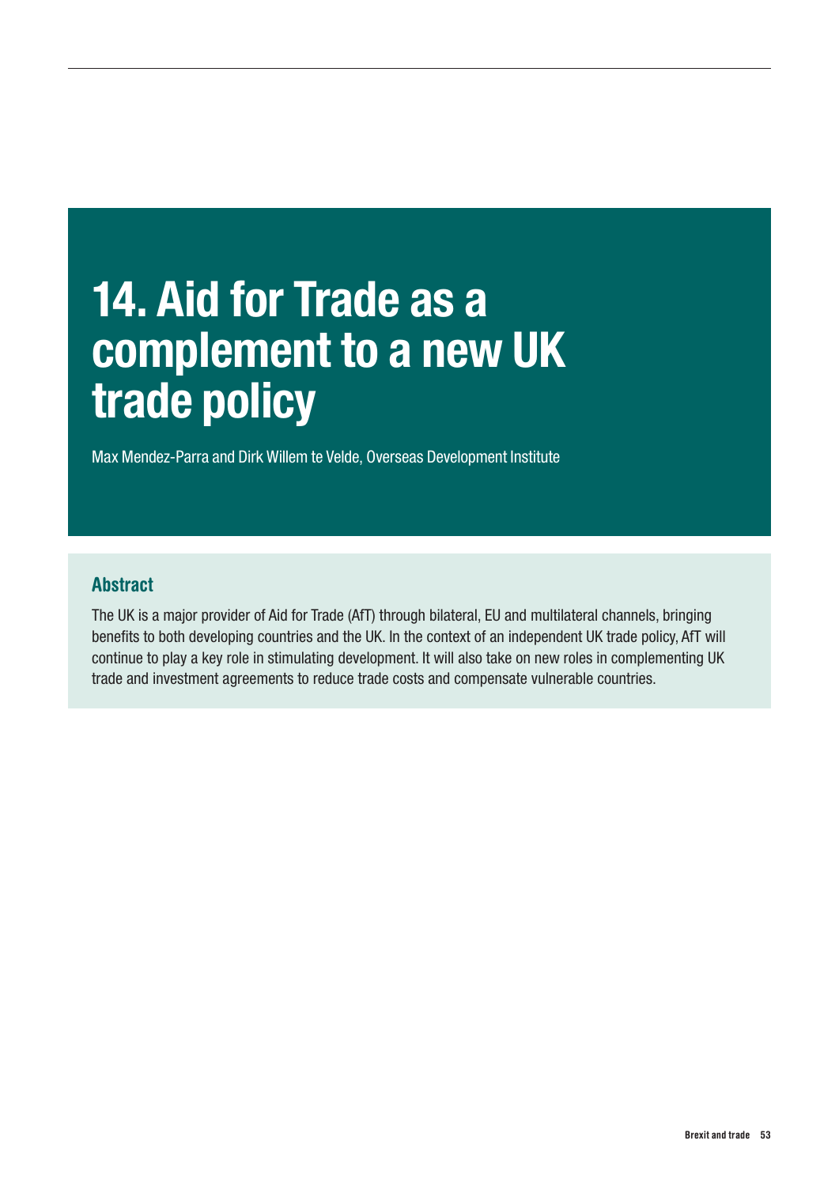# 14. Aid for Trade as a complement to a new UK trade policy

Max Mendez-Parra and Dirk Willem te Velde, Overseas Development Institute

## Abstract

The UK is a major provider of Aid for Trade (AfT) through bilateral, EU and multilateral channels, bringing benefits to both developing countries and the UK. In the context of an independent UK trade policy, AfT will continue to play a key role in stimulating development. It will also take on new roles in complementing UK trade and investment agreements to reduce trade costs and compensate vulnerable countries.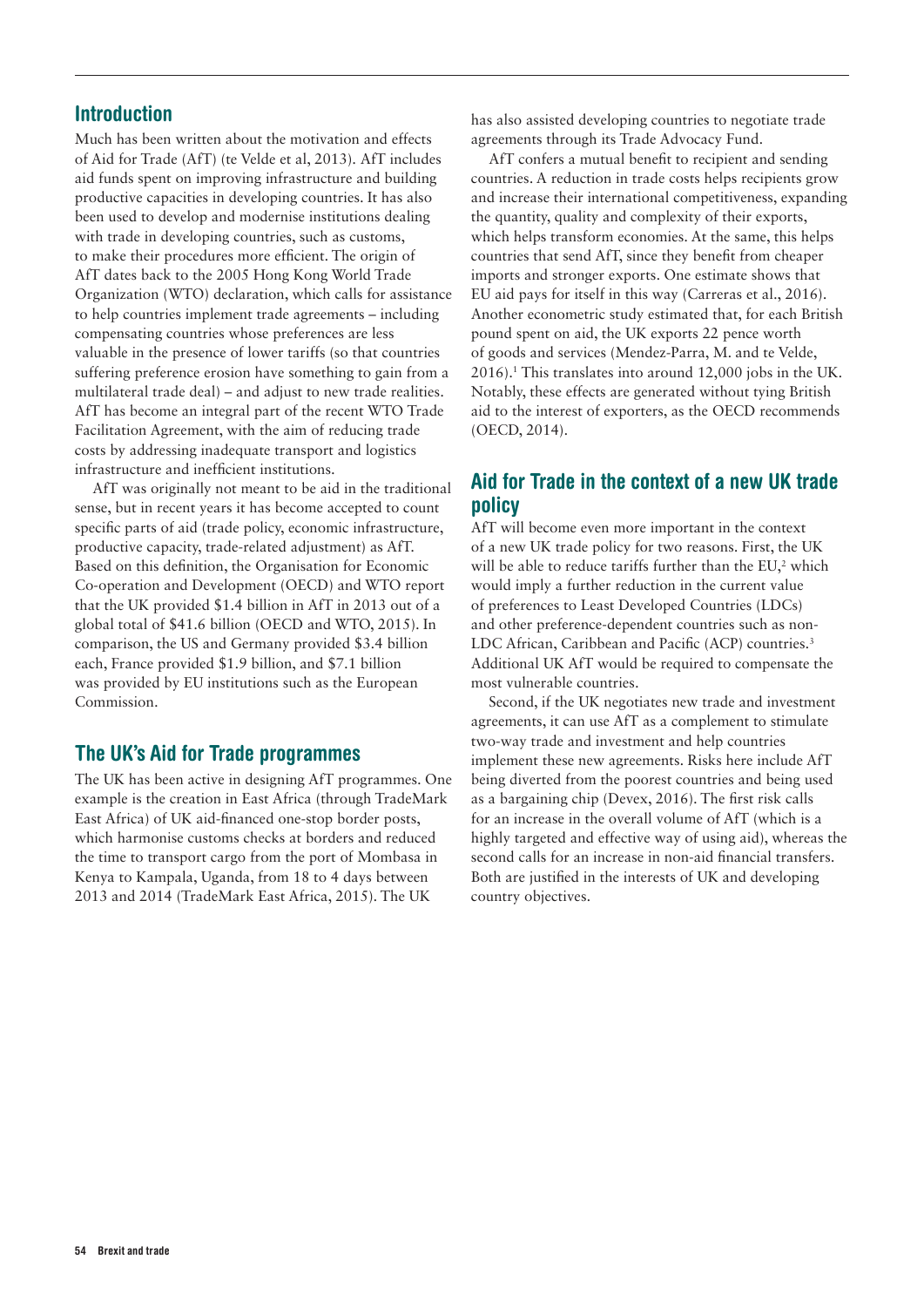## Introduction

Much has been written about the motivation and effects of Aid for Trade (AfT) (te Velde et al, 2013). AfT includes aid funds spent on improving infrastructure and building productive capacities in developing countries. It has also been used to develop and modernise institutions dealing with trade in developing countries, such as customs, to make their procedures more efficient. The origin of AfT dates back to the 2005 Hong Kong World Trade Organization (WTO) declaration, which calls for assistance to help countries implement trade agreements – including compensating countries whose preferences are less valuable in the presence of lower tariffs (so that countries suffering preference erosion have something to gain from a multilateral trade deal) – and adjust to new trade realities. AfT has become an integral part of the recent WTO Trade Facilitation Agreement, with the aim of reducing trade costs by addressing inadequate transport and logistics infrastructure and inefficient institutions.

AfT was originally not meant to be aid in the traditional sense, but in recent years it has become accepted to count specific parts of aid (trade policy, economic infrastructure, productive capacity, trade-related adjustment) as AfT. Based on this definition, the Organisation for Economic Co-operation and Development (OECD) and WTO report that the UK provided \$1.4 billion in AfT in 2013 out of a global total of \$41.6 billion (OECD and WTO, 2015). In comparison, the US and Germany provided \$3.4 billion each, France provided \$1.9 billion, and \$7.1 billion was provided by EU institutions such as the European Commission.

## The UK's Aid for Trade programmes

The UK has been active in designing AfT programmes. One example is the creation in East Africa (through TradeMark East Africa) of UK aid-financed one-stop border posts, which harmonise customs checks at borders and reduced the time to transport cargo from the port of Mombasa in Kenya to Kampala, Uganda, from 18 to 4 days between 2013 and 2014 (TradeMark East Africa, 2015). The UK has also assisted developing countries to negotiate trade agreements through its Trade Advocacy Fund.

AfT confers a mutual benefit to recipient and sending countries. A reduction in trade costs helps recipients grow and increase their international competitiveness, expanding the quantity, quality and complexity of their exports, which helps transform economies. At the same, this helps countries that send AfT, since they benefit from cheaper imports and stronger exports. One estimate shows that EU aid pays for itself in this way (Carreras et al., 2016). Another econometric study estimated that, for each British pound spent on aid, the UK exports 22 pence worth of goods and services (Mendez-Parra, M. and te Velde, 2016).[1] This translates into around 12,000 jobs in the UK. Notably, these effects are generated without tying British aid to the interest of exporters, as the OECD recommends (OECD, 2014).

## Aid for Trade in the context of a new UK trade policy

AfT will become even more important in the context of a new UK trade policy for two reasons. First, the UK will be able to reduce tariffs further than the EU,[2] which would imply a further reduction in the current value of preferences to Least Developed Countries (LDCs) and other preference-dependent countries such as non-LDC African, Caribbean and Pacific (ACP) countries.[3] Additional UK AfT would be required to compensate the most vulnerable countries.

Second, if the UK negotiates new trade and investment agreements, it can use AfT as a complement to stimulate two-way trade and investment and help countries implement these new agreements. Risks here include AfT being diverted from the poorest countries and being used as a bargaining chip (Devex, 2016). The first risk calls for an increase in the overall volume of AfT (which is a highly targeted and effective way of using aid), whereas the second calls for an increase in non-aid financial transfers. Both are justified in the interests of UK and developing country objectives.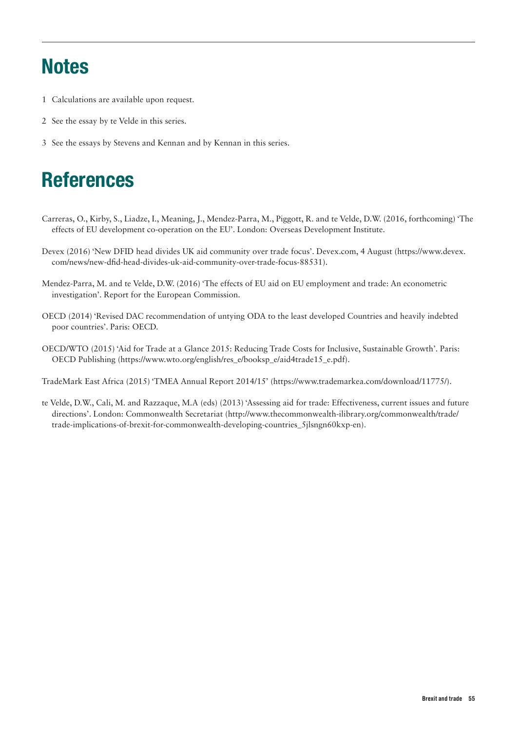# Notes

1 Calculations are available upon request.

2 See the essay by te Velde in this series.

3 See the essays by Stevens and Kennan and by Kennan in this series.

# References

Carreras, O., Kirby, S., Liadze, I., Meaning, J., Mendez-Parra, M., Piggott, R. and te Velde, D.W. (2016, forthcoming) 'The effects of EU development co-operation on the EU'. London: Overseas Development Institute.

Devex (2016) 'New DFID head divides UK aid community over trade focus'. Devex.com, 4 August (https://www.devex.com/news/new-dfid-head-divides-uk-aid-community-over-trade-focus-88531).

Mendez-Parra, M. and te Velde, D.W. (2016) 'The effects of EU aid on EU employment and trade: An econometric investigation'. Report for the European Commission.

OECD (2014) 'Revised DAC recommendation of untying ODA to the least developed Countries and heavily indebted poor countries'. Paris: OECD.

OECD/WTO (2015) 'Aid for Trade at a Glance 2015: Reducing Trade Costs for Inclusive, Sustainable Growth'. Paris: OECD Publishing (https://www.wto.org/english/res_e/booksp_e/aid4trade15_e.pdf).

TradeMark East Africa (2015) 'TMEA Annual Report 2014/15' (https://www.trademarkea.com/download/11775/).

te Velde, D.W., Cali, M. and Razzaque, M.A (eds) (2013) 'Assessing aid for trade: Effectiveness, current issues and future directions'. London: Commonwealth Secretariat (http://www.thecommonwealth-ilibrary.org/commonwealth/trade/trade-implications-of-brexit-for-commonwealth-developing-countries_5jlsngn60kxp-en).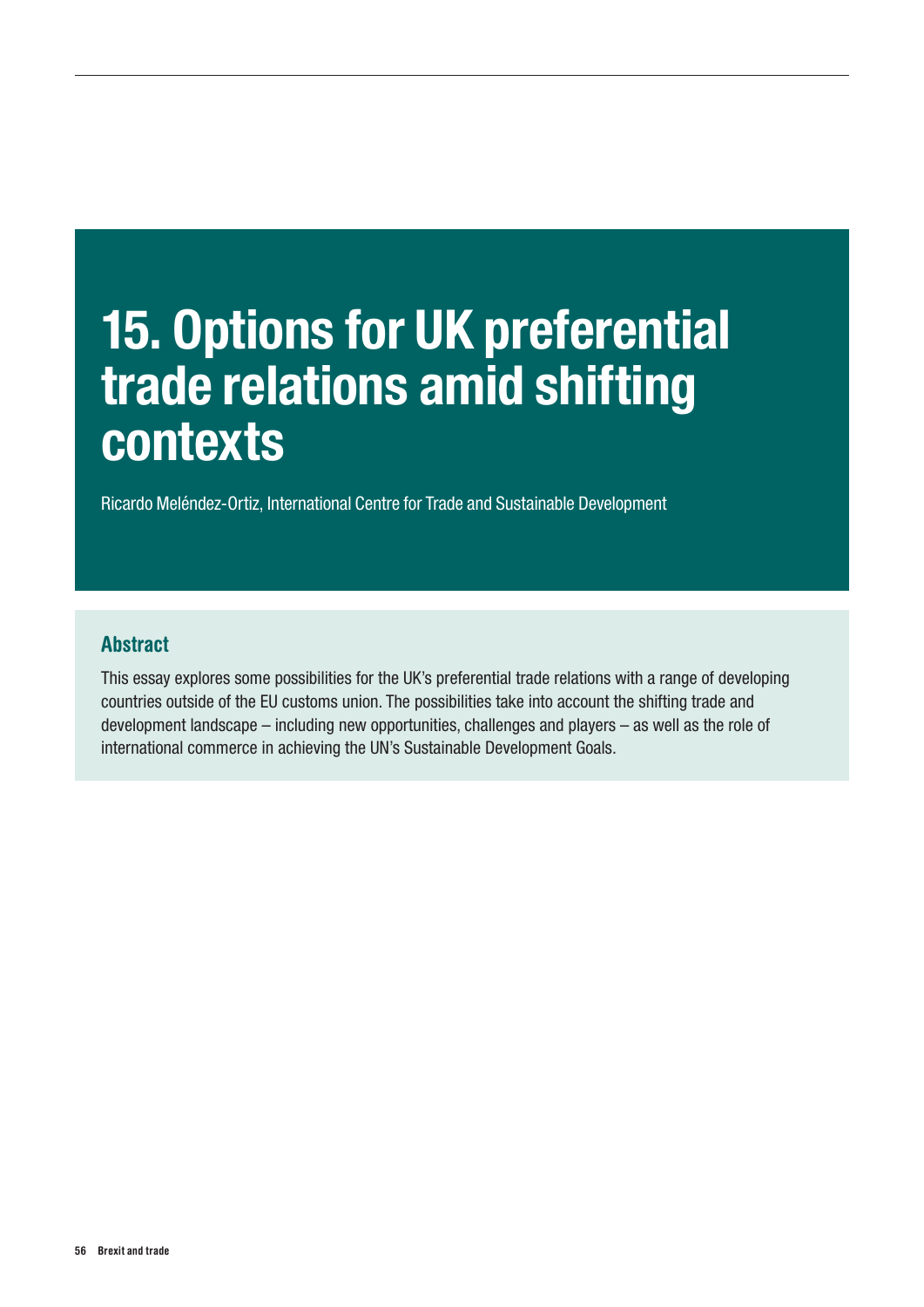# 15. Options for UK preferential trade relations amid shifting contexts

Ricardo Meléndez-Ortiz, International Centre for Trade and Sustainable Development

## Abstract

This essay explores some possibilities for the UK's preferential trade relations with a range of developing countries outside of the EU customs union. The possibilities take into account the shifting trade and development landscape – including new opportunities, challenges and players – as well as the role of international commerce in achieving the UN's Sustainable Development Goals.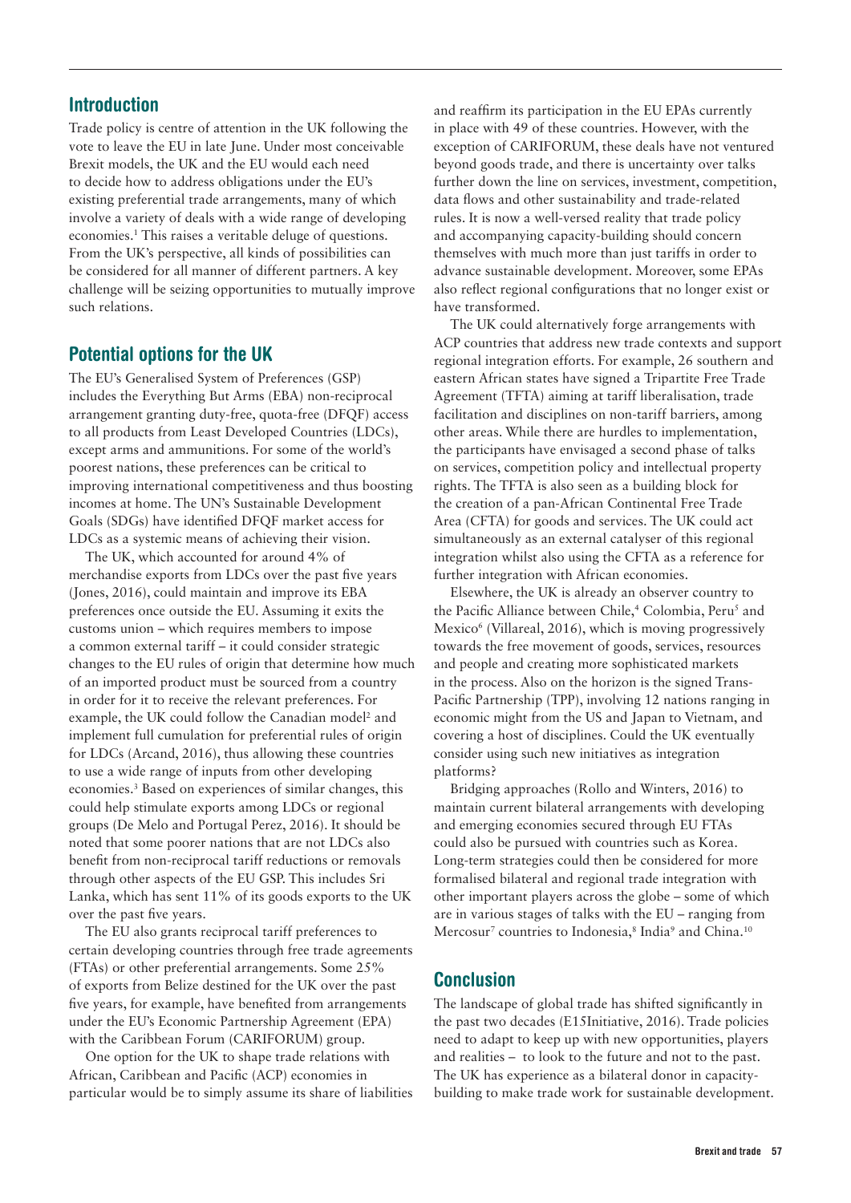## Introduction

Trade policy is centre of attention in the UK following the vote to leave the EU in late June. Under most conceivable Brexit models, the UK and the EU would each need to decide how to address obligations under the EU's existing preferential trade arrangements, many of which involve a variety of deals with a wide range of developing economies.[1] This raises a veritable deluge of questions. From the UK's perspective, all kinds of possibilities can be considered for all manner of different partners. A key challenge will be seizing opportunities to mutually improve such relations.

## Potential options for the UK

The EU's Generalised System of Preferences (GSP) includes the Everything But Arms (EBA) non-reciprocal arrangement granting duty-free, quota-free (DFQF) access to all products from Least Developed Countries (LDCs), except arms and ammunitions. For some of the world's poorest nations, these preferences can be critical to improving international competitiveness and thus boosting incomes at home. The UN's Sustainable Development Goals (SDGs) have identified DFQF market access for LDCs as a systemic means of achieving their vision.

The UK, which accounted for around 4% of merchandise exports from LDCs over the past five years (Jones, 2016), could maintain and improve its EBA preferences once outside the EU. Assuming it exits the customs union – which requires members to impose a common external tariff – it could consider strategic changes to the EU rules of origin that determine how much of an imported product must be sourced from a country in order for it to receive the relevant preferences. For example, the UK could follow the Canadian model[2] and implement full cumulation for preferential rules of origin for LDCs (Arcand, 2016), thus allowing these countries to use a wide range of inputs from other developing economies.[3] Based on experiences of similar changes, this could help stimulate exports among LDCs or regional groups (De Melo and Portugal Perez, 2016). It should be noted that some poorer nations that are not LDCs also benefit from non-reciprocal tariff reductions or removals through other aspects of the EU GSP. This includes Sri Lanka, which has sent 11% of its goods exports to the UK over the past five years.

The EU also grants reciprocal tariff preferences to certain developing countries through free trade agreements (FTAs) or other preferential arrangements. Some 25% of exports from Belize destined for the UK over the past five years, for example, have benefited from arrangements under the EU's Economic Partnership Agreement (EPA) with the Caribbean Forum (CARIFORUM) group.

One option for the UK to shape trade relations with African, Caribbean and Pacific (ACP) economies in particular would be to simply assume its share of liabilities and reaffirm its participation in the EU EPAs currently in place with 49 of these countries. However, with the exception of CARIFORUM, these deals have not ventured beyond goods trade, and there is uncertainty over talks further down the line on services, investment, competition, data flows and other sustainability and trade-related rules. It is now a well-versed reality that trade policy and accompanying capacity-building should concern themselves with much more than just tariffs in order to advance sustainable development. Moreover, some EPAs also reflect regional configurations that no longer exist or have transformed.

The UK could alternatively forge arrangements with ACP countries that address new trade contexts and support regional integration efforts. For example, 26 southern and eastern African states have signed a Tripartite Free Trade Agreement (TFTA) aiming at tariff liberalisation, trade facilitation and disciplines on non-tariff barriers, among other areas. While there are hurdles to implementation, the participants have envisaged a second phase of talks on services, competition policy and intellectual property rights. The TFTA is also seen as a building block for the creation of a pan-African Continental Free Trade Area (CFTA) for goods and services. The UK could act simultaneously as an external catalyser of this regional integration whilst also using the CFTA as a reference for further integration with African economies.

Elsewhere, the UK is already an observer country to the Pacific Alliance between Chile,[4] Colombia, Peru[5] and Mexico[6] (Villareal, 2016), which is moving progressively towards the free movement of goods, services, resources and people and creating more sophisticated markets in the process. Also on the horizon is the signed Trans-Pacific Partnership (TPP), involving 12 nations ranging in economic might from the US and Japan to Vietnam, and covering a host of disciplines. Could the UK eventually consider using such new initiatives as integration platforms?

Bridging approaches (Rollo and Winters, 2016) to maintain current bilateral arrangements with developing and emerging economies secured through EU FTAs could also be pursued with countries such as Korea. Long-term strategies could then be considered for more formalised bilateral and regional trade integration with other important players across the globe – some of which are in various stages of talks with the EU – ranging from Mercosur[7] countries to Indonesia,[8] India[9] and China.[10]

## Conclusion

The landscape of global trade has shifted significantly in the past two decades (E15Initiative, 2016). Trade policies need to adapt to keep up with new opportunities, players and realities – to look to the future and not to the past. The UK has experience as a bilateral donor in capacity-building to make trade work for sustainable development.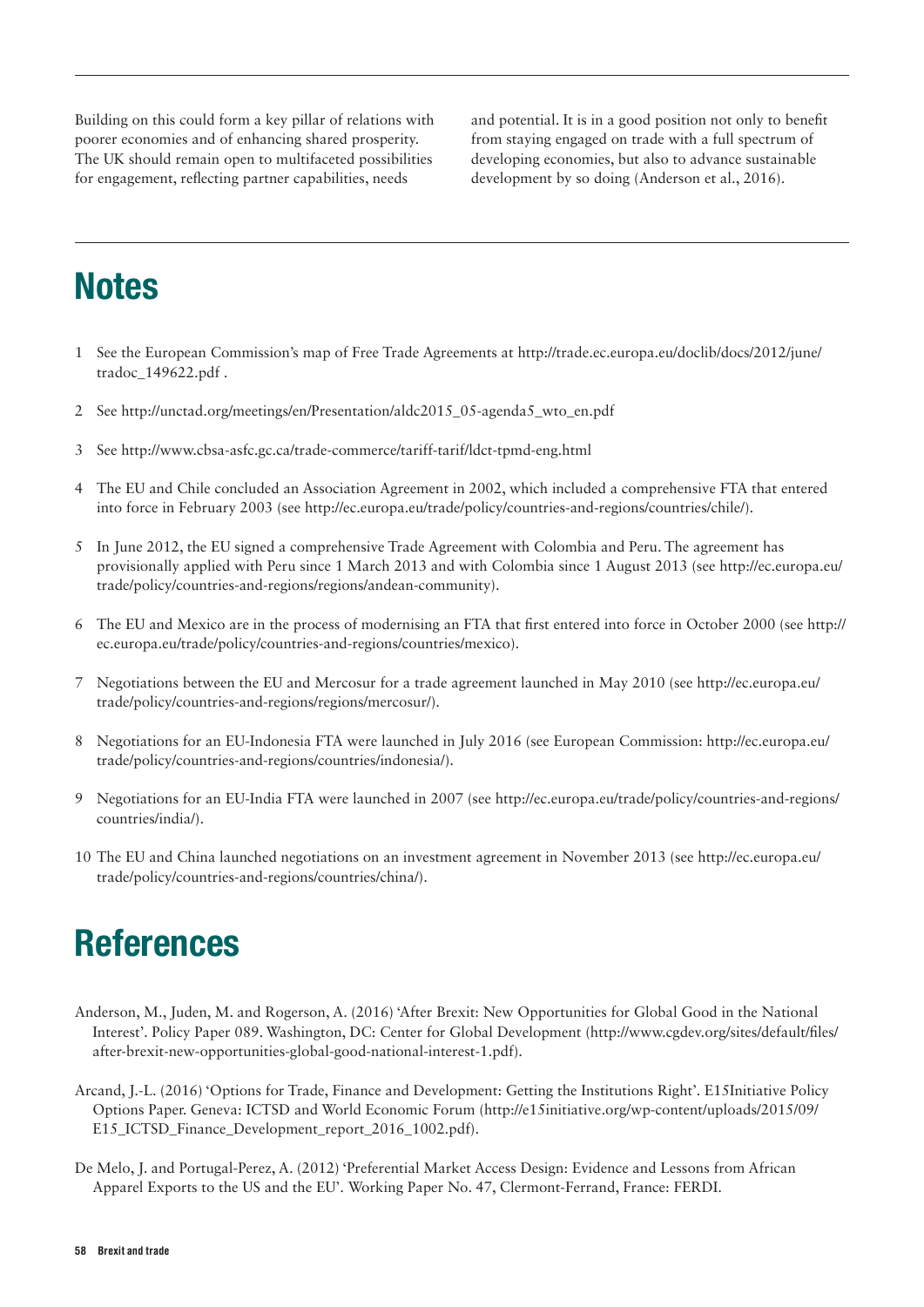Building on this could form a key pillar of relations with poorer economies and of enhancing shared prosperity. The UK should remain open to multifaceted possibilities for engagement, reflecting partner capabilities, needs and potential. It is in a good position not only to benefit from staying engaged on trade with a full spectrum of developing economies, but also to advance sustainable development by so doing (Anderson et al., 2016).

# Notes

1. See the European Commission's map of Free Trade Agreements at http://trade.ec.europa.eu/doclib/docs/2012/june/tradoc_149622.pdf .
2. See http://unctad.org/meetings/en/Presentation/aldc2015_05-agenda5_wto_en.pdf
3. See http://www.cbsa-asfc.gc.ca/trade-commerce/tariff-tarif/ldct-tpmd-eng.html
4. The EU and Chile concluded an Association Agreement in 2002, which included a comprehensive FTA that entered into force in February 2003 (see http://ec.europa.eu/trade/policy/countries-and-regions/countries/chile/).
5. In June 2012, the EU signed a comprehensive Trade Agreement with Colombia and Peru. The agreement has provisionally applied with Peru since 1 March 2013 and with Colombia since 1 August 2013 (see http://ec.europa.eu/trade/policy/countries-and-regions/regions/andean-community).
6. The EU and Mexico are in the process of modernising an FTA that first entered into force in October 2000 (see http://ec.europa.eu/trade/policy/countries-and-regions/countries/mexico).
7. Negotiations between the EU and Mercosur for a trade agreement launched in May 2010 (see http://ec.europa.eu/trade/policy/countries-and-regions/regions/mercosur/).
8. Negotiations for an EU-Indonesia FTA were launched in July 2016 (see European Commission: http://ec.europa.eu/trade/policy/countries-and-regions/countries/indonesia/).
9. Negotiations for an EU-India FTA were launched in 2007 (see http://ec.europa.eu/trade/policy/countries-and-regions/countries/india/).
10. The EU and China launched negotiations on an investment agreement in November 2013 (see http://ec.europa.eu/trade/policy/countries-and-regions/countries/china/).

# References

Anderson, M., Juden, M. and Rogerson, A. (2016) 'After Brexit: New Opportunities for Global Good in the National Interest'. Policy Paper 089. Washington, DC: Center for Global Development (http://www.cgdev.org/sites/default/files/after-brexit-new-opportunities-global-good-national-interest-1.pdf).

Arcand, J.-L. (2016) 'Options for Trade, Finance and Development: Getting the Institutions Right'. E15Initiative Policy Options Paper. Geneva: ICTSD and World Economic Forum (http://e15initiative.org/wp-content/uploads/2015/09/E15_ICTSD_Finance_Development_report_2016_1002.pdf).

De Melo, J. and Portugal-Perez, A. (2012) 'Preferential Market Access Design: Evidence and Lessons from African Apparel Exports to the US and the EU'. Working Paper No. 47, Clermont-Ferrand, France: FERDI.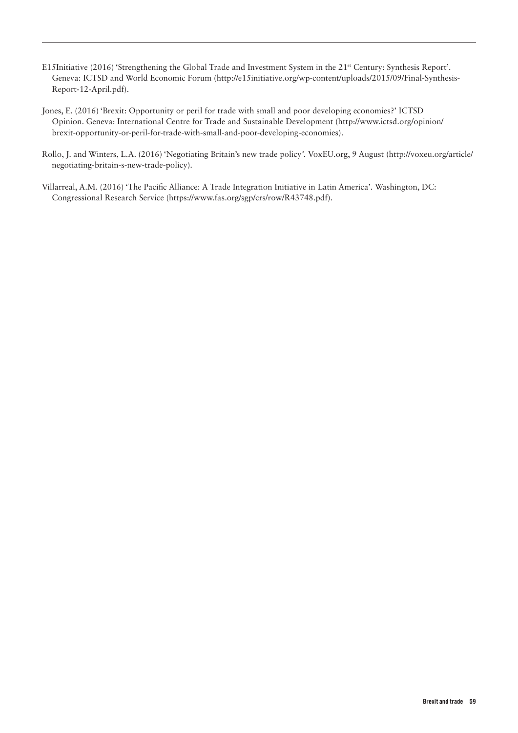E15Initiative (2016) 'Strengthening the Global Trade and Investment System in the 21st Century: Synthesis Report'. Geneva: ICTSD and World Economic Forum (http://e15initiative.org/wp-content/uploads/2015/09/Final-Synthesis-Report-12-April.pdf).

Jones, E. (2016) 'Brexit: Opportunity or peril for trade with small and poor developing economies?' ICTSD Opinion. Geneva: International Centre for Trade and Sustainable Development (http://www.ictsd.org/opinion/brexit-opportunity-or-peril-for-trade-with-small-and-poor-developing-economies).

Rollo, J. and Winters, L.A. (2016) 'Negotiating Britain's new trade policy'. VoxEU.org, 9 August (http://voxeu.org/article/negotiating-britain-s-new-trade-policy).

Villarreal, A.M. (2016) 'The Pacific Alliance: A Trade Integration Initiative in Latin America'. Washington, DC: Congressional Research Service (https://www.fas.org/sgp/crs/row/R43748.pdf).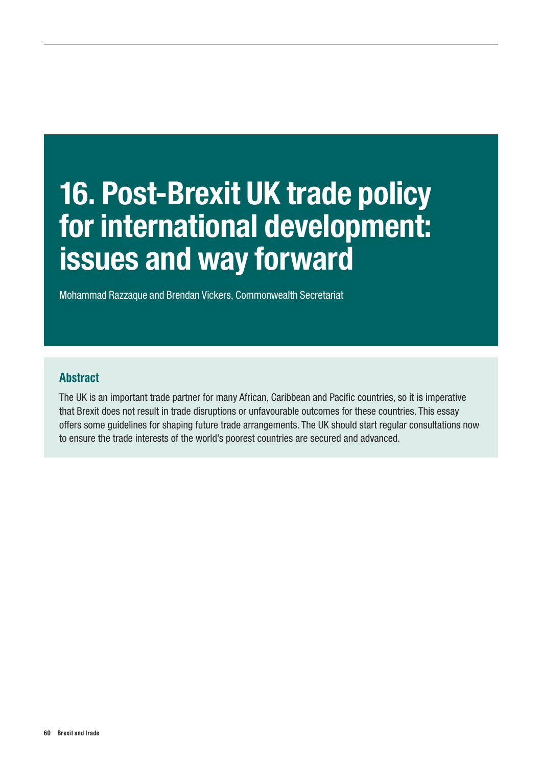# 16. Post-Brexit UK trade policy for international development: issues and way forward

Mohammad Razzaque and Brendan Vickers, Commonwealth Secretariat

## Abstract

The UK is an important trade partner for many African, Caribbean and Pacific countries, so it is imperative that Brexit does not result in trade disruptions or unfavourable outcomes for these countries. This essay offers some guidelines for shaping future trade arrangements. The UK should start regular consultations now to ensure the trade interests of the world's poorest countries are secured and advanced.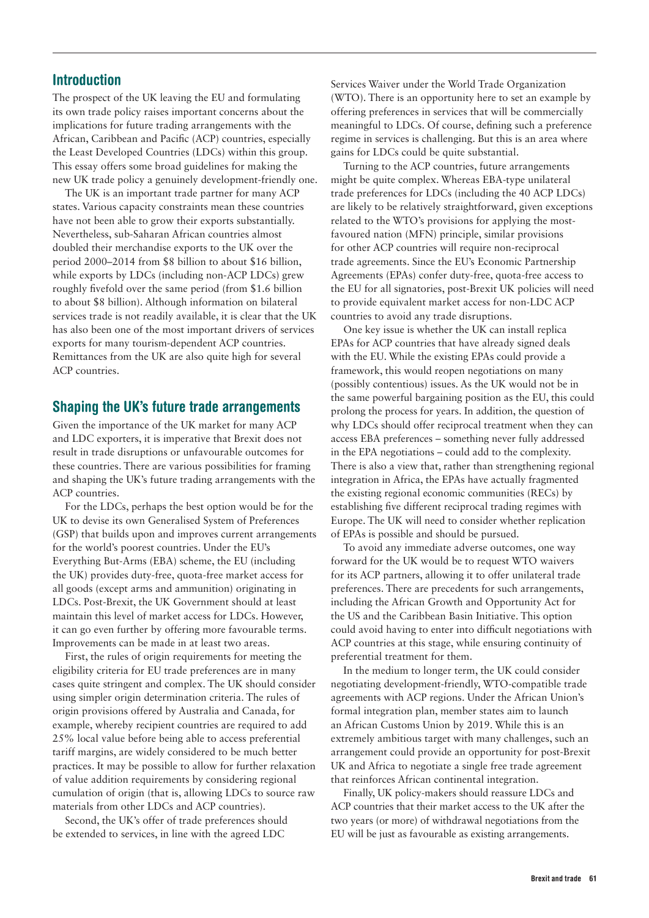## Introduction

The prospect of the UK leaving the EU and formulating its own trade policy raises important concerns about the implications for future trading arrangements with the African, Caribbean and Pacific (ACP) countries, especially the Least Developed Countries (LDCs) within this group. This essay offers some broad guidelines for making the new UK trade policy a genuinely development-friendly one.

The UK is an important trade partner for many ACP states. Various capacity constraints mean these countries have not been able to grow their exports substantially. Nevertheless, sub-Saharan African countries almost doubled their merchandise exports to the UK over the period 2000–2014 from \$8 billion to about \$16 billion, while exports by LDCs (including non-ACP LDCs) grew roughly fivefold over the same period (from \$1.6 billion to about \$8 billion). Although information on bilateral services trade is not readily available, it is clear that the UK has also been one of the most important drivers of services exports for many tourism-dependent ACP countries. Remittances from the UK are also quite high for several ACP countries.

## Shaping the UK's future trade arrangements

Given the importance of the UK market for many ACP and LDC exporters, it is imperative that Brexit does not result in trade disruptions or unfavourable outcomes for these countries. There are various possibilities for framing and shaping the UK's future trading arrangements with the ACP countries.

For the LDCs, perhaps the best option would be for the UK to devise its own Generalised System of Preferences (GSP) that builds upon and improves current arrangements for the world's poorest countries. Under the EU's Everything But-Arms (EBA) scheme, the EU (including the UK) provides duty-free, quota-free market access for all goods (except arms and ammunition) originating in LDCs. Post-Brexit, the UK Government should at least maintain this level of market access for LDCs. However, it can go even further by offering more favourable terms. Improvements can be made in at least two areas.

First, the rules of origin requirements for meeting the eligibility criteria for EU trade preferences are in many cases quite stringent and complex. The UK should consider using simpler origin determination criteria. The rules of origin provisions offered by Australia and Canada, for example, whereby recipient countries are required to add 25% local value before being able to access preferential tariff margins, are widely considered to be much better practices. It may be possible to allow for further relaxation of value addition requirements by considering regional cumulation of origin (that is, allowing LDCs to source raw materials from other LDCs and ACP countries).

Second, the UK's offer of trade preferences should be extended to services, in line with the agreed LDC Services Waiver under the World Trade Organization (WTO). There is an opportunity here to set an example by offering preferences in services that will be commercially meaningful to LDCs. Of course, defining such a preference regime in services is challenging. But this is an area where gains for LDCs could be quite substantial.

Turning to the ACP countries, future arrangements might be quite complex. Whereas EBA-type unilateral trade preferences for LDCs (including the 40 ACP LDCs) are likely to be relatively straightforward, given exceptions related to the WTO's provisions for applying the most-favoured nation (MFN) principle, similar provisions for other ACP countries will require non-reciprocal trade agreements. Since the EU's Economic Partnership Agreements (EPAs) confer duty-free, quota-free access to the EU for all signatories, post-Brexit UK policies will need to provide equivalent market access for non-LDC ACP countries to avoid any trade disruptions.

One key issue is whether the UK can install replica EPAs for ACP countries that have already signed deals with the EU. While the existing EPAs could provide a framework, this would reopen negotiations on many (possibly contentious) issues. As the UK would not be in the same powerful bargaining position as the EU, this could prolong the process for years. In addition, the question of why LDCs should offer reciprocal treatment when they can access EBA preferences – something never fully addressed in the EPA negotiations – could add to the complexity. There is also a view that, rather than strengthening regional integration in Africa, the EPAs have actually fragmented the existing regional economic communities (RECs) by establishing five different reciprocal trading regimes with Europe. The UK will need to consider whether replication of EPAs is possible and should be pursued.

To avoid any immediate adverse outcomes, one way forward for the UK would be to request WTO waivers for its ACP partners, allowing it to offer unilateral trade preferences. There are precedents for such arrangements, including the African Growth and Opportunity Act for the US and the Caribbean Basin Initiative. This option could avoid having to enter into difficult negotiations with ACP countries at this stage, while ensuring continuity of preferential treatment for them.

In the medium to longer term, the UK could consider negotiating development-friendly, WTO-compatible trade agreements with ACP regions. Under the African Union's formal integration plan, member states aim to launch an African Customs Union by 2019. While this is an extremely ambitious target with many challenges, such an arrangement could provide an opportunity for post-Brexit UK and Africa to negotiate a single free trade agreement that reinforces African continental integration.

Finally, UK policy-makers should reassure LDCs and ACP countries that their market access to the UK after the two years (or more) of withdrawal negotiations from the EU will be just as favourable as existing arrangements.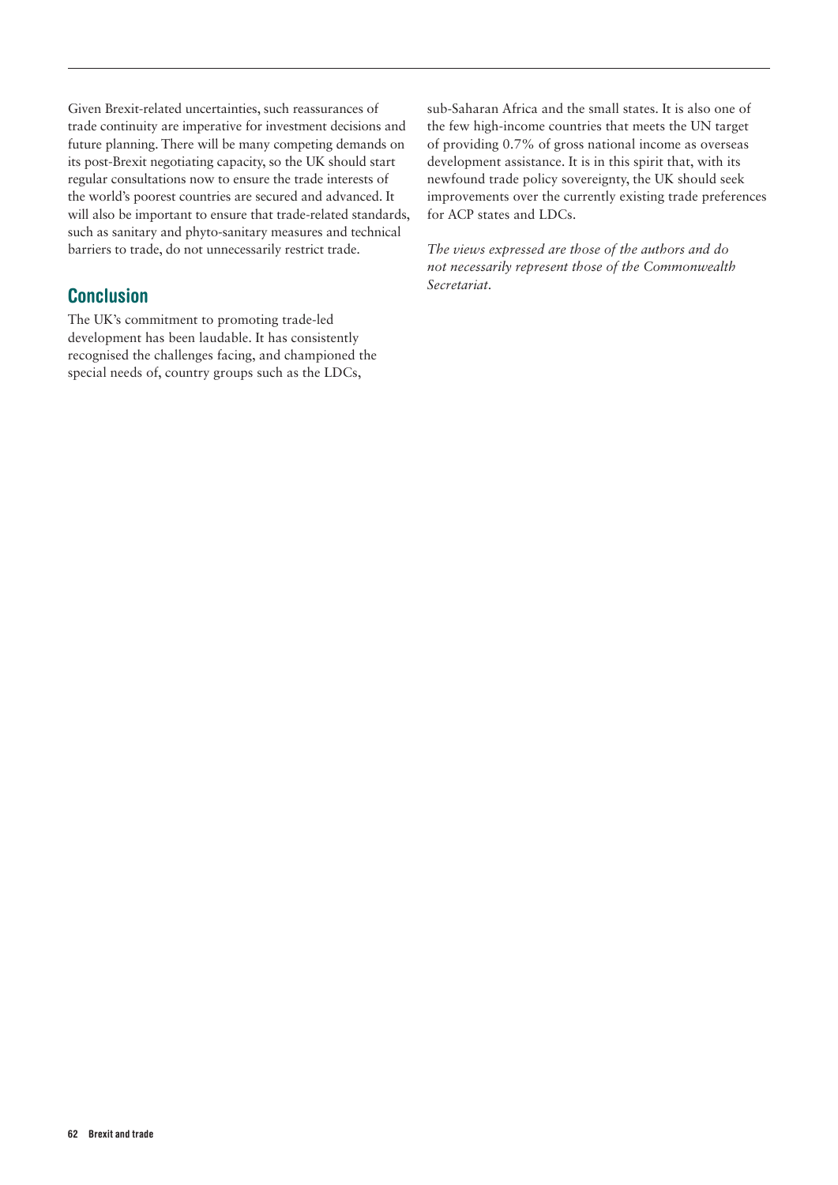Given Brexit-related uncertainties, such reassurances of trade continuity are imperative for investment decisions and future planning. There will be many competing demands on its post-Brexit negotiating capacity, so the UK should start regular consultations now to ensure the trade interests of the world's poorest countries are secured and advanced. It will also be important to ensure that trade-related standards, such as sanitary and phyto-sanitary measures and technical barriers to trade, do not unnecessarily restrict trade.

## Conclusion

The UK's commitment to promoting trade-led development has been laudable. It has consistently recognised the challenges facing, and championed the special needs of, country groups such as the LDCs, sub-Saharan Africa and the small states. It is also one of the few high-income countries that meets the UN target of providing 0.7% of gross national income as overseas development assistance. It is in this spirit that, with its newfound trade policy sovereignty, the UK should seek improvements over the currently existing trade preferences for ACP states and LDCs.

*The views expressed are those of the authors and do not necessarily represent those of the Commonwealth Secretariat.*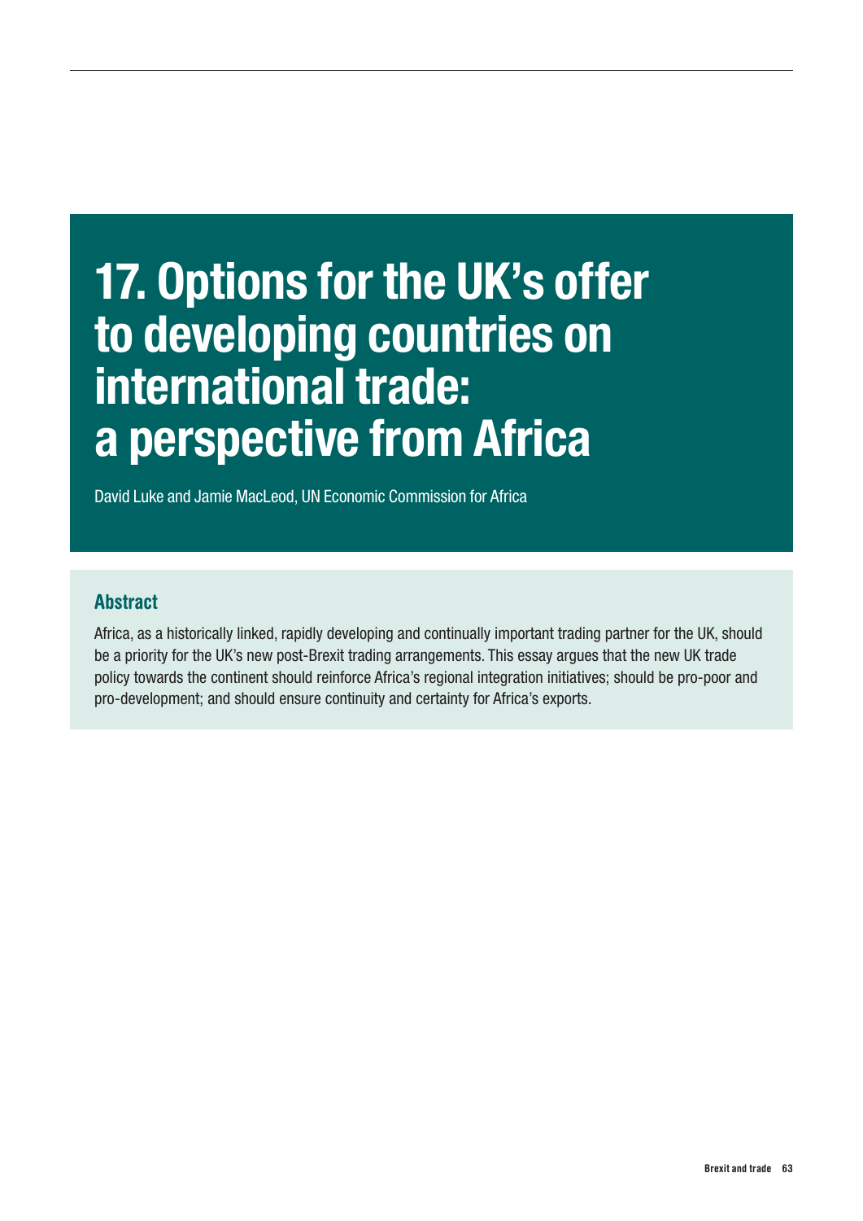# 17. Options for the UK's offer to developing countries on international trade: a perspective from Africa

David Luke and Jamie MacLeod, UN Economic Commission for Africa

## Abstract

Africa, as a historically linked, rapidly developing and continually important trading partner for the UK, should be a priority for the UK's new post-Brexit trading arrangements. This essay argues that the new UK trade policy towards the continent should reinforce Africa's regional integration initiatives; should be pro-poor and pro-development; and should ensure continuity and certainty for Africa's exports.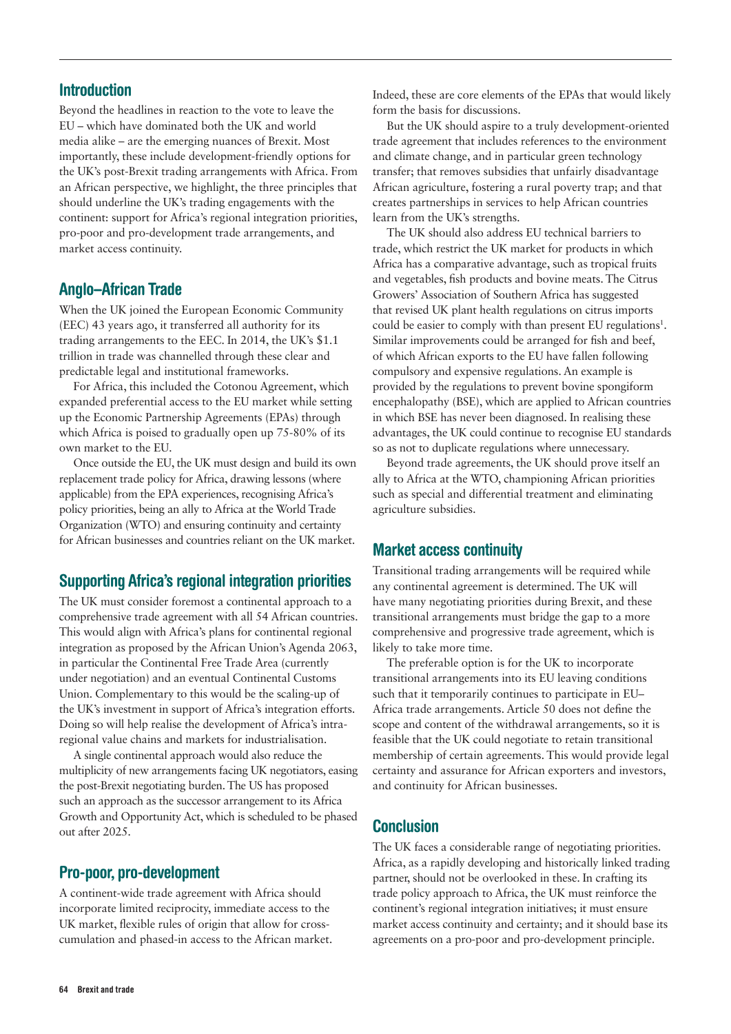## Introduction

Beyond the headlines in reaction to the vote to leave the EU – which have dominated both the UK and world media alike – are the emerging nuances of Brexit. Most importantly, these include development-friendly options for the UK's post-Brexit trading arrangements with Africa. From an African perspective, we highlight, the three principles that should underline the UK's trading engagements with the continent: support for Africa's regional integration priorities, pro-poor and pro-development trade arrangements, and market access continuity.

## Anglo–African Trade

When the UK joined the European Economic Community (EEC) 43 years ago, it transferred all authority for its trading arrangements to the EEC. In 2014, the UK's $1.1 trillion in trade was channelled through these clear and predictable legal and institutional frameworks.

For Africa, this included the Cotonou Agreement, which expanded preferential access to the EU market while setting up the Economic Partnership Agreements (EPAs) through which Africa is poised to gradually open up 75-80% of its own market to the EU.

Once outside the EU, the UK must design and build its own replacement trade policy for Africa, drawing lessons (where applicable) from the EPA experiences, recognising Africa's policy priorities, being an ally to Africa at the World Trade Organization (WTO) and ensuring continuity and certainty for African businesses and countries reliant on the UK market.

## Supporting Africa's regional integration priorities

The UK must consider foremost a continental approach to a comprehensive trade agreement with all 54 African countries. This would align with Africa's plans for continental regional integration as proposed by the African Union's Agenda 2063, in particular the Continental Free Trade Area (currently under negotiation) and an eventual Continental Customs Union. Complementary to this would be the scaling-up of the UK's investment in support of Africa's integration efforts. Doing so will help realise the development of Africa's intra-regional value chains and markets for industrialisation.

A single continental approach would also reduce the multiplicity of new arrangements facing UK negotiators, easing the post-Brexit negotiating burden. The US has proposed such an approach as the successor arrangement to its Africa Growth and Opportunity Act, which is scheduled to be phased out after 2025.

## Pro-poor, pro-development

A continent-wide trade agreement with Africa should incorporate limited reciprocity, immediate access to the UK market, flexible rules of origin that allow for cross-cumulation and phased-in access to the African market. Indeed, these are core elements of the EPAs that would likely form the basis for discussions.

But the UK should aspire to a truly development-oriented trade agreement that includes references to the environment and climate change, and in particular green technology transfer; that removes subsidies that unfairly disadvantage African agriculture, fostering a rural poverty trap; and that creates partnerships in services to help African countries learn from the UK's strengths.

The UK should also address EU technical barriers to trade, which restrict the UK market for products in which Africa has a comparative advantage, such as tropical fruits and vegetables, fish products and bovine meats. The Citrus Growers' Association of Southern Africa has suggested that revised UK plant health regulations on citrus imports could be easier to comply with than present EU regulations[1]. Similar improvements could be arranged for fish and beef, of which African exports to the EU have fallen following compulsory and expensive regulations. An example is provided by the regulations to prevent bovine spongiform encephalopathy (BSE), which are applied to African countries in which BSE has never been diagnosed. In realising these advantages, the UK could continue to recognise EU standards so as not to duplicate regulations where unnecessary.

Beyond trade agreements, the UK should prove itself an ally to Africa at the WTO, championing African priorities such as special and differential treatment and eliminating agriculture subsidies.

## Market access continuity

Transitional trading arrangements will be required while any continental agreement is determined. The UK will have many negotiating priorities during Brexit, and these transitional arrangements must bridge the gap to a more comprehensive and progressive trade agreement, which is likely to take more time.

The preferable option is for the UK to incorporate transitional arrangements into its EU leaving conditions such that it temporarily continues to participate in EU–Africa trade arrangements. Article 50 does not define the scope and content of the withdrawal arrangements, so it is feasible that the UK could negotiate to retain transitional membership of certain agreements. This would provide legal certainty and assurance for African exporters and investors, and continuity for African businesses.

## Conclusion

The UK faces a considerable range of negotiating priorities. Africa, as a rapidly developing and historically linked trading partner, should not be overlooked in these. In crafting its trade policy approach to Africa, the UK must reinforce the continent's regional integration initiatives; it must ensure market access continuity and certainty; and it should base its agreements on a pro-poor and pro-development principle.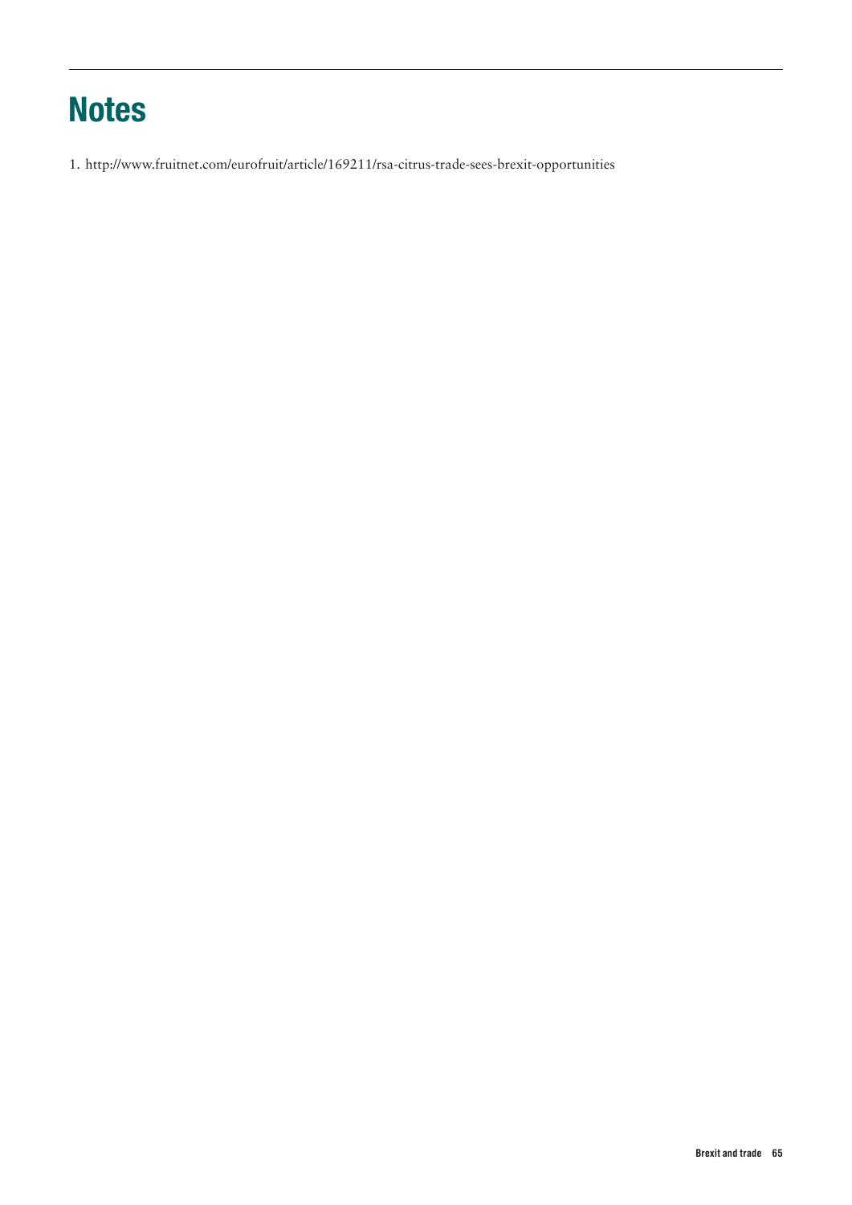# Notes

1. http://www.fruitnet.com/eurofruit/article/169211/rsa-citrus-trade-sees-brexit-opportunities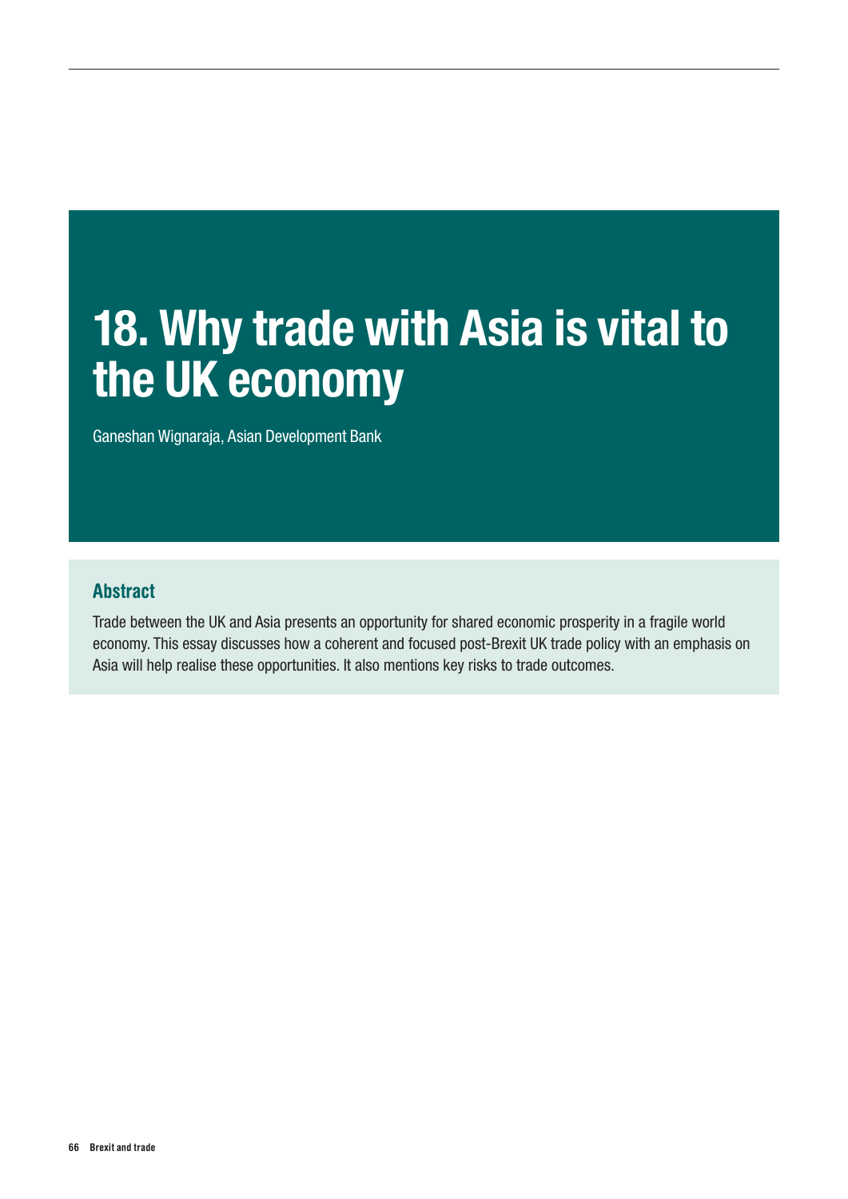# 18. Why trade with Asia is vital to the UK economy

Ganeshan Wignaraja, Asian Development Bank

## Abstract

Trade between the UK and Asia presents an opportunity for shared economic prosperity in a fragile world economy. This essay discusses how a coherent and focused post-Brexit UK trade policy with an emphasis on Asia will help realise these opportunities. It also mentions key risks to trade outcomes.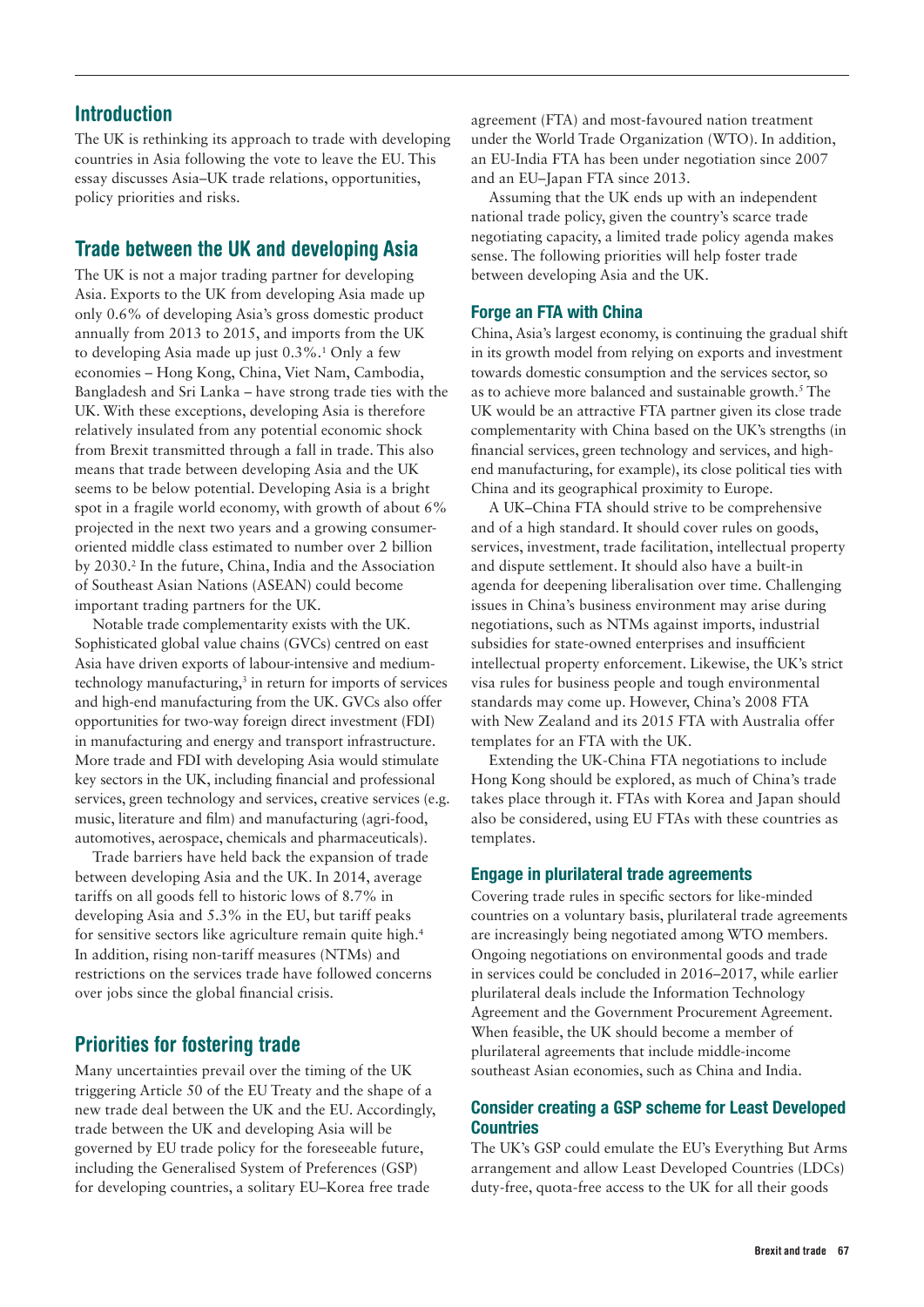## Introduction

The UK is rethinking its approach to trade with developing countries in Asia following the vote to leave the EU. This essay discusses Asia–UK trade relations, opportunities, policy priorities and risks.

## Trade between the UK and developing Asia

The UK is not a major trading partner for developing Asia. Exports to the UK from developing Asia made up only 0.6% of developing Asia's gross domestic product annually from 2013 to 2015, and imports from the UK to developing Asia made up just 0.3%.[1] Only a few economies – Hong Kong, China, Viet Nam, Cambodia, Bangladesh and Sri Lanka – have strong trade ties with the UK. With these exceptions, developing Asia is therefore relatively insulated from any potential economic shock from Brexit transmitted through a fall in trade. This also means that trade between developing Asia and the UK seems to be below potential. Developing Asia is a bright spot in a fragile world economy, with growth of about 6% projected in the next two years and a growing consumer-oriented middle class estimated to number over 2 billion by 2030.[2] In the future, China, India and the Association of Southeast Asian Nations (ASEAN) could become important trading partners for the UK.

Notable trade complementarity exists with the UK. Sophisticated global value chains (GVCs) centred on east Asia have driven exports of labour-intensive and medium-technology manufacturing,[3] in return for imports of services and high-end manufacturing from the UK. GVCs also offer opportunities for two-way foreign direct investment (FDI) in manufacturing and energy and transport infrastructure. More trade and FDI with developing Asia would stimulate key sectors in the UK, including financial and professional services, green technology and services, creative services (e.g. music, literature and film) and manufacturing (agri-food, automotives, aerospace, chemicals and pharmaceuticals).

Trade barriers have held back the expansion of trade between developing Asia and the UK. In 2014, average tariffs on all goods fell to historic lows of 8.7% in developing Asia and 5.3% in the EU, but tariff peaks for sensitive sectors like agriculture remain quite high.[4] In addition, rising non-tariff measures (NTMs) and restrictions on the services trade have followed concerns over jobs since the global financial crisis.

## Priorities for fostering trade

Many uncertainties prevail over the timing of the UK triggering Article 50 of the EU Treaty and the shape of a new trade deal between the UK and the EU. Accordingly, trade between the UK and developing Asia will be governed by EU trade policy for the foreseeable future, including the Generalised System of Preferences (GSP) for developing countries, a solitary EU–Korea free trade agreement (FTA) and most-favoured nation treatment under the World Trade Organization (WTO). In addition, an EU-India FTA has been under negotiation since 2007 and an EU–Japan FTA since 2013.

Assuming that the UK ends up with an independent national trade policy, given the country's scarce trade negotiating capacity, a limited trade policy agenda makes sense. The following priorities will help foster trade between developing Asia and the UK.

### Forge an FTA with China

China, Asia's largest economy, is continuing the gradual shift in its growth model from relying on exports and investment towards domestic consumption and the services sector, so as to achieve more balanced and sustainable growth.[5] The UK would be an attractive FTA partner given its close trade complementarity with China based on the UK's strengths (in financial services, green technology and services, and high-end manufacturing, for example), its close political ties with China and its geographical proximity to Europe.

A UK–China FTA should strive to be comprehensive and of a high standard. It should cover rules on goods, services, investment, trade facilitation, intellectual property and dispute settlement. It should also have a built-in agenda for deepening liberalisation over time. Challenging issues in China's business environment may arise during negotiations, such as NTMs against imports, industrial subsidies for state-owned enterprises and insufficient intellectual property enforcement. Likewise, the UK's strict visa rules for business people and tough environmental standards may come up. However, China's 2008 FTA with New Zealand and its 2015 FTA with Australia offer templates for an FTA with the UK.

Extending the UK-China FTA negotiations to include Hong Kong should be explored, as much of China's trade takes place through it. FTAs with Korea and Japan should also be considered, using EU FTAs with these countries as templates.

### Engage in plurilateral trade agreements

Covering trade rules in specific sectors for like-minded countries on a voluntary basis, plurilateral trade agreements are increasingly being negotiated among WTO members. Ongoing negotiations on environmental goods and trade in services could be concluded in 2016–2017, while earlier plurilateral deals include the Information Technology Agreement and the Government Procurement Agreement. When feasible, the UK should become a member of plurilateral agreements that include middle-income southeast Asian economies, such as China and India.

### Consider creating a GSP scheme for Least Developed Countries

The UK's GSP could emulate the EU's Everything But Arms arrangement and allow Least Developed Countries (LDCs) duty-free, quota-free access to the UK for all their goods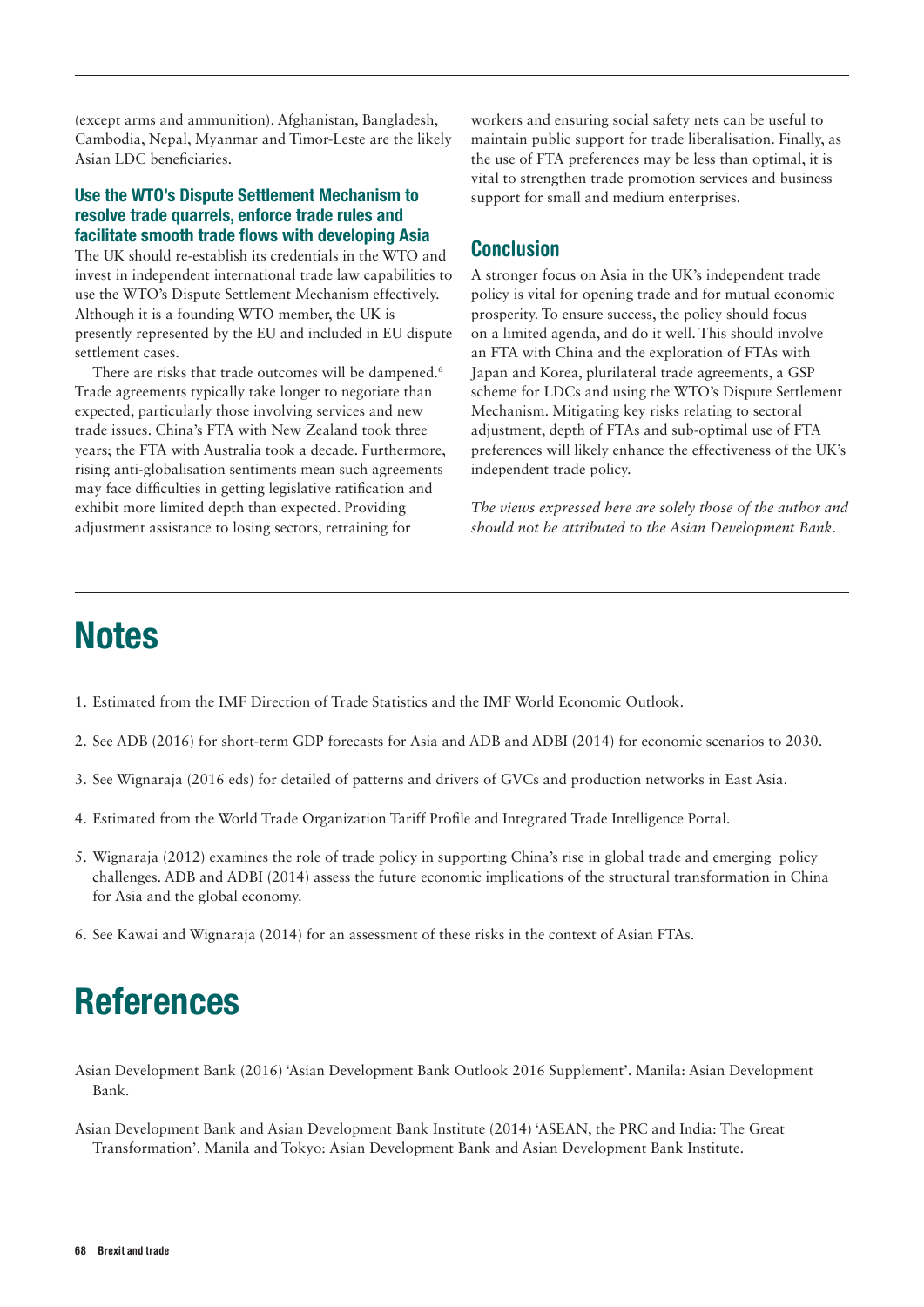(except arms and ammunition). Afghanistan, Bangladesh, Cambodia, Nepal, Myanmar and Timor-Leste are the likely Asian LDC beneficiaries.

### Use the WTO's Dispute Settlement Mechanism to resolve trade quarrels, enforce trade rules and facilitate smooth trade flows with developing Asia

The UK should re-establish its credentials in the WTO and invest in independent international trade law capabilities to use the WTO's Dispute Settlement Mechanism effectively. Although it is a founding WTO member, the UK is presently represented by the EU and included in EU dispute settlement cases.

There are risks that trade outcomes will be dampened.[6] Trade agreements typically take longer to negotiate than expected, particularly those involving services and new trade issues. China's FTA with New Zealand took three years; the FTA with Australia took a decade. Furthermore, rising anti-globalisation sentiments mean such agreements may face difficulties in getting legislative ratification and exhibit more limited depth than expected. Providing adjustment assistance to losing sectors, retraining for workers and ensuring social safety nets can be useful to maintain public support for trade liberalisation. Finally, as the use of FTA preferences may be less than optimal, it is vital to strengthen trade promotion services and business support for small and medium enterprises.

## Conclusion

A stronger focus on Asia in the UK's independent trade policy is vital for opening trade and for mutual economic prosperity. To ensure success, the policy should focus on a limited agenda, and do it well. This should involve an FTA with China and the exploration of FTAs with Japan and Korea, plurilateral trade agreements, a GSP scheme for LDCs and using the WTO's Dispute Settlement Mechanism. Mitigating key risks relating to sectoral adjustment, depth of FTAs and sub-optimal use of FTA preferences will likely enhance the effectiveness of the UK's independent trade policy.

*The views expressed here are solely those of the author and should not be attributed to the Asian Development Bank.*

# Notes

1. Estimated from the IMF Direction of Trade Statistics and the IMF World Economic Outlook.
2. See ADB (2016) for short-term GDP forecasts for Asia and ADB and ADBI (2014) for economic scenarios to 2030.
3. See Wignaraja (2016 eds) for detailed of patterns and drivers of GVCs and production networks in East Asia.
4. Estimated from the World Trade Organization Tariff Profile and Integrated Trade Intelligence Portal.
5. Wignaraja (2012) examines the role of trade policy in supporting China's rise in global trade and emerging policy challenges. ADB and ADBI (2014) assess the future economic implications of the structural transformation in China for Asia and the global economy.
6. See Kawai and Wignaraja (2014) for an assessment of these risks in the context of Asian FTAs.

# References

Asian Development Bank (2016) 'Asian Development Bank Outlook 2016 Supplement'. Manila: Asian Development Bank.

Asian Development Bank and Asian Development Bank Institute (2014) 'ASEAN, the PRC and India: The Great Transformation'. Manila and Tokyo: Asian Development Bank and Asian Development Bank Institute.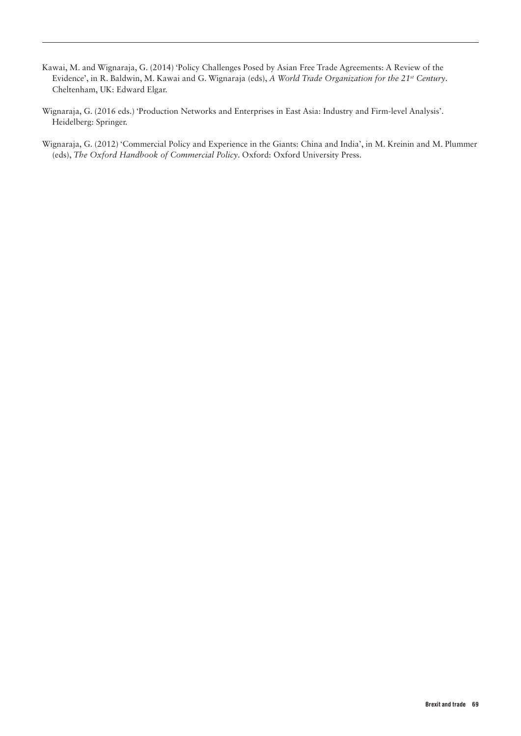Kawai, M. and Wignaraja, G. (2014) 'Policy Challenges Posed by Asian Free Trade Agreements: A Review of the Evidence', in R. Baldwin, M. Kawai and G. Wignaraja (eds), *A World Trade Organization for the 21st Century*. Cheltenham, UK: Edward Elgar.

Wignaraja, G. (2016 eds.) 'Production Networks and Enterprises in East Asia: Industry and Firm-level Analysis'. Heidelberg: Springer.

Wignaraja, G. (2012) 'Commercial Policy and Experience in the Giants: China and India', in M. Kreinin and M. Plummer (eds), *The Oxford Handbook of Commercial Policy*. Oxford: Oxford University Press.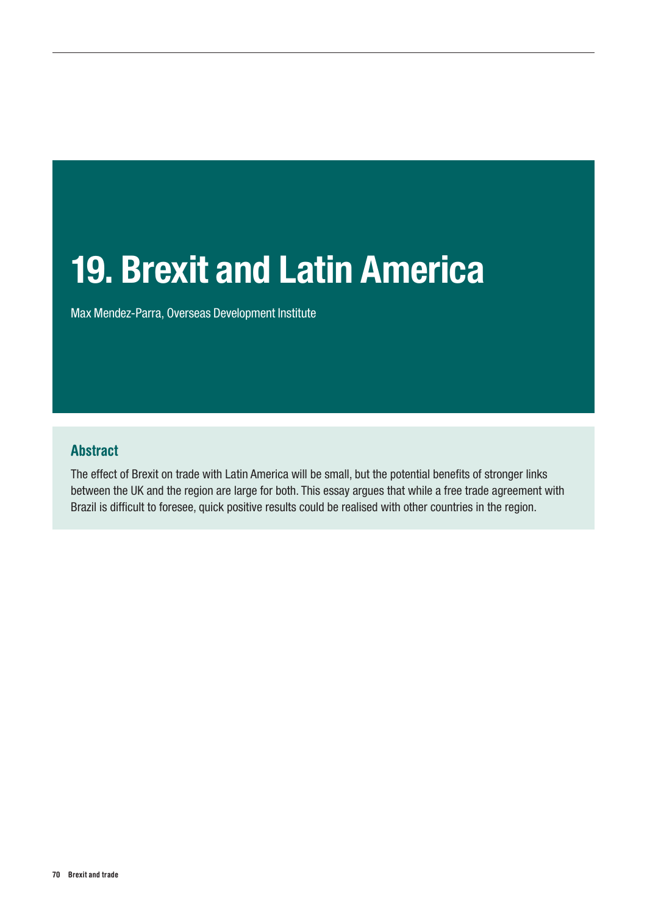# 19. Brexit and Latin America

Max Mendez-Parra, Overseas Development Institute

## Abstract

The effect of Brexit on trade with Latin America will be small, but the potential benefits of stronger links between the UK and the region are large for both. This essay argues that while a free trade agreement with Brazil is difficult to foresee, quick positive results could be realised with other countries in the region.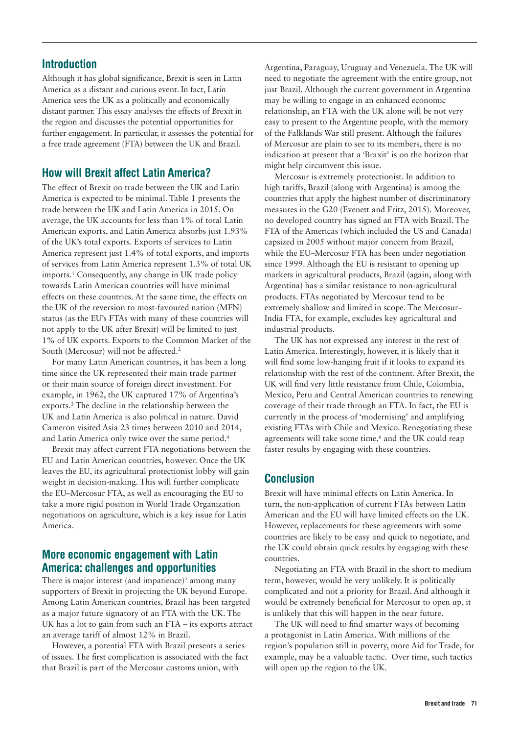## Introduction

Although it has global significance, Brexit is seen in Latin America as a distant and curious event. In fact, Latin America sees the UK as a politically and economically distant partner. This essay analyses the effects of Brexit in the region and discusses the potential opportunities for further engagement. In particular, it assesses the potential for a free trade agreement (FTA) between the UK and Brazil.

## How will Brexit affect Latin America?

The effect of Brexit on trade between the UK and Latin America is expected to be minimal. Table 1 presents the trade between the UK and Latin America in 2015. On average, the UK accounts for less than 1% of total Latin American exports, and Latin America absorbs just 1.93% of the UK's total exports. Exports of services to Latin America represent just 1.4% of total exports, and imports of services from Latin America represent 1.3% of total UK imports.[1] Consequently, any change in UK trade policy towards Latin American countries will have minimal effects on these countries. At the same time, the effects on the UK of the reversion to most-favoured nation (MFN) status (as the EU's FTAs with many of these countries will not apply to the UK after Brexit) will be limited to just 1% of UK exports. Exports to the Common Market of the South (Mercosur) will not be affected.[2]

For many Latin American countries, it has been a long time since the UK represented their main trade partner or their main source of foreign direct investment. For example, in 1962, the UK captured 17% of Argentina's exports.[3] The decline in the relationship between the UK and Latin America is also political in nature. David Cameron visited Asia 23 times between 2010 and 2014, and Latin America only twice over the same period.[4]

Brexit may affect current FTA negotiations between the EU and Latin American countries, however. Once the UK leaves the EU, its agricultural protectionist lobby will gain weight in decision-making. This will further complicate the EU–Mercosur FTA, as well as encouraging the EU to take a more rigid position in World Trade Organization negotiations on agriculture, which is a key issue for Latin America.

## More economic engagement with Latin America: challenges and opportunities

There is major interest (and impatience)[5] among many supporters of Brexit in projecting the UK beyond Europe. Among Latin American countries, Brazil has been targeted as a major future signatory of an FTA with the UK. The UK has a lot to gain from such an FTA – its exports attract an average tariff of almost 12% in Brazil.

However, a potential FTA with Brazil presents a series of issues. The first complication is associated with the fact that Brazil is part of the Mercosur customs union, with Argentina, Paraguay, Uruguay and Venezuela. The UK will need to negotiate the agreement with the entire group, not just Brazil. Although the current government in Argentina may be willing to engage in an enhanced economic relationship, an FTA with the UK alone will be not very easy to present to the Argentine people, with the memory of the Falklands War still present. Although the failures of Mercosur are plain to see to its members, there is no indication at present that a 'Braxit' is on the horizon that might help circumvent this issue.

Mercosur is extremely protectionist. In addition to high tariffs, Brazil (along with Argentina) is among the countries that apply the highest number of discriminatory measures in the G20 (Evenett and Fritz, 2015). Moreover, no developed country has signed an FTA with Brazil. The FTA of the Americas (which included the US and Canada) capsized in 2005 without major concern from Brazil, while the EU–Mercosur FTA has been under negotiation since 1999. Although the EU is resistant to opening up markets in agricultural products, Brazil (again, along with Argentina) has a similar resistance to non-agricultural products. FTAs negotiated by Mercosur tend to be extremely shallow and limited in scope. The Mercosur–India FTA, for example, excludes key agricultural and industrial products.

The UK has not expressed any interest in the rest of Latin America. Interestingly, however, it is likely that it will find some low-hanging fruit if it looks to expand its relationship with the rest of the continent. After Brexit, the UK will find very little resistance from Chile, Colombia, Mexico, Peru and Central American countries to renewing coverage of their trade through an FTA. In fact, the EU is currently in the process of 'modernising' and amplifying existing FTAs with Chile and Mexico. Renegotiating these agreements will take some time,[6] and the UK could reap faster results by engaging with these countries.

## Conclusion

Brexit will have minimal effects on Latin America. In turn, the non-application of current FTAs between Latin American and the EU will have limited effects on the UK. However, replacements for these agreements with some countries are likely to be easy and quick to negotiate, and the UK could obtain quick results by engaging with these countries.

Negotiating an FTA with Brazil in the short to medium term, however, would be very unlikely. It is politically complicated and not a priority for Brazil. And although it would be extremely beneficial for Mercosur to open up, it is unlikely that this will happen in the near future.

The UK will need to find smarter ways of becoming a protagonist in Latin America. With millions of the region's population still in poverty, more Aid for Trade, for example, may be a valuable tactic. Over time, such tactics will open up the region to the UK.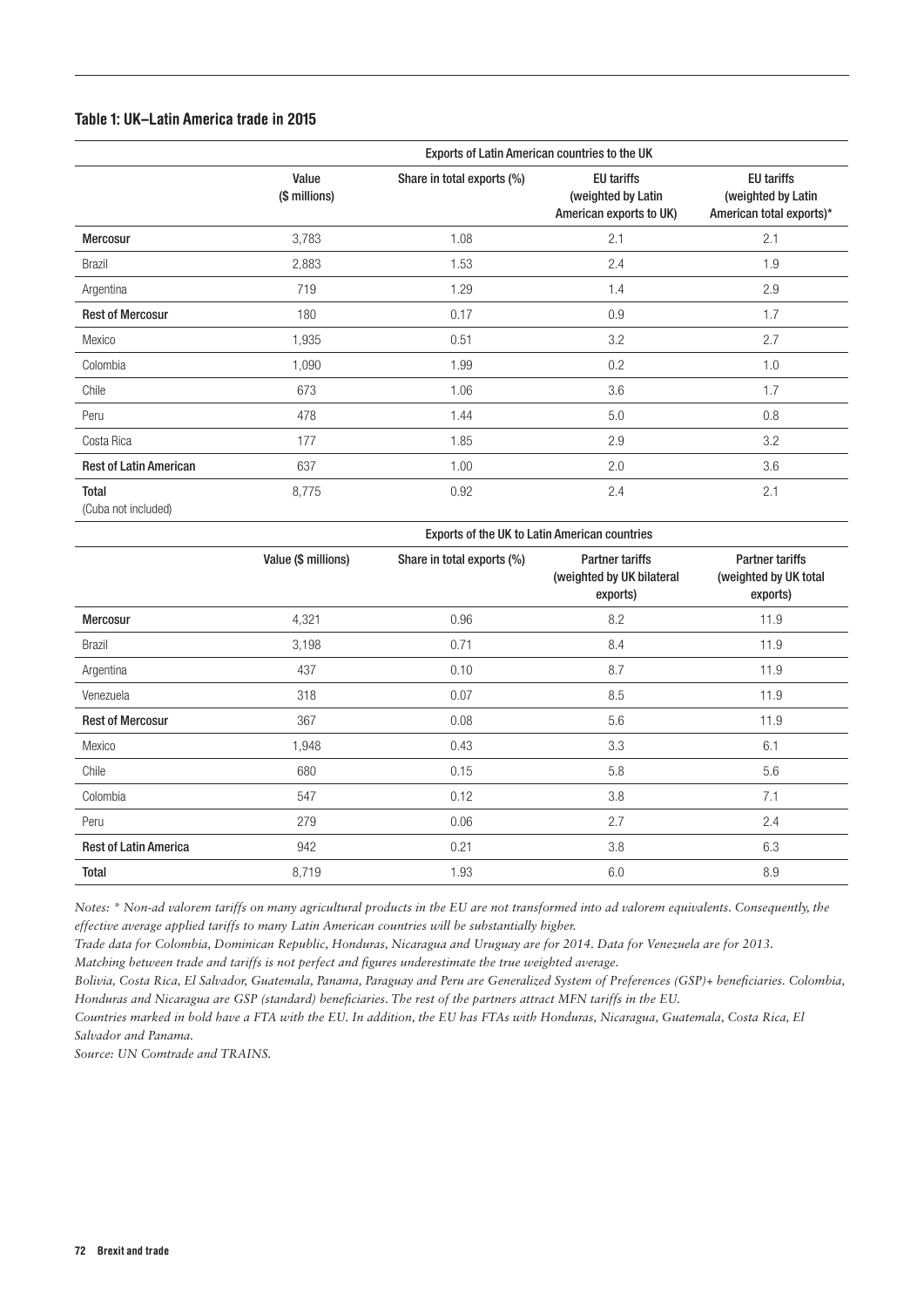**Table 1: UK–Latin America trade in 2015**

| | Exports of Latin American countries to the UK | | | |
|---|---|---|---|---|
| | Value ($ millions) | Share in total exports (%) | EU tariffs (weighted by Latin American exports to UK) | EU tariffs (weighted by Latin American total exports)* |
| **Mercosur** | 3,783 | 1.08 | 2.1 | 2.1 |
| Brazil | 2,883 | 1.53 | 2.4 | 1.9 |
| Argentina | 719 | 1.29 | 1.4 | 2.9 |
| **Rest of Mercosur** | 180 | 0.17 | 0.9 | 1.7 |
| Mexico | 1,935 | 0.51 | 3.2 | 2.7 |
| Colombia | 1,090 | 1.99 | 0.2 | 1.0 |
| Chile | 673 | 1.06 | 3.6 | 1.7 |
| Peru | 478 | 1.44 | 5.0 | 0.8 |
| Costa Rica | 177 | 1.85 | 2.9 | 3.2 |
| **Rest of Latin American** | 637 | 1.00 | 2.0 | 3.6 |
| **Total** (Cuba not included) | 8,775 | 0.92 | 2.4 | 2.1 |

| | Exports of the UK to Latin American countries | | | |
|---|---|---|---|---|
| | Value ($ millions) | Share in total exports (%) | Partner tariffs (weighted by UK bilateral exports) | Partner tariffs (weighted by UK total exports) |
| **Mercosur** | 4,321 | 0.96 | 8.2 | 11.9 |
| Brazil | 3,198 | 0.71 | 8.4 | 11.9 |
| Argentina | 437 | 0.10 | 8.7 | 11.9 |
| Venezuela | 318 | 0.07 | 8.5 | 11.9 |
| **Rest of Mercosur** | 367 | 0.08 | 5.6 | 11.9 |
| Mexico | 1,948 | 0.43 | 3.3 | 6.1 |
| Chile | 680 | 0.15 | 5.8 | 5.6 |
| Colombia | 547 | 0.12 | 3.8 | 7.1 |
| Peru | 279 | 0.06 | 2.7 | 2.4 |
| **Rest of Latin America** | 942 | 0.21 | 3.8 | 6.3 |
| **Total** | 8,719 | 1.93 | 6.0 | 8.9 |

*Notes: * Non-ad valorem tariffs on many agricultural products in the EU are not transformed into ad valorem equivalents. Consequently, the effective average applied tariffs to many Latin American countries will be substantially higher.*

*Trade data for Colombia, Dominican Republic, Honduras, Nicaragua and Uruguay are for 2014. Data for Venezuela are for 2013.*

*Matching between trade and tariffs is not perfect and figures underestimate the true weighted average.*

*Bolivia, Costa Rica, El Salvador, Guatemala, Panama, Paraguay and Peru are Generalized System of Preferences (GSP)+ beneficiaries. Colombia, Honduras and Nicaragua are GSP (standard) beneficiaries. The rest of the partners attract MFN tariffs in the EU.*

*Countries marked in bold have a FTA with the EU. In addition, the EU has FTAs with Honduras, Nicaragua, Guatemala, Costa Rica, El Salvador and Panama.*

*Source: UN Comtrade and TRAINS.*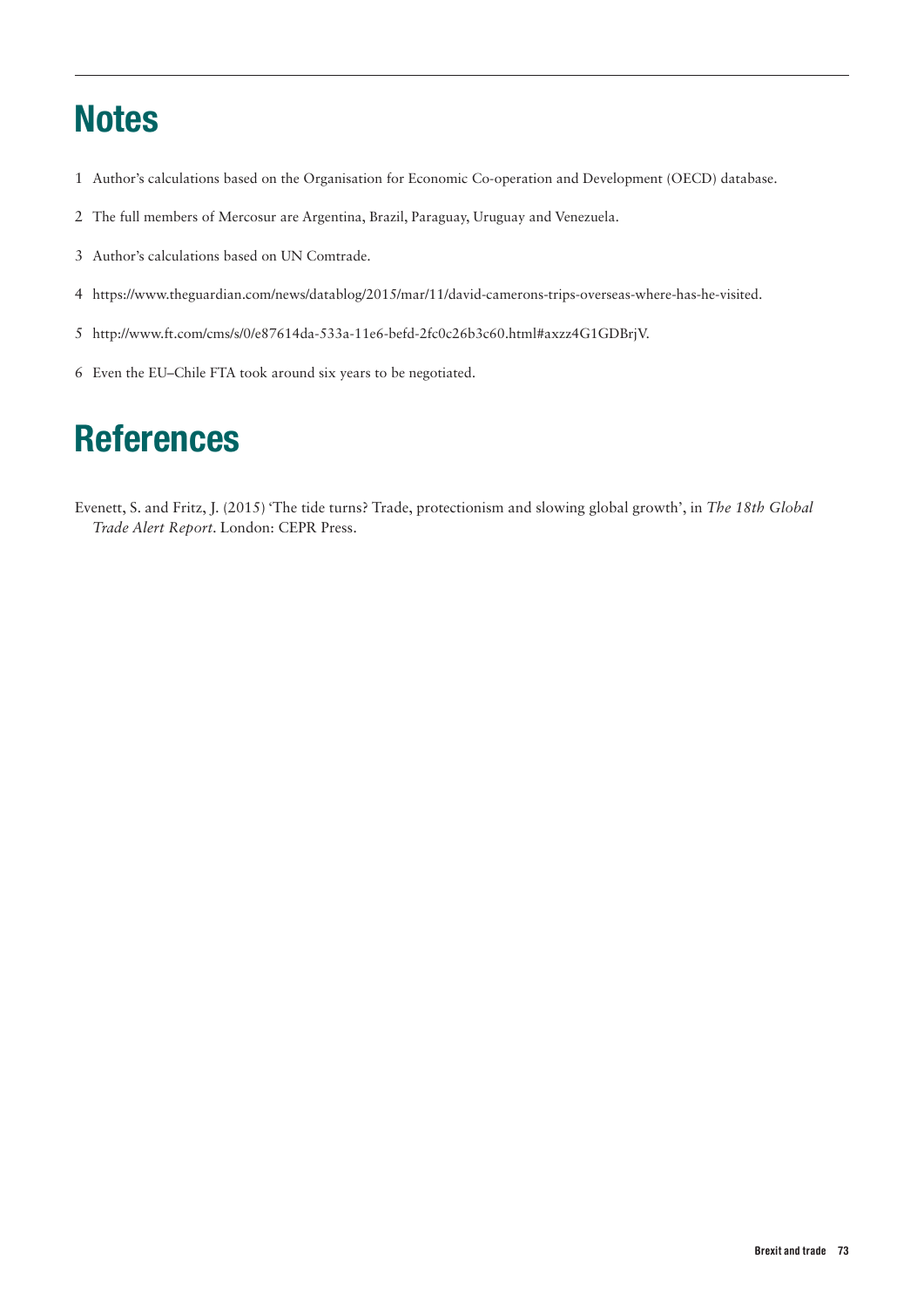# Notes

1 Author's calculations based on the Organisation for Economic Co-operation and Development (OECD) database.

2 The full members of Mercosur are Argentina, Brazil, Paraguay, Uruguay and Venezuela.

3 Author's calculations based on UN Comtrade.

4 https://www.theguardian.com/news/datablog/2015/mar/11/david-camerons-trips-overseas-where-has-he-visited.

5 http://www.ft.com/cms/s/0/e87614da-533a-11e6-befd-2fc0c26b3c60.html#axzz4G1GDBrjV.

6 Even the EU–Chile FTA took around six years to be negotiated.

# References

Evenett, S. and Fritz, J. (2015) 'The tide turns? Trade, protectionism and slowing global growth', in *The 18th Global Trade Alert Report*. London: CEPR Press.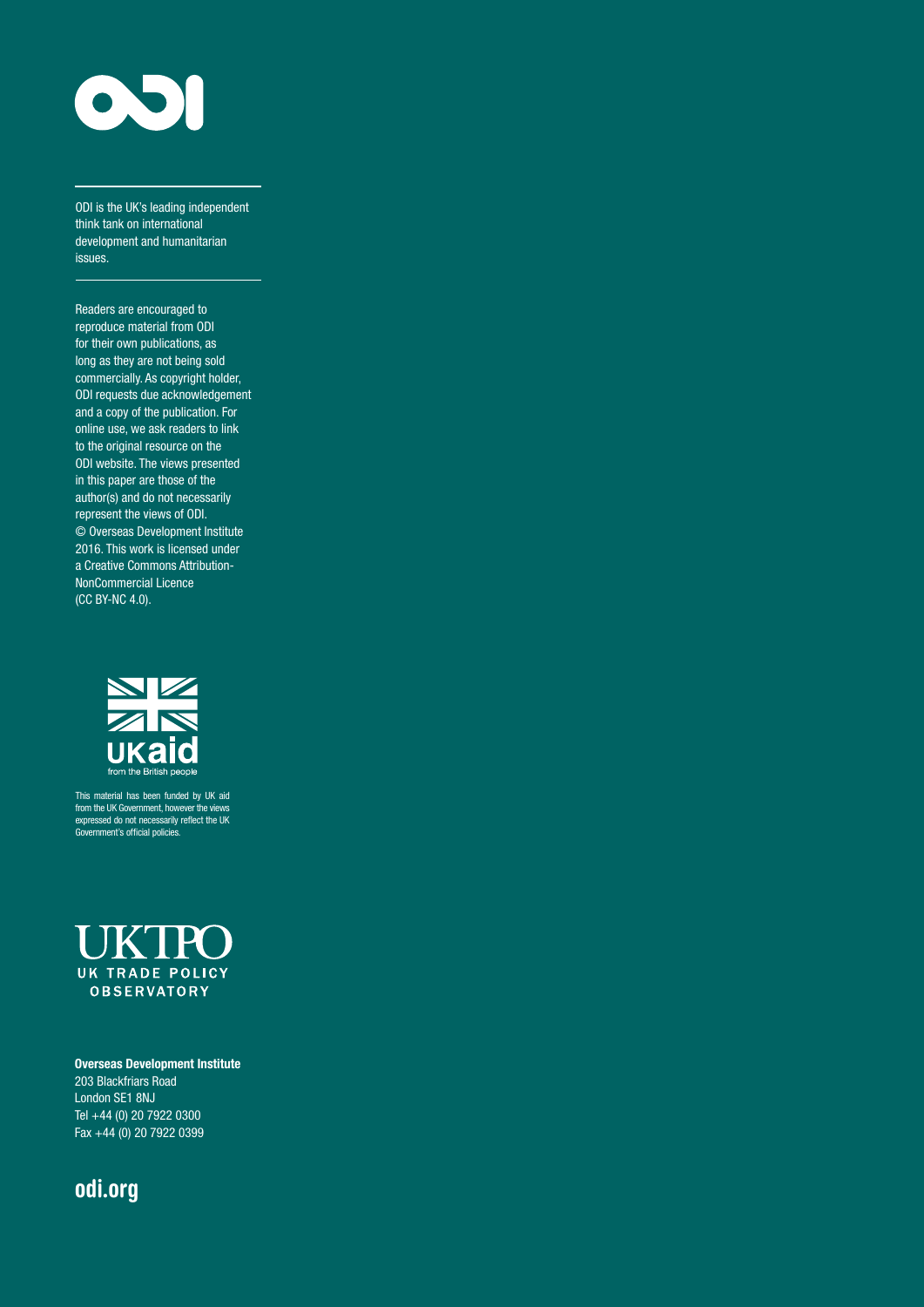ODI is the UK's leading independent think tank on international development and humanitarian issues.

Readers are encouraged to reproduce material from ODI for their own publications, as long as they are not being sold commercially. As copyright holder, ODI requests due acknowledgement and a copy of the publication. For online use, we ask readers to link to the original resource on the ODI website. The views presented in this paper are those of the author(s) and do not necessarily represent the views of ODI.
© Overseas Development Institute 2016. This work is licensed under a Creative Commons Attribution-NonCommercial Licence (CC BY-NC 4.0).

UKaid
from the British people

This material has been funded by UK aid from the UK Government, however the views expressed do not necessarily reflect the UK Government's official policies.

UKTPO
UK TRADE POLICY OBSERVATORY

**Overseas Development Institute**
203 Blackfriars Road
London SE1 8NJ
Tel +44 (0) 20 7922 0300
Fax +44 (0) 20 7922 0399

**odi.org**